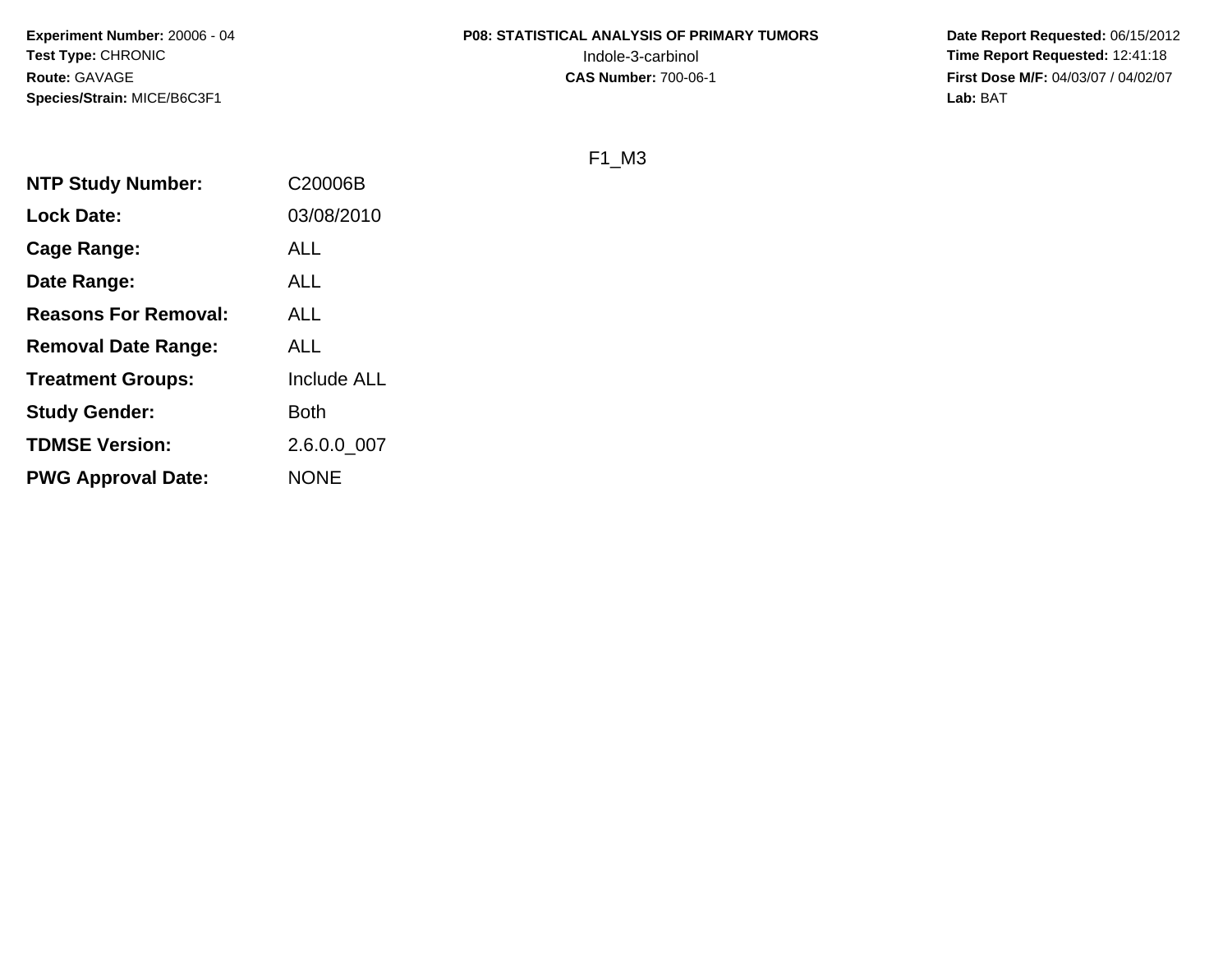**Experiment Number:** 20006 - 04
**Test Type:** CHRONIC
**Route:** GAVAGE
**Species/Strain:** MICE/B6C3F1

**P08: STATISTICAL ANALYSIS OF PRIMARY TUMORS**
Indole-3-carbinol
**CAS Number:** 700-06-1

**Date Report Requested:** 06/15/2012
**Time Report Requested:** 12:41:18
**First Dose M/F:** 04/03/07 / 04/02/07
**Lab:** BAT

F1_M3

| | |
|---|---|
| **NTP Study Number:** | C20006B |
| **Lock Date:** | 03/08/2010 |
| **Cage Range:** | ALL |
| **Date Range:** | ALL |
| **Reasons For Removal:** | ALL |
| **Removal Date Range:** | ALL |
| **Treatment Groups:** | Include ALL |
| **Study Gender:** | Both |
| **TDMSE Version:** | 2.6.0.0_007 |
| **PWG Approval Date:** | NONE |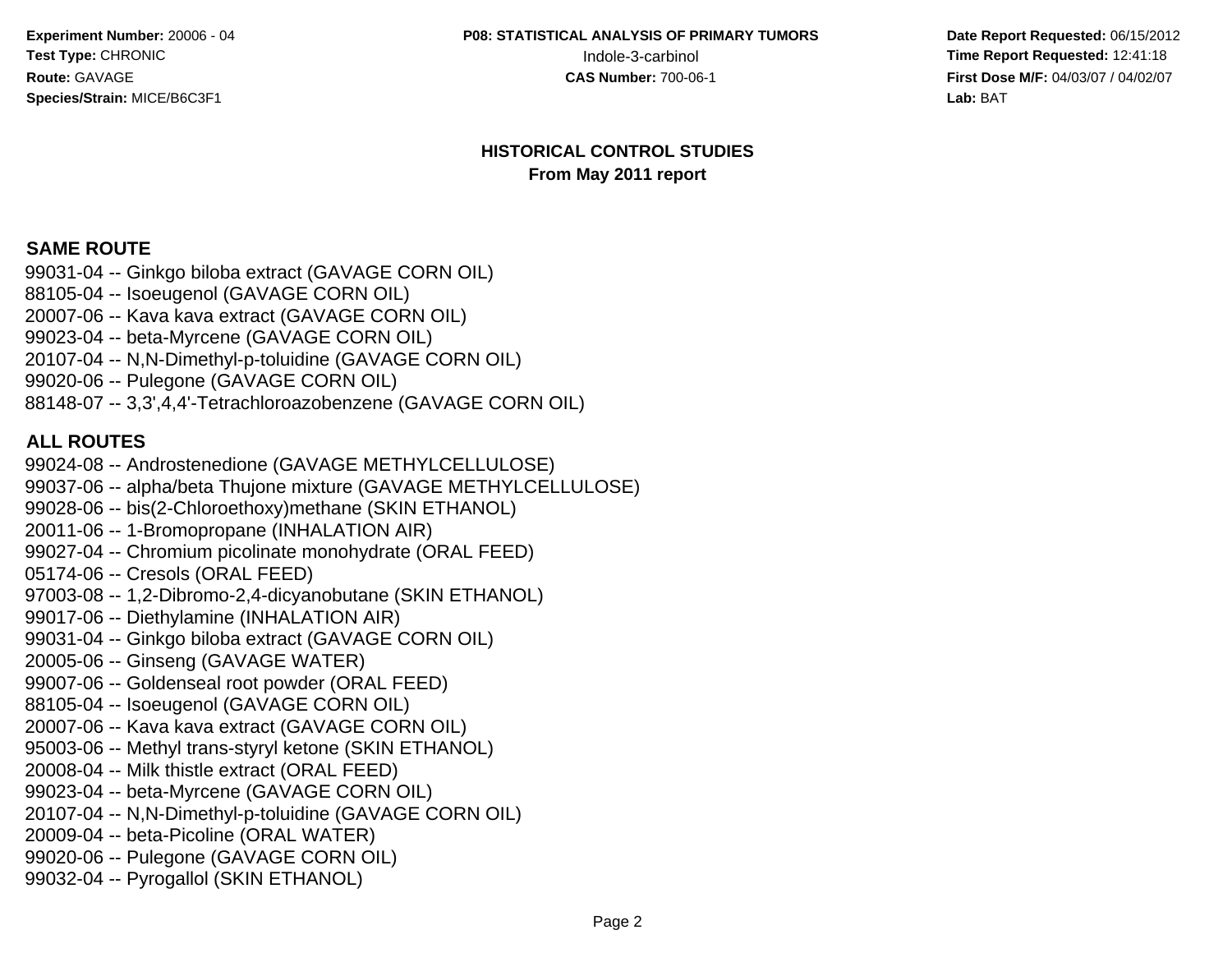## HISTORICAL CONTROL STUDIES
### From May 2011 report

**SAME ROUTE**

99031-04 -- Ginkgo biloba extract (GAVAGE CORN OIL)
88105-04 -- Isoeugenol (GAVAGE CORN OIL)
20007-06 -- Kava kava extract (GAVAGE CORN OIL)
99023-04 -- beta-Myrcene (GAVAGE CORN OIL)
20107-04 -- N,N-Dimethyl-p-toluidine (GAVAGE CORN OIL)
99020-06 -- Pulegone (GAVAGE CORN OIL)
88148-07 -- 3,3',4,4'-Tetrachloroazobenzene (GAVAGE CORN OIL)

**ALL ROUTES**

99024-08 -- Androstenedione (GAVAGE METHYLCELLULOSE)
99037-06 -- alpha/beta Thujone mixture (GAVAGE METHYLCELLULOSE)
99028-06 -- bis(2-Chloroethoxy)methane (SKIN ETHANOL)
20011-06 -- 1-Bromopropane (INHALATION AIR)
99027-04 -- Chromium picolinate monohydrate (ORAL FEED)
05174-06 -- Cresols (ORAL FEED)
97003-08 -- 1,2-Dibromo-2,4-dicyanobutane (SKIN ETHANOL)
99017-06 -- Diethylamine (INHALATION AIR)
99031-04 -- Ginkgo biloba extract (GAVAGE CORN OIL)
20005-06 -- Ginseng (GAVAGE WATER)
99007-06 -- Goldenseal root powder (ORAL FEED)
88105-04 -- Isoeugenol (GAVAGE CORN OIL)
20007-06 -- Kava kava extract (GAVAGE CORN OIL)
95003-06 -- Methyl trans-styryl ketone (SKIN ETHANOL)
20008-04 -- Milk thistle extract (ORAL FEED)
99023-04 -- beta-Myrcene (GAVAGE CORN OIL)
20107-04 -- N,N-Dimethyl-p-toluidine (GAVAGE CORN OIL)
20009-04 -- beta-Picoline (ORAL WATER)
99020-06 -- Pulegone (GAVAGE CORN OIL)
99032-04 -- Pyrogallol (SKIN ETHANOL)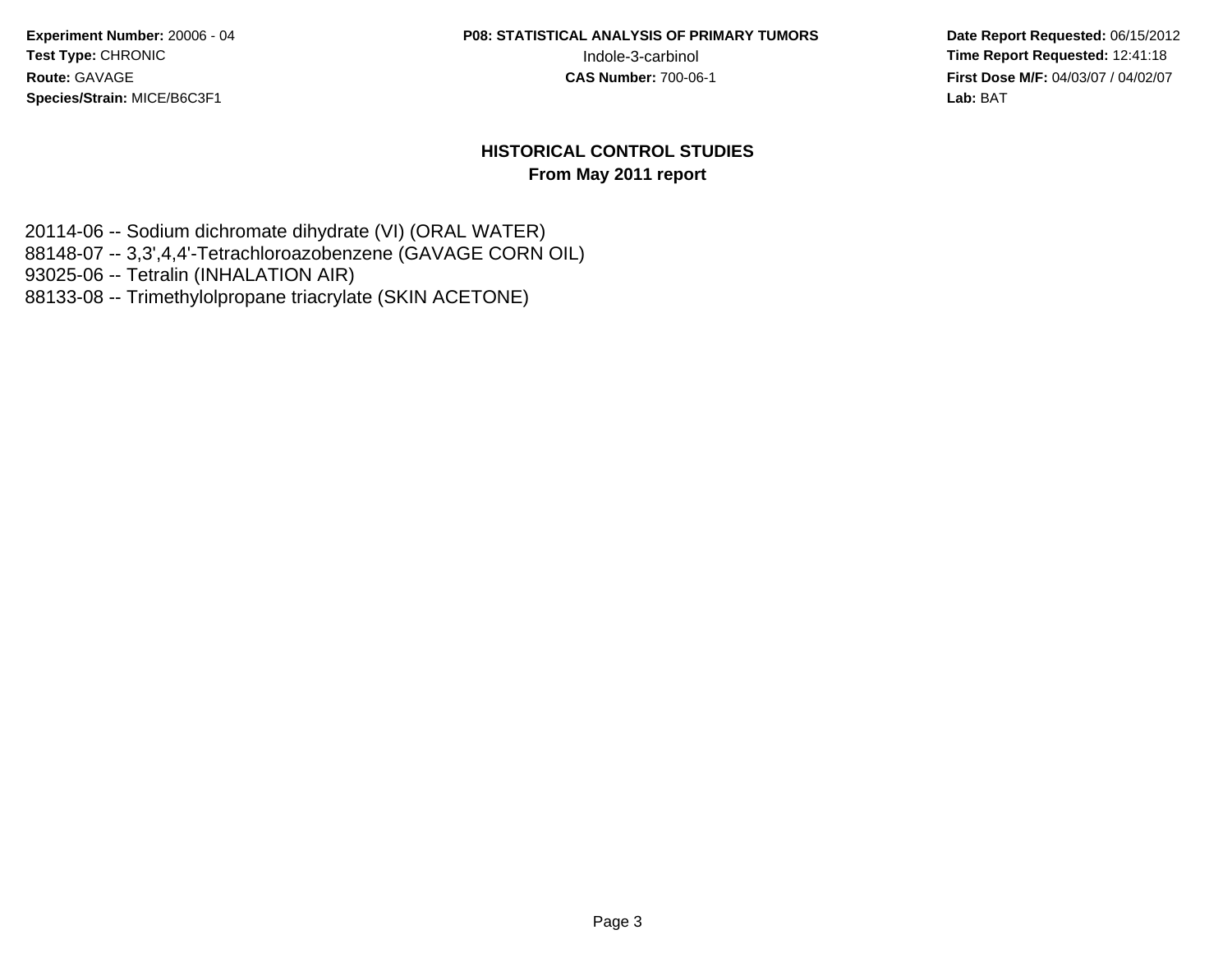**Experiment Number:** 20006 - 04
**Test Type:** CHRONIC
**Route:** GAVAGE
**Species/Strain:** MICE/B6C3F1

**P08: STATISTICAL ANALYSIS OF PRIMARY TUMORS**
Indole-3-carbinol
**CAS Number:** 700-06-1

**Date Report Requested:** 06/15/2012
**Time Report Requested:** 12:41:18
**First Dose M/F:** 04/03/07 / 04/02/07
**Lab:** BAT

## HISTORICAL CONTROL STUDIES
### From May 2011 report

20114-06 -- Sodium dichromate dihydrate (VI) (ORAL WATER)
88148-07 -- 3,3',4,4'-Tetrachloroazobenzene (GAVAGE CORN OIL)
93025-06 -- Tetralin (INHALATION AIR)
88133-08 -- Trimethylolpropane triacrylate (SKIN ACETONE)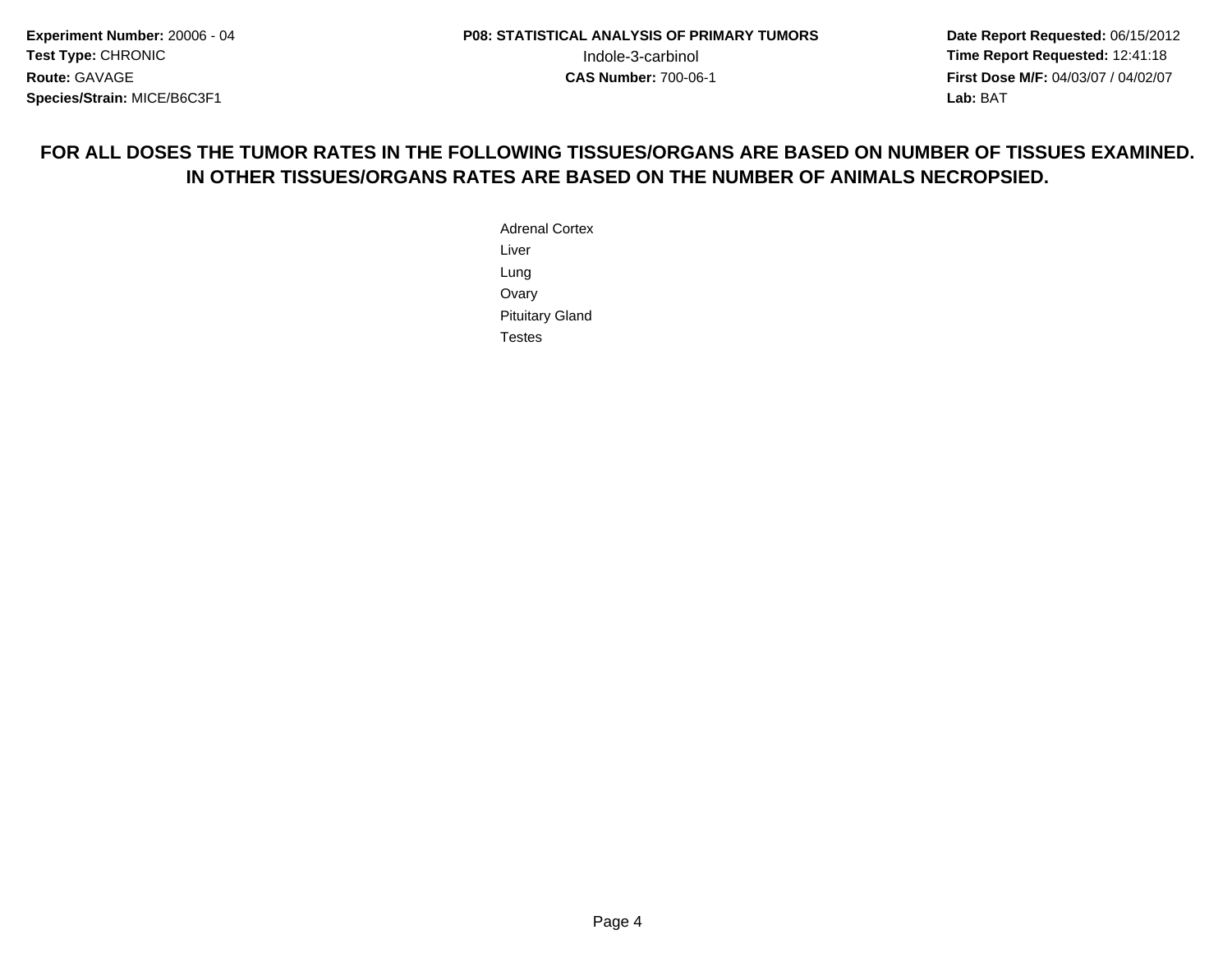**FOR ALL DOSES THE TUMOR RATES IN THE FOLLOWING TISSUES/ORGANS ARE BASED ON NUMBER OF TISSUES EXAMINED. IN OTHER TISSUES/ORGANS RATES ARE BASED ON THE NUMBER OF ANIMALS NECROPSIED.**

Adrenal Cortex
Liver
Lung
Ovary
Pituitary Gland
Testes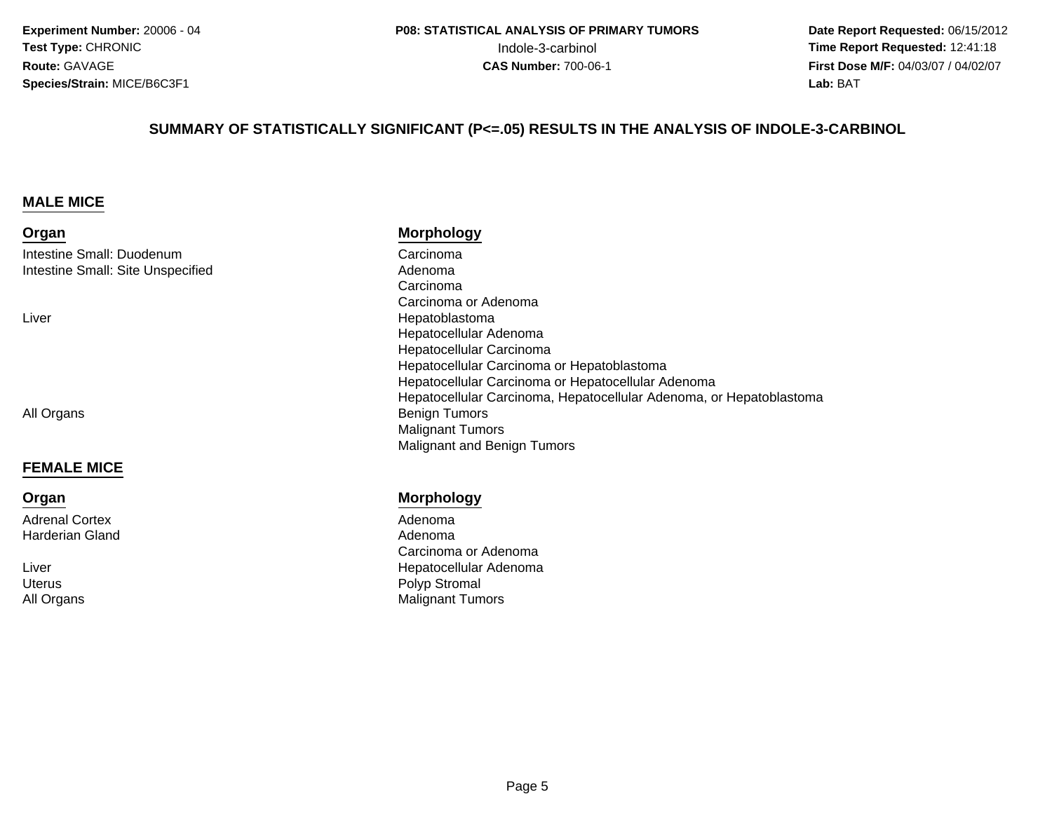**Experiment Number:** 20006 - 04
**Test Type:** CHRONIC
**Route:** GAVAGE
**Species/Strain:** MICE/B6C3F1

**P08: STATISTICAL ANALYSIS OF PRIMARY TUMORS**
Indole-3-carbinol
**CAS Number:** 700-06-1

**Date Report Requested:** 06/15/2012
**Time Report Requested:** 12:41:18
**First Dose M/F:** 04/03/07 / 04/02/07
**Lab:** BAT

## SUMMARY OF STATISTICALLY SIGNIFICANT (P<=.05) RESULTS IN THE ANALYSIS OF INDOLE-3-CARBINOL

### MALE MICE

| Organ | Morphology |
|---|---|
| Intestine Small: Duodenum | Carcinoma |
| Intestine Small: Site Unspecified | Adenoma |
| | Carcinoma |
| | Carcinoma or Adenoma |
| Liver | Hepatoblastoma |
| | Hepatocellular Adenoma |
| | Hepatocellular Carcinoma |
| | Hepatocellular Carcinoma or Hepatoblastoma |
| | Hepatocellular Carcinoma or Hepatocellular Adenoma |
| | Hepatocellular Carcinoma, Hepatocellular Adenoma, or Hepatoblastoma |
| All Organs | Benign Tumors |
| | Malignant Tumors |
| | Malignant and Benign Tumors |

### FEMALE MICE

| Organ | Morphology |
|---|---|
| Adrenal Cortex | Adenoma |
| Harderian Gland | Adenoma |
| | Carcinoma or Adenoma |
| Liver | Hepatocellular Adenoma |
| Uterus | Polyp Stromal |
| All Organs | Malignant Tumors |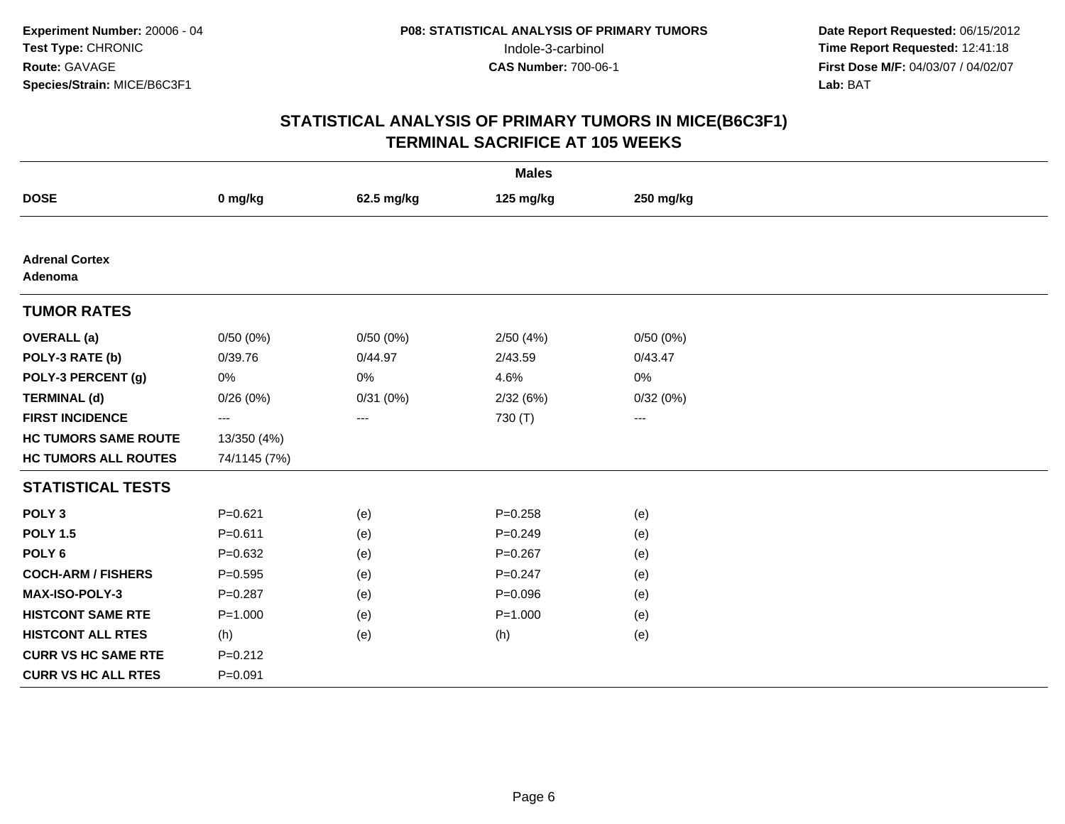**Experiment Number:** 20006 - 04
**Test Type:** CHRONIC
**Route:** GAVAGE
**Species/Strain:** MICE/B6C3F1

**P08: STATISTICAL ANALYSIS OF PRIMARY TUMORS**
Indole-3-carbinol
**CAS Number:** 700-06-1

**Date Report Requested:** 06/15/2012
**Time Report Requested:** 12:41:18
**First Dose M/F:** 04/03/07 / 04/02/07
**Lab:** BAT

## STATISTICAL ANALYSIS OF PRIMARY TUMORS IN MICE(B6C3F1)
## TERMINAL SACRIFICE AT 105 WEEKS

| | Males | | | |
|---|---|---|---|---|
| **DOSE** | **0 mg/kg** | **62.5 mg/kg** | **125 mg/kg** | **250 mg/kg** |
| **Adrenal Cortex Adenoma** | | | | |
| **TUMOR RATES** | | | | |
| **OVERALL (a)** | 0/50 (0%) | 0/50 (0%) | 2/50 (4%) | 0/50 (0%) |
| **POLY-3 RATE (b)** | 0/39.76 | 0/44.97 | 2/43.59 | 0/43.47 |
| **POLY-3 PERCENT (g)** | 0% | 0% | 4.6% | 0% |
| **TERMINAL (d)** | 0/26 (0%) | 0/31 (0%) | 2/32 (6%) | 0/32 (0%) |
| **FIRST INCIDENCE** | --- | --- | 730 (T) | --- |
| **HC TUMORS SAME ROUTE** | 13/350 (4%) | | | |
| **HC TUMORS ALL ROUTES** | 74/1145 (7%) | | | |
| **STATISTICAL TESTS** | | | | |
| **POLY 3** | P=0.621 | (e) | P=0.258 | (e) |
| **POLY 1.5** | P=0.611 | (e) | P=0.249 | (e) |
| **POLY 6** | P=0.632 | (e) | P=0.267 | (e) |
| **COCH-ARM / FISHERS** | P=0.595 | (e) | P=0.247 | (e) |
| **MAX-ISO-POLY-3** | P=0.287 | (e) | P=0.096 | (e) |
| **HISTCONT SAME RTE** | P=1.000 | (e) | P=1.000 | (e) |
| **HISTCONT ALL RTES** | (h) | (e) | (h) | (e) |
| **CURR VS HC SAME RTE** | P=0.212 | | | |
| **CURR VS HC ALL RTES** | P=0.091 | | | |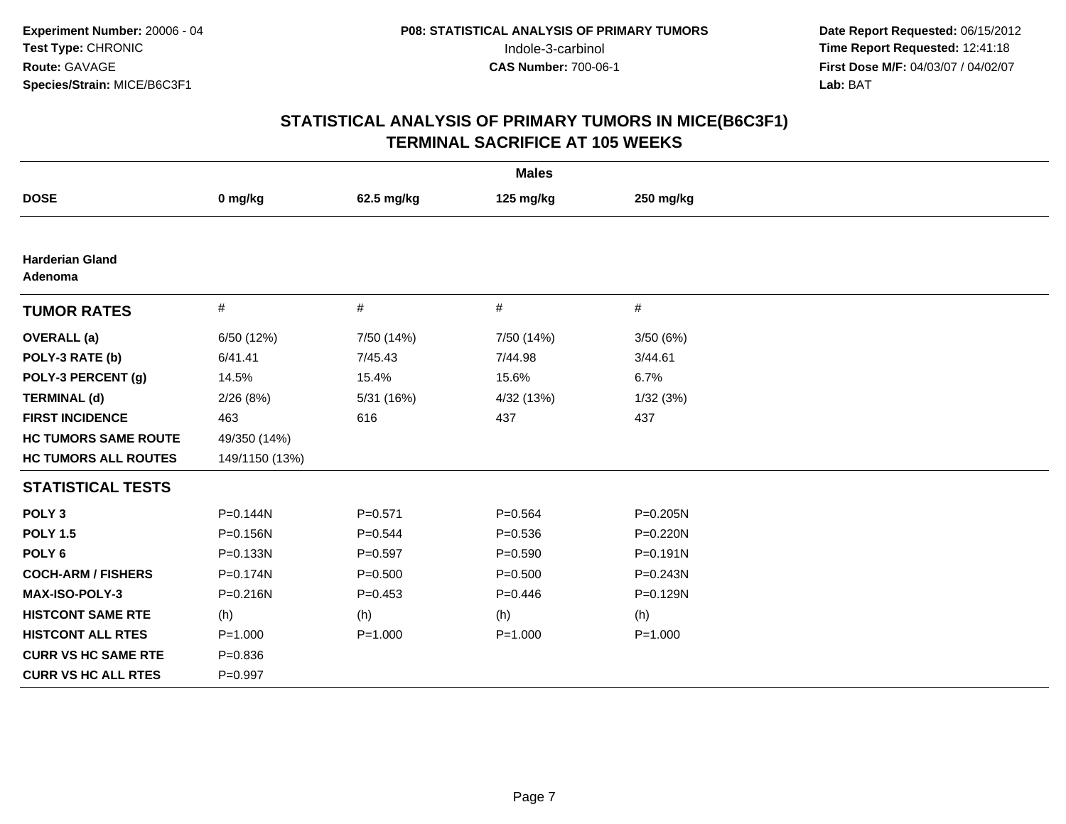**Experiment Number:** 20006 - 04
**Test Type:** CHRONIC
**Route:** GAVAGE
**Species/Strain:** MICE/B6C3F1

**P08: STATISTICAL ANALYSIS OF PRIMARY TUMORS**
Indole-3-carbinol
**CAS Number:** 700-06-1

**Date Report Requested:** 06/15/2012
**Time Report Requested:** 12:41:18
**First Dose M/F:** 04/03/07 / 04/02/07
**Lab:** BAT

## STATISTICAL ANALYSIS OF PRIMARY TUMORS IN MICE(B6C3F1)
## TERMINAL SACRIFICE AT 105 WEEKS

| | **Males** | | | |
|---|---|---|---|---|
| **DOSE** | **0 mg/kg** | **62.5 mg/kg** | **125 mg/kg** | **250 mg/kg** |
| **Harderian Gland Adenoma** | | | | |
| **TUMOR RATES** | # | # | # | # |
| **OVERALL (a)** | 6/50 (12%) | 7/50 (14%) | 7/50 (14%) | 3/50 (6%) |
| **POLY-3 RATE (b)** | 6/41.41 | 7/45.43 | 7/44.98 | 3/44.61 |
| **POLY-3 PERCENT (g)** | 14.5% | 15.4% | 15.6% | 6.7% |
| **TERMINAL (d)** | 2/26 (8%) | 5/31 (16%) | 4/32 (13%) | 1/32 (3%) |
| **FIRST INCIDENCE** | 463 | 616 | 437 | 437 |
| **HC TUMORS SAME ROUTE** | 49/350 (14%) | | | |
| **HC TUMORS ALL ROUTES** | 149/1150 (13%) | | | |
| **STATISTICAL TESTS** | | | | |
| **POLY 3** | P=0.144N | P=0.571 | P=0.564 | P=0.205N |
| **POLY 1.5** | P=0.156N | P=0.544 | P=0.536 | P=0.220N |
| **POLY 6** | P=0.133N | P=0.597 | P=0.590 | P=0.191N |
| **COCH-ARM / FISHERS** | P=0.174N | P=0.500 | P=0.500 | P=0.243N |
| **MAX-ISO-POLY-3** | P=0.216N | P=0.453 | P=0.446 | P=0.129N |
| **HISTCONT SAME RTE** | (h) | (h) | (h) | (h) |
| **HISTCONT ALL RTES** | P=1.000 | P=1.000 | P=1.000 | P=1.000 |
| **CURR VS HC SAME RTE** | P=0.836 | | | |
| **CURR VS HC ALL RTES** | P=0.997 | | | |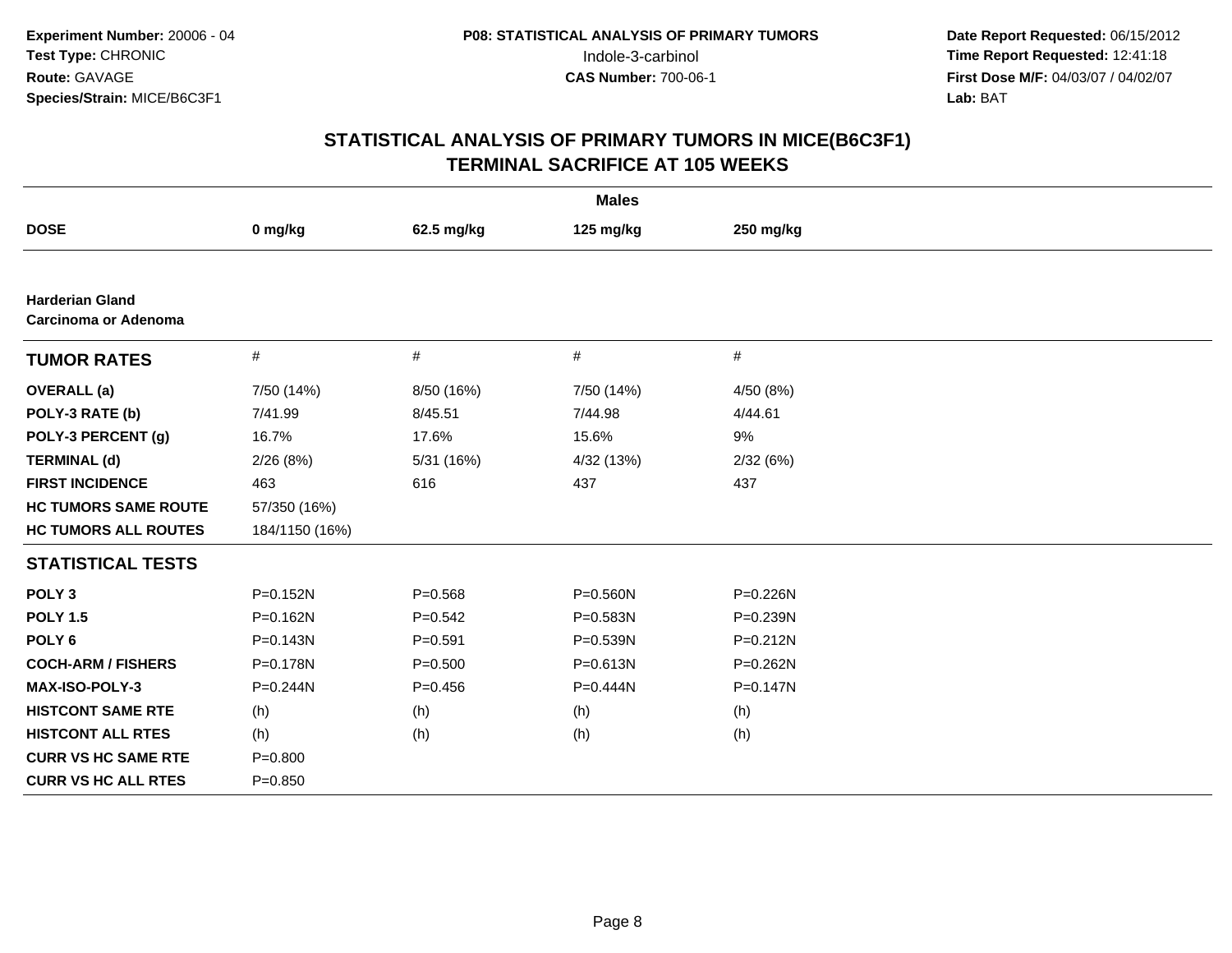**Experiment Number:** 20006 - 04
**Test Type:** CHRONIC
**Route:** GAVAGE
**Species/Strain:** MICE/B6C3F1

**P08: STATISTICAL ANALYSIS OF PRIMARY TUMORS**
Indole-3-carbinol
**CAS Number:** 700-06-1

**Date Report Requested:** 06/15/2012
**Time Report Requested:** 12:41:18
**First Dose M/F:** 04/03/07 / 04/02/07
**Lab:** BAT

## STATISTICAL ANALYSIS OF PRIMARY TUMORS IN MICE(B6C3F1)
## TERMINAL SACRIFICE AT 105 WEEKS

| | **Males** | | | |
|---|---|---|---|---|
| **DOSE** | **0 mg/kg** | **62.5 mg/kg** | **125 mg/kg** | **250 mg/kg** |
| **Harderian Gland** **Carcinoma or Adenoma** | | | | |
| **TUMOR RATES** | # | # | # | # |
| **OVERALL (a)** | 7/50 (14%) | 8/50 (16%) | 7/50 (14%) | 4/50 (8%) |
| **POLY-3 RATE (b)** | 7/41.99 | 8/45.51 | 7/44.98 | 4/44.61 |
| **POLY-3 PERCENT (g)** | 16.7% | 17.6% | 15.6% | 9% |
| **TERMINAL (d)** | 2/26 (8%) | 5/31 (16%) | 4/32 (13%) | 2/32 (6%) |
| **FIRST INCIDENCE** | 463 | 616 | 437 | 437 |
| **HC TUMORS SAME ROUTE** | 57/350 (16%) | | | |
| **HC TUMORS ALL ROUTES** | 184/1150 (16%) | | | |
| **STATISTICAL TESTS** | | | | |
| **POLY 3** | P=0.152N | P=0.568 | P=0.560N | P=0.226N |
| **POLY 1.5** | P=0.162N | P=0.542 | P=0.583N | P=0.239N |
| **POLY 6** | P=0.143N | P=0.591 | P=0.539N | P=0.212N |
| **COCH-ARM / FISHERS** | P=0.178N | P=0.500 | P=0.613N | P=0.262N |
| **MAX-ISO-POLY-3** | P=0.244N | P=0.456 | P=0.444N | P=0.147N |
| **HISTCONT SAME RTE** | (h) | (h) | (h) | (h) |
| **HISTCONT ALL RTES** | (h) | (h) | (h) | (h) |
| **CURR VS HC SAME RTE** | P=0.800 | | | |
| **CURR VS HC ALL RTES** | P=0.850 | | | |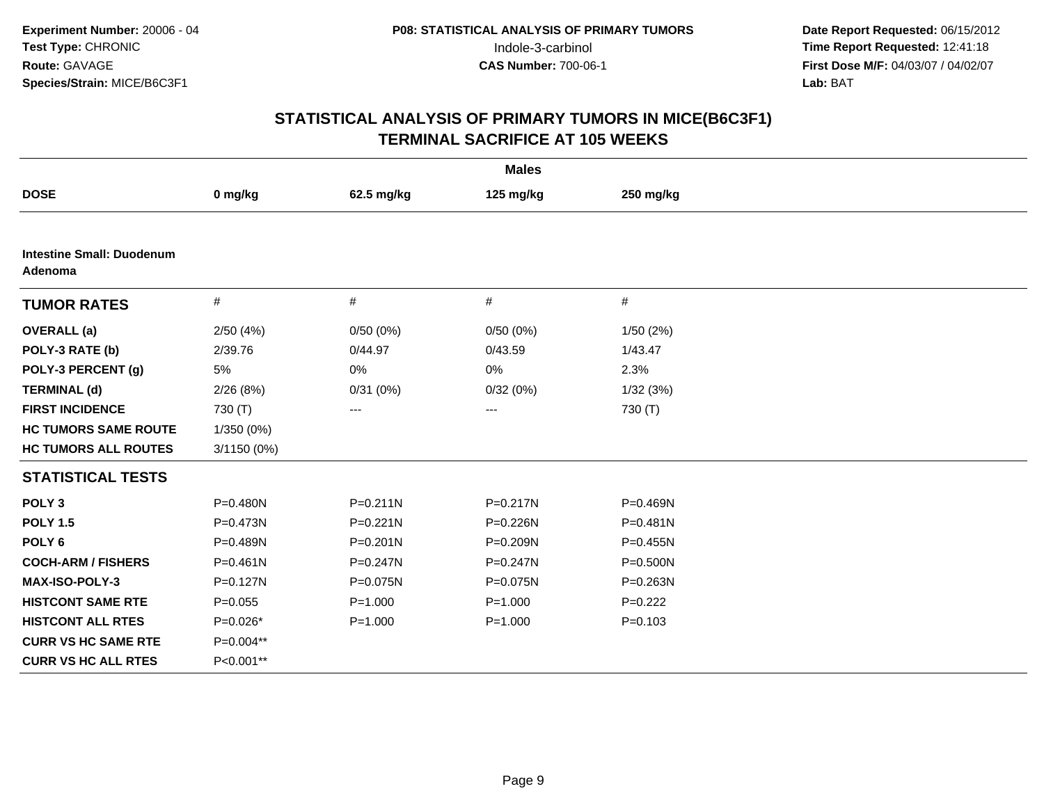Experiment Number: 20006 - 04
Test Type: CHRONIC
Route: GAVAGE
Species/Strain: MICE/B6C3F1

P08: STATISTICAL ANALYSIS OF PRIMARY TUMORS
Indole-3-carbinol
CAS Number: 700-06-1

Date Report Requested: 06/15/2012
Time Report Requested: 12:41:18
First Dose M/F: 04/03/07 / 04/02/07
Lab: BAT

# STATISTICAL ANALYSIS OF PRIMARY TUMORS IN MICE(B6C3F1)
## TERMINAL SACRIFICE AT 105 WEEKS

| Males | | | | |
|---|---|---|---|---|
| **DOSE** | **0 mg/kg** | **62.5 mg/kg** | **125 mg/kg** | **250 mg/kg** |
| **Intestine Small: Duodenum Adenoma** | | | | |
| **TUMOR RATES** | # | # | # | # |
| **OVERALL (a)** | 2/50 (4%) | 0/50 (0%) | 0/50 (0%) | 1/50 (2%) |
| **POLY-3 RATE (b)** | 2/39.76 | 0/44.97 | 0/43.59 | 1/43.47 |
| **POLY-3 PERCENT (g)** | 5% | 0% | 0% | 2.3% |
| **TERMINAL (d)** | 2/26 (8%) | 0/31 (0%) | 0/32 (0%) | 1/32 (3%) |
| **FIRST INCIDENCE** | 730 (T) | --- | --- | 730 (T) |
| **HC TUMORS SAME ROUTE** | 1/350 (0%) | | | |
| **HC TUMORS ALL ROUTES** | 3/1150 (0%) | | | |
| **STATISTICAL TESTS** | | | | |
| **POLY 3** | P=0.480N | P=0.211N | P=0.217N | P=0.469N |
| **POLY 1.5** | P=0.473N | P=0.221N | P=0.226N | P=0.481N |
| **POLY 6** | P=0.489N | P=0.201N | P=0.209N | P=0.455N |
| **COCH-ARM / FISHERS** | P=0.461N | P=0.247N | P=0.247N | P=0.500N |
| **MAX-ISO-POLY-3** | P=0.127N | P=0.075N | P=0.075N | P=0.263N |
| **HISTCONT SAME RTE** | P=0.055 | P=1.000 | P=1.000 | P=0.222 |
| **HISTCONT ALL RTES** | P=0.026* | P=1.000 | P=1.000 | P=0.103 |
| **CURR VS HC SAME RTE** | P=0.004** | | | |
| **CURR VS HC ALL RTES** | P<0.001** | | | |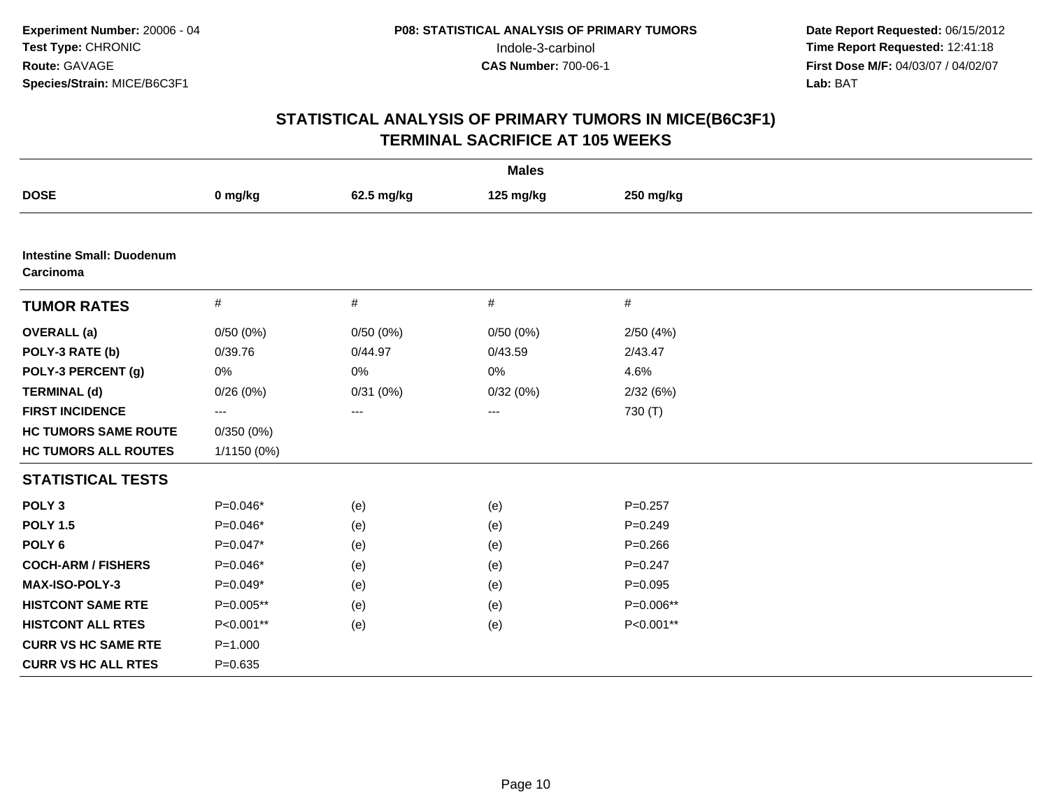Experiment Number: 20006 - 04
Test Type: CHRONIC
Route: GAVAGE
Species/Strain: MICE/B6C3F1

**P08: STATISTICAL ANALYSIS OF PRIMARY TUMORS**
Indole-3-carbinol
**CAS Number:** 700-06-1

**Date Report Requested:** 06/15/2012
**Time Report Requested:** 12:41:18
**First Dose M/F:** 04/03/07 / 04/02/07
**Lab:** BAT

## STATISTICAL ANALYSIS OF PRIMARY TUMORS IN MICE(B6C3F1)
## TERMINAL SACRIFICE AT 105 WEEKS

**Males**

| DOSE | 0 mg/kg | 62.5 mg/kg | 125 mg/kg | 250 mg/kg |
|---|---|---|---|---|
| **Intestine Small: Duodenum Carcinoma** | | | | |
| **TUMOR RATES** | # | # | # | # |
| **OVERALL (a)** | 0/50 (0%) | 0/50 (0%) | 0/50 (0%) | 2/50 (4%) |
| **POLY-3 RATE (b)** | 0/39.76 | 0/44.97 | 0/43.59 | 2/43.47 |
| **POLY-3 PERCENT (g)** | 0% | 0% | 0% | 4.6% |
| **TERMINAL (d)** | 0/26 (0%) | 0/31 (0%) | 0/32 (0%) | 2/32 (6%) |
| **FIRST INCIDENCE** | --- | --- | --- | 730 (T) |
| **HC TUMORS SAME ROUTE** | 0/350 (0%) | | | |
| **HC TUMORS ALL ROUTES** | 1/1150 (0%) | | | |
| **STATISTICAL TESTS** | | | | |
| **POLY 3** | P=0.046* | (e) | (e) | P=0.257 |
| **POLY 1.5** | P=0.046* | (e) | (e) | P=0.249 |
| **POLY 6** | P=0.047* | (e) | (e) | P=0.266 |
| **COCH-ARM / FISHERS** | P=0.046* | (e) | (e) | P=0.247 |
| **MAX-ISO-POLY-3** | P=0.049* | (e) | (e) | P=0.095 |
| **HISTCONT SAME RTE** | P=0.005** | (e) | (e) | P=0.006** |
| **HISTCONT ALL RTES** | P<0.001** | (e) | (e) | P<0.001** |
| **CURR VS HC SAME RTE** | P=1.000 | | | |
| **CURR VS HC ALL RTES** | P=0.635 | | | |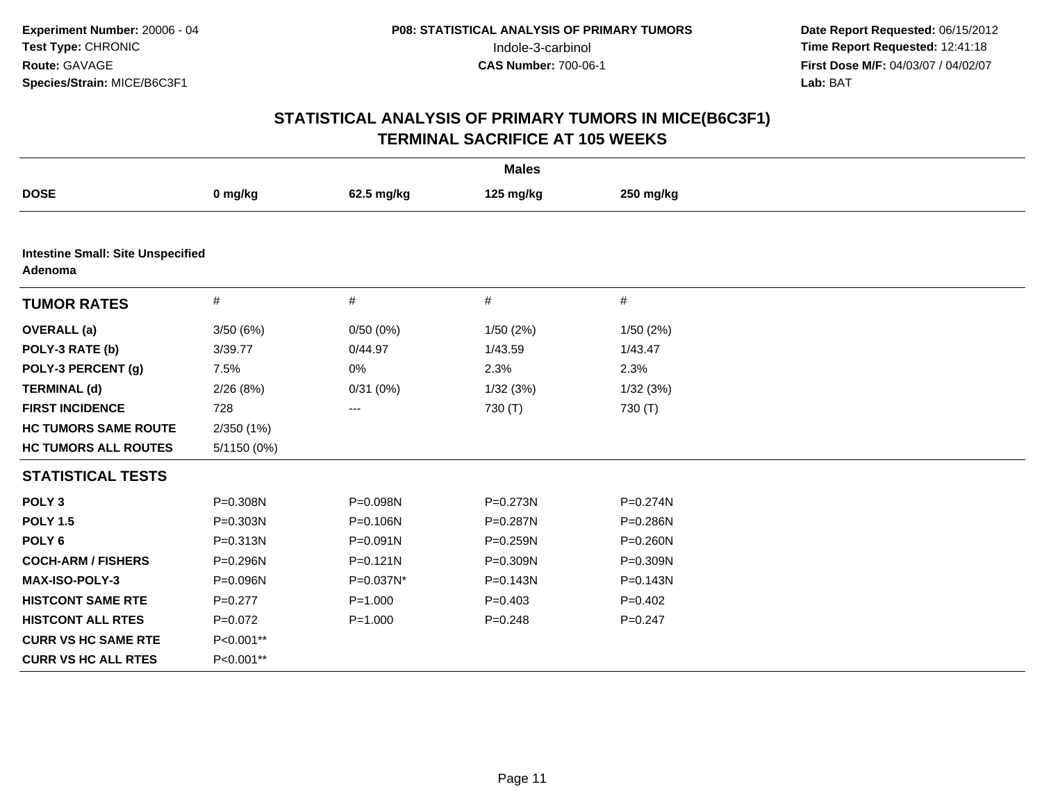**Experiment Number:** 20006 - 04
**Test Type:** CHRONIC
**Route:** GAVAGE
**Species/Strain:** MICE/B6C3F1

**P08: STATISTICAL ANALYSIS OF PRIMARY TUMORS**
Indole-3-carbinol
**CAS Number:** 700-06-1

**Date Report Requested:** 06/15/2012
**Time Report Requested:** 12:41:18
**First Dose M/F:** 04/03/07 / 04/02/07
**Lab:** BAT

## STATISTICAL ANALYSIS OF PRIMARY TUMORS IN MICE(B6C3F1)
## TERMINAL SACRIFICE AT 105 WEEKS

| | Males | | | |
|---|---|---|---|---|
| **DOSE** | **0 mg/kg** | **62.5 mg/kg** | **125 mg/kg** | **250 mg/kg** |
| **Intestine Small: Site Unspecified Adenoma** | | | | |
| **TUMOR RATES** | # | # | # | # |
| **OVERALL (a)** | 3/50 (6%) | 0/50 (0%) | 1/50 (2%) | 1/50 (2%) |
| **POLY-3 RATE (b)** | 3/39.77 | 0/44.97 | 1/43.59 | 1/43.47 |
| **POLY-3 PERCENT (g)** | 7.5% | 0% | 2.3% | 2.3% |
| **TERMINAL (d)** | 2/26 (8%) | 0/31 (0%) | 1/32 (3%) | 1/32 (3%) |
| **FIRST INCIDENCE** | 728 | --- | 730 (T) | 730 (T) |
| **HC TUMORS SAME ROUTE** | 2/350 (1%) | | | |
| **HC TUMORS ALL ROUTES** | 5/1150 (0%) | | | |
| **STATISTICAL TESTS** | | | | |
| **POLY 3** | P=0.308N | P=0.098N | P=0.273N | P=0.274N |
| **POLY 1.5** | P=0.303N | P=0.106N | P=0.287N | P=0.286N |
| **POLY 6** | P=0.313N | P=0.091N | P=0.259N | P=0.260N |
| **COCH-ARM / FISHERS** | P=0.296N | P=0.121N | P=0.309N | P=0.309N |
| **MAX-ISO-POLY-3** | P=0.096N | P=0.037N* | P=0.143N | P=0.143N |
| **HISTCONT SAME RTE** | P=0.277 | P=1.000 | P=0.403 | P=0.402 |
| **HISTCONT ALL RTES** | P=0.072 | P=1.000 | P=0.248 | P=0.247 |
| **CURR VS HC SAME RTE** | P<0.001** | | | |
| **CURR VS HC ALL RTES** | P<0.001** | | | |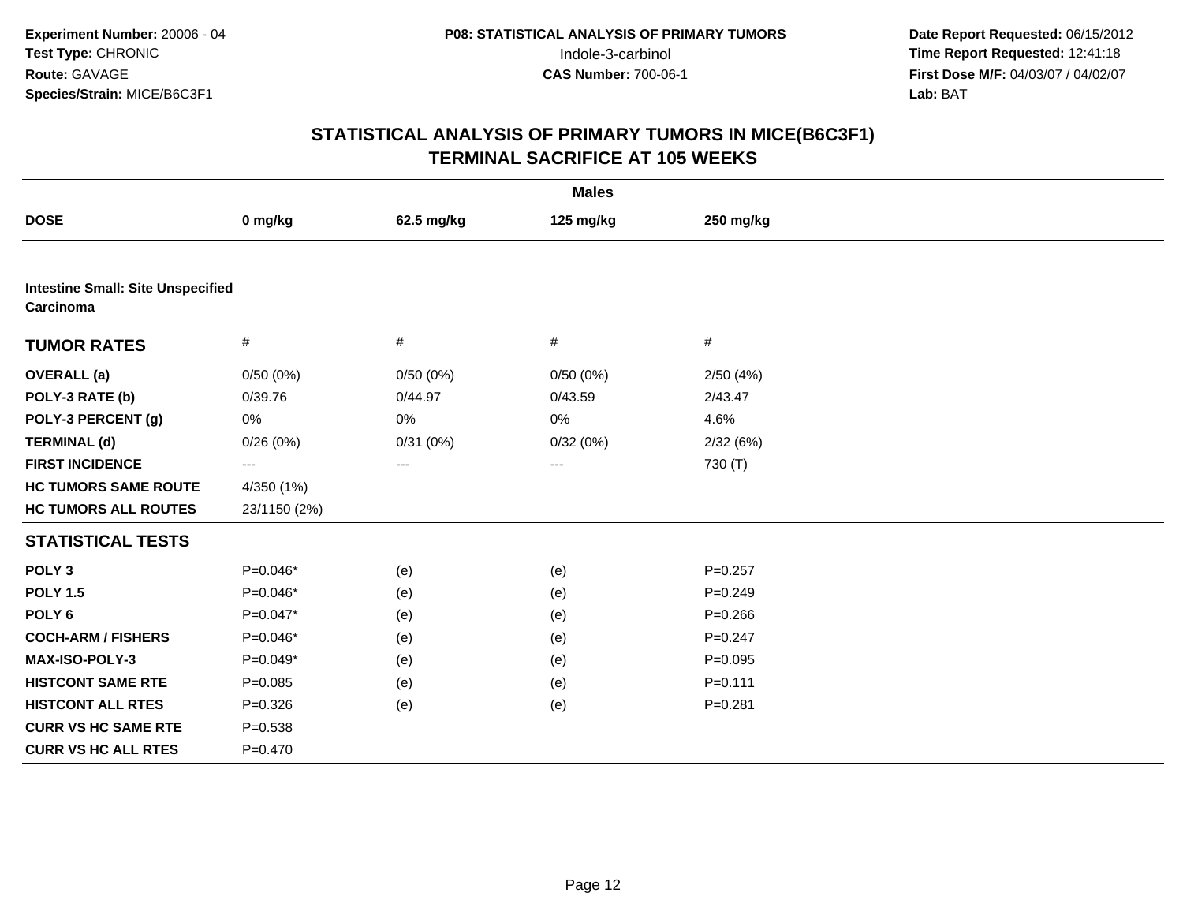Experiment Number: 20006 - 04
Test Type: CHRONIC
Route: GAVAGE
Species/Strain: MICE/B6C3F1

P08: STATISTICAL ANALYSIS OF PRIMARY TUMORS
Indole-3-carbinol
CAS Number: 700-06-1

Date Report Requested: 06/15/2012
Time Report Requested: 12:41:18
First Dose M/F: 04/03/07 / 04/02/07
Lab: BAT

## STATISTICAL ANALYSIS OF PRIMARY TUMORS IN MICE(B6C3F1)
## TERMINAL SACRIFICE AT 105 WEEKS

| | Males | | | |
|---|---|---|---|---|
| **DOSE** | **0 mg/kg** | **62.5 mg/kg** | **125 mg/kg** | **250 mg/kg** |
| **Intestine Small: Site Unspecified Carcinoma** | | | | |
| **TUMOR RATES** | # | # | # | # |
| **OVERALL (a)** | 0/50 (0%) | 0/50 (0%) | 0/50 (0%) | 2/50 (4%) |
| **POLY-3 RATE (b)** | 0/39.76 | 0/44.97 | 0/43.59 | 2/43.47 |
| **POLY-3 PERCENT (g)** | 0% | 0% | 0% | 4.6% |
| **TERMINAL (d)** | 0/26 (0%) | 0/31 (0%) | 0/32 (0%) | 2/32 (6%) |
| **FIRST INCIDENCE** | --- | --- | --- | 730 (T) |
| **HC TUMORS SAME ROUTE** | 4/350 (1%) | | | |
| **HC TUMORS ALL ROUTES** | 23/1150 (2%) | | | |
| **STATISTICAL TESTS** | | | | |
| **POLY 3** | P=0.046* | (e) | (e) | P=0.257 |
| **POLY 1.5** | P=0.046* | (e) | (e) | P=0.249 |
| **POLY 6** | P=0.047* | (e) | (e) | P=0.266 |
| **COCH-ARM / FISHERS** | P=0.046* | (e) | (e) | P=0.247 |
| **MAX-ISO-POLY-3** | P=0.049* | (e) | (e) | P=0.095 |
| **HISTCONT SAME RTE** | P=0.085 | (e) | (e) | P=0.111 |
| **HISTCONT ALL RTES** | P=0.326 | (e) | (e) | P=0.281 |
| **CURR VS HC SAME RTE** | P=0.538 | | | |
| **CURR VS HC ALL RTES** | P=0.470 | | | |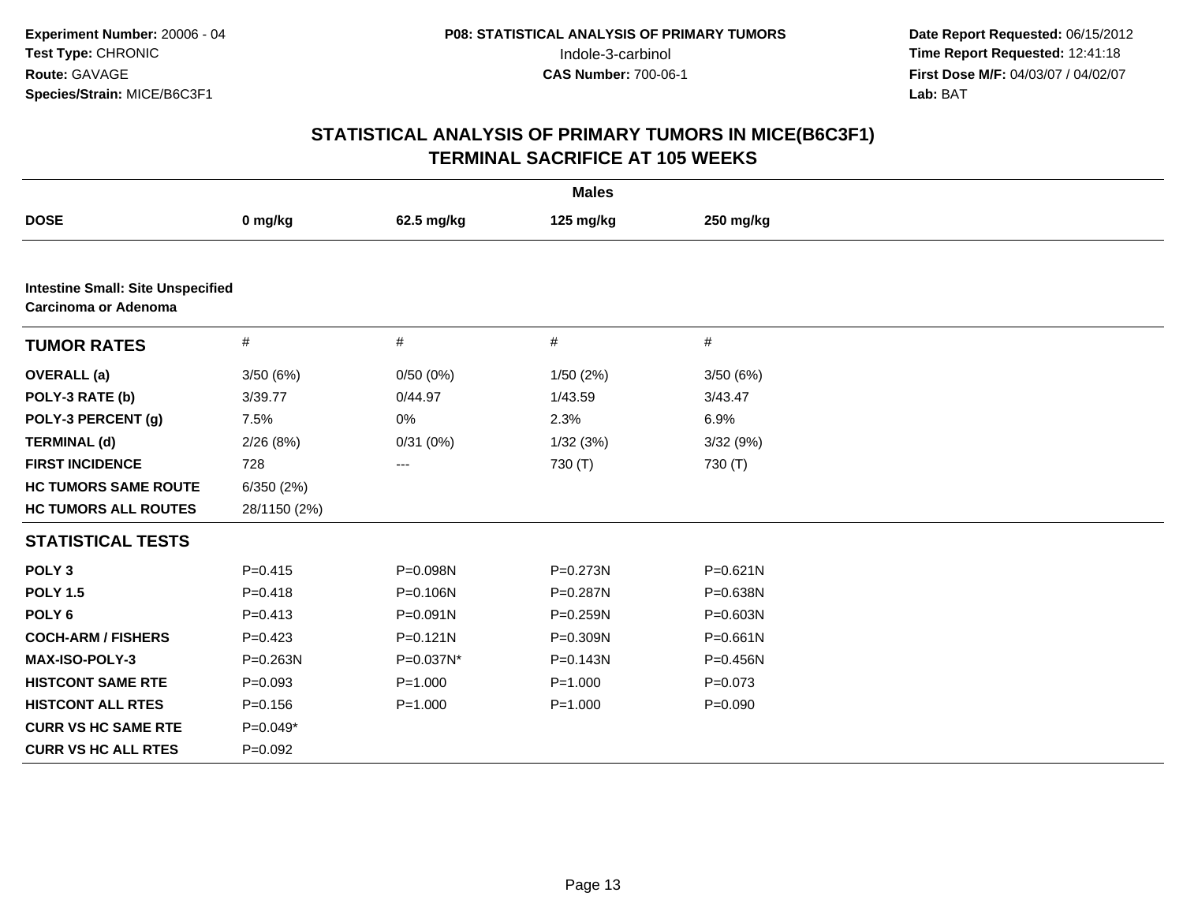**Experiment Number:** 20006 - 04
**Test Type:** CHRONIC
**Route:** GAVAGE
**Species/Strain:** MICE/B6C3F1

**P08: STATISTICAL ANALYSIS OF PRIMARY TUMORS**
Indole-3-carbinol
**CAS Number:** 700-06-1

**Date Report Requested:** 06/15/2012
**Time Report Requested:** 12:41:18
**First Dose M/F:** 04/03/07 / 04/02/07
**Lab:** BAT

## STATISTICAL ANALYSIS OF PRIMARY TUMORS IN MICE(B6C3F1)
## TERMINAL SACRIFICE AT 105 WEEKS

| | Males | | | |
|---|---|---|---|---|
| **DOSE** | **0 mg/kg** | **62.5 mg/kg** | **125 mg/kg** | **250 mg/kg** |
| **Intestine Small: Site Unspecified** | | | | |
| **Carcinoma or Adenoma** | | | | |
| **TUMOR RATES** | # | # | # | # |
| **OVERALL (a)** | 3/50 (6%) | 0/50 (0%) | 1/50 (2%) | 3/50 (6%) |
| **POLY-3 RATE (b)** | 3/39.77 | 0/44.97 | 1/43.59 | 3/43.47 |
| **POLY-3 PERCENT (g)** | 7.5% | 0% | 2.3% | 6.9% |
| **TERMINAL (d)** | 2/26 (8%) | 0/31 (0%) | 1/32 (3%) | 3/32 (9%) |
| **FIRST INCIDENCE** | 728 | --- | 730 (T) | 730 (T) |
| **HC TUMORS SAME ROUTE** | 6/350 (2%) | | | |
| **HC TUMORS ALL ROUTES** | 28/1150 (2%) | | | |
| **STATISTICAL TESTS** | | | | |
| **POLY 3** | P=0.415 | P=0.098N | P=0.273N | P=0.621N |
| **POLY 1.5** | P=0.418 | P=0.106N | P=0.287N | P=0.638N |
| **POLY 6** | P=0.413 | P=0.091N | P=0.259N | P=0.603N |
| **COCH-ARM / FISHERS** | P=0.423 | P=0.121N | P=0.309N | P=0.661N |
| **MAX-ISO-POLY-3** | P=0.263N | P=0.037N* | P=0.143N | P=0.456N |
| **HISTCONT SAME RTE** | P=0.093 | P=1.000 | P=1.000 | P=0.073 |
| **HISTCONT ALL RTES** | P=0.156 | P=1.000 | P=1.000 | P=0.090 |
| **CURR VS HC SAME RTE** | P=0.049* | | | |
| **CURR VS HC ALL RTES** | P=0.092 | | | |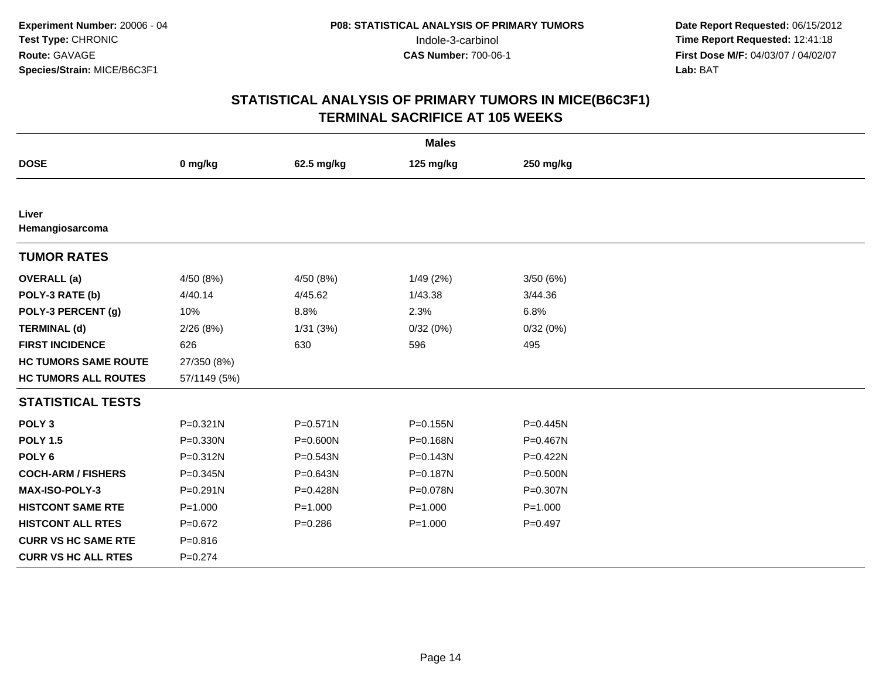Experiment Number: 20006 - 04
Test Type: CHRONIC
Route: GAVAGE
Species/Strain: MICE/B6C3F1

**P08: STATISTICAL ANALYSIS OF PRIMARY TUMORS**
Indole-3-carbinol
**CAS Number:** 700-06-1

**Date Report Requested:** 06/15/2012
**Time Report Requested:** 12:41:18
**First Dose M/F:** 04/03/07 / 04/02/07
**Lab:** BAT

# STATISTICAL ANALYSIS OF PRIMARY TUMORS IN MICE(B6C3F1)
## TERMINAL SACRIFICE AT 105 WEEKS

| | Males | | | |
|---|---|---|---|---|
| **DOSE** | **0 mg/kg** | **62.5 mg/kg** | **125 mg/kg** | **250 mg/kg** |
| **Liver Hemangiosarcoma** | | | | |
| **TUMOR RATES** | | | | |
| **OVERALL (a)** | 4/50 (8%) | 4/50 (8%) | 1/49 (2%) | 3/50 (6%) |
| **POLY-3 RATE (b)** | 4/40.14 | 4/45.62 | 1/43.38 | 3/44.36 |
| **POLY-3 PERCENT (g)** | 10% | 8.8% | 2.3% | 6.8% |
| **TERMINAL (d)** | 2/26 (8%) | 1/31 (3%) | 0/32 (0%) | 0/32 (0%) |
| **FIRST INCIDENCE** | 626 | 630 | 596 | 495 |
| **HC TUMORS SAME ROUTE** | 27/350 (8%) | | | |
| **HC TUMORS ALL ROUTES** | 57/1149 (5%) | | | |
| **STATISTICAL TESTS** | | | | |
| **POLY 3** | P=0.321N | P=0.571N | P=0.155N | P=0.445N |
| **POLY 1.5** | P=0.330N | P=0.600N | P=0.168N | P=0.467N |
| **POLY 6** | P=0.312N | P=0.543N | P=0.143N | P=0.422N |
| **COCH-ARM / FISHERS** | P=0.345N | P=0.643N | P=0.187N | P=0.500N |
| **MAX-ISO-POLY-3** | P=0.291N | P=0.428N | P=0.078N | P=0.307N |
| **HISTCONT SAME RTE** | P=1.000 | P=1.000 | P=1.000 | P=1.000 |
| **HISTCONT ALL RTES** | P=0.672 | P=0.286 | P=1.000 | P=0.497 |
| **CURR VS HC SAME RTE** | P=0.816 | | | |
| **CURR VS HC ALL RTES** | P=0.274 | | | |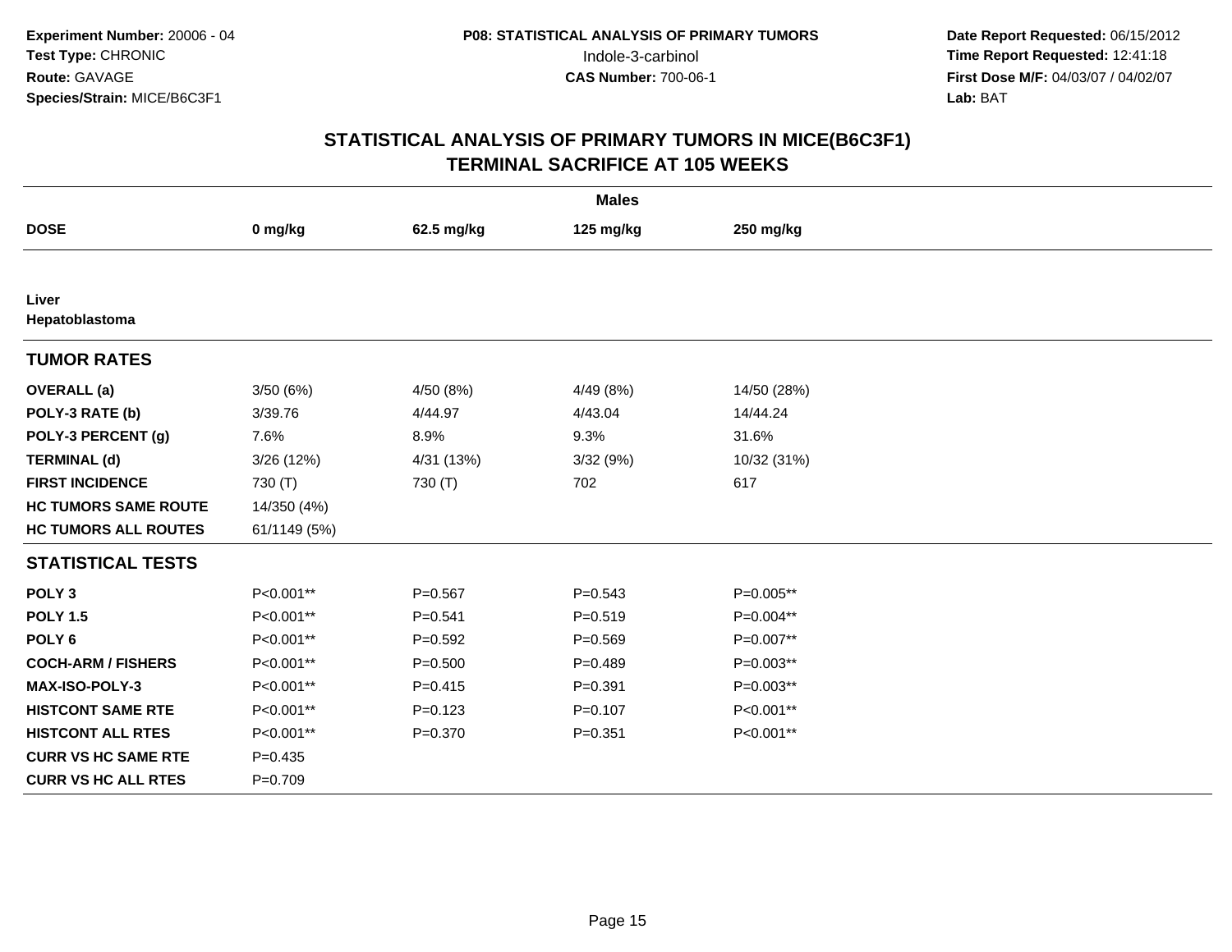Experiment Number: 20006 - 04
Test Type: CHRONIC
Route: GAVAGE
Species/Strain: MICE/B6C3F1

**P08: STATISTICAL ANALYSIS OF PRIMARY TUMORS**
Indole-3-carbinol
**CAS Number:** 700-06-1

**Date Report Requested:** 06/15/2012
**Time Report Requested:** 12:41:18
**First Dose M/F:** 04/03/07 / 04/02/07
**Lab:** BAT

## STATISTICAL ANALYSIS OF PRIMARY TUMORS IN MICE(B6C3F1)
## TERMINAL SACRIFICE AT 105 WEEKS

| | Males | | | |
|---|---|---|---|---|
| **DOSE** | **0 mg/kg** | **62.5 mg/kg** | **125 mg/kg** | **250 mg/kg** |
| **Liver** | | | | |
| **Hepatoblastoma** | | | | |
| **TUMOR RATES** | | | | |
| **OVERALL (a)** | 3/50 (6%) | 4/50 (8%) | 4/49 (8%) | 14/50 (28%) |
| **POLY-3 RATE (b)** | 3/39.76 | 4/44.97 | 4/43.04 | 14/44.24 |
| **POLY-3 PERCENT (g)** | 7.6% | 8.9% | 9.3% | 31.6% |
| **TERMINAL (d)** | 3/26 (12%) | 4/31 (13%) | 3/32 (9%) | 10/32 (31%) |
| **FIRST INCIDENCE** | 730 (T) | 730 (T) | 702 | 617 |
| **HC TUMORS SAME ROUTE** | 14/350 (4%) | | | |
| **HC TUMORS ALL ROUTES** | 61/1149 (5%) | | | |
| **STATISTICAL TESTS** | | | | |
| **POLY 3** | P<0.001** | P=0.567 | P=0.543 | P=0.005** |
| **POLY 1.5** | P<0.001** | P=0.541 | P=0.519 | P=0.004** |
| **POLY 6** | P<0.001** | P=0.592 | P=0.569 | P=0.007** |
| **COCH-ARM / FISHERS** | P<0.001** | P=0.500 | P=0.489 | P=0.003** |
| **MAX-ISO-POLY-3** | P<0.001** | P=0.415 | P=0.391 | P=0.003** |
| **HISTCONT SAME RTE** | P<0.001** | P=0.123 | P=0.107 | P<0.001** |
| **HISTCONT ALL RTES** | P<0.001** | P=0.370 | P=0.351 | P<0.001** |
| **CURR VS HC SAME RTE** | P=0.435 | | | |
| **CURR VS HC ALL RTES** | P=0.709 | | | |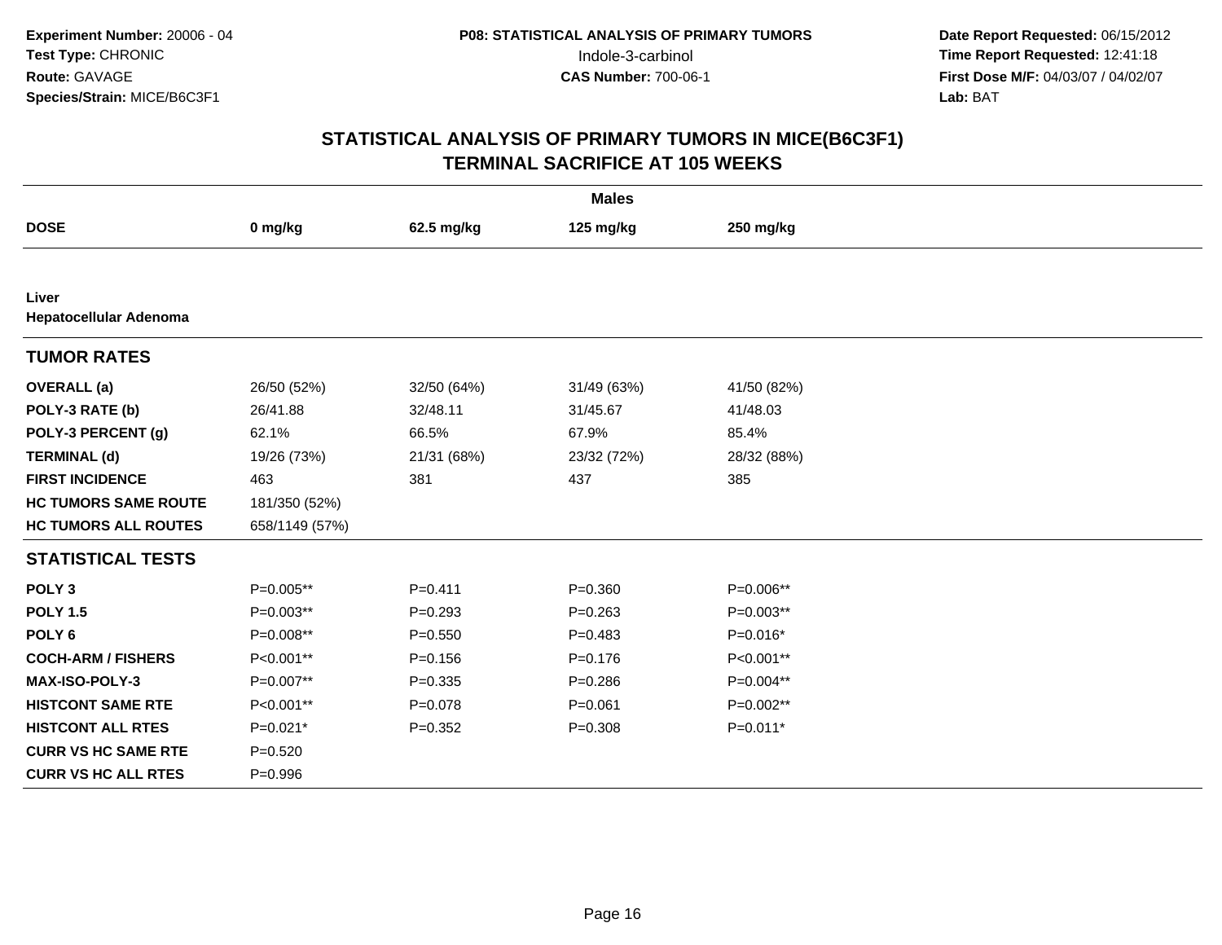**Experiment Number:** 20006 - 04
**Test Type:** CHRONIC
**Route:** GAVAGE
**Species/Strain:** MICE/B6C3F1

**P08: STATISTICAL ANALYSIS OF PRIMARY TUMORS**
Indole-3-carbinol
**CAS Number:** 700-06-1

**Date Report Requested:** 06/15/2012
**Time Report Requested:** 12:41:18
**First Dose M/F:** 04/03/07 / 04/02/07
**Lab:** BAT

## STATISTICAL ANALYSIS OF PRIMARY TUMORS IN MICE(B6C3F1)
## TERMINAL SACRIFICE AT 105 WEEKS

| | Males | | | |
|---|---|---|---|---|
| **DOSE** | **0 mg/kg** | **62.5 mg/kg** | **125 mg/kg** | **250 mg/kg** |
| **Liver** | | | | |
| **Hepatocellular Adenoma** | | | | |
| **TUMOR RATES** | | | | |
| **OVERALL (a)** | 26/50 (52%) | 32/50 (64%) | 31/49 (63%) | 41/50 (82%) |
| **POLY-3 RATE (b)** | 26/41.88 | 32/48.11 | 31/45.67 | 41/48.03 |
| **POLY-3 PERCENT (g)** | 62.1% | 66.5% | 67.9% | 85.4% |
| **TERMINAL (d)** | 19/26 (73%) | 21/31 (68%) | 23/32 (72%) | 28/32 (88%) |
| **FIRST INCIDENCE** | 463 | 381 | 437 | 385 |
| **HC TUMORS SAME ROUTE** | 181/350 (52%) | | | |
| **HC TUMORS ALL ROUTES** | 658/1149 (57%) | | | |
| **STATISTICAL TESTS** | | | | |
| **POLY 3** | P=0.005** | P=0.411 | P=0.360 | P=0.006** |
| **POLY 1.5** | P=0.003** | P=0.293 | P=0.263 | P=0.003** |
| **POLY 6** | P=0.008** | P=0.550 | P=0.483 | P=0.016* |
| **COCH-ARM / FISHERS** | P<0.001** | P=0.156 | P=0.176 | P<0.001** |
| **MAX-ISO-POLY-3** | P=0.007** | P=0.335 | P=0.286 | P=0.004** |
| **HISTCONT SAME RTE** | P<0.001** | P=0.078 | P=0.061 | P=0.002** |
| **HISTCONT ALL RTES** | P=0.021* | P=0.352 | P=0.308 | P=0.011* |
| **CURR VS HC SAME RTE** | P=0.520 | | | |
| **CURR VS HC ALL RTES** | P=0.996 | | | |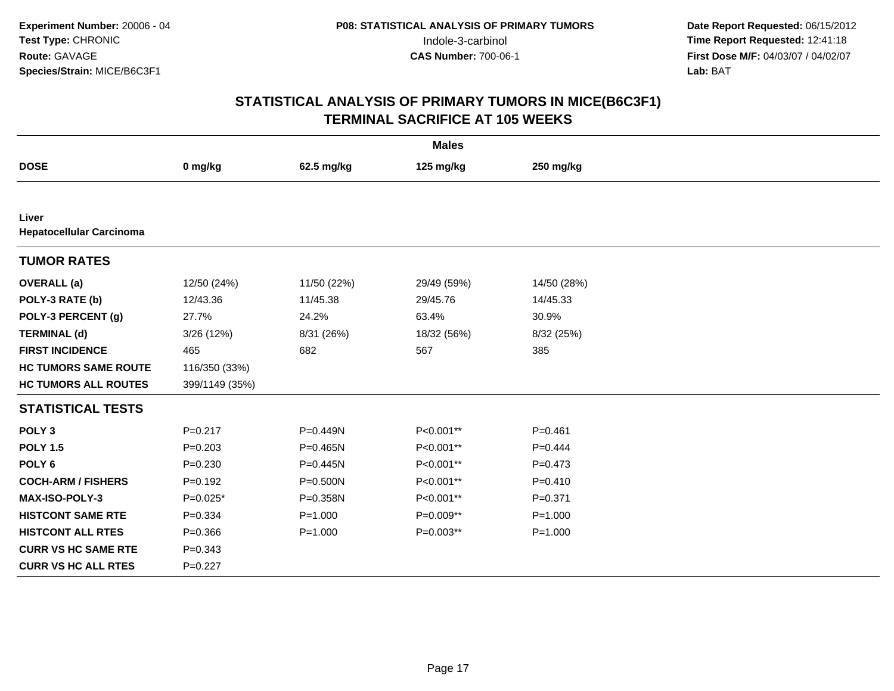**Experiment Number:** 20006 - 04
**Test Type:** CHRONIC
**Route:** GAVAGE
**Species/Strain:** MICE/B6C3F1

**P08: STATISTICAL ANALYSIS OF PRIMARY TUMORS**
Indole-3-carbinol
**CAS Number:** 700-06-1

**Date Report Requested:** 06/15/2012
**Time Report Requested:** 12:41:18
**First Dose M/F:** 04/03/07 / 04/02/07
**Lab:** BAT

## STATISTICAL ANALYSIS OF PRIMARY TUMORS IN MICE(B6C3F1)
## TERMINAL SACRIFICE AT 105 WEEKS

| | Males | | | |
|---|---|---|---|---|
| **DOSE** | **0 mg/kg** | **62.5 mg/kg** | **125 mg/kg** | **250 mg/kg** |
| **Liver** | | | | |
| **Hepatocellular Carcinoma** | | | | |
| **TUMOR RATES** | | | | |
| **OVERALL (a)** | 12/50 (24%) | 11/50 (22%) | 29/49 (59%) | 14/50 (28%) |
| **POLY-3 RATE (b)** | 12/43.36 | 11/45.38 | 29/45.76 | 14/45.33 |
| **POLY-3 PERCENT (g)** | 27.7% | 24.2% | 63.4% | 30.9% |
| **TERMINAL (d)** | 3/26 (12%) | 8/31 (26%) | 18/32 (56%) | 8/32 (25%) |
| **FIRST INCIDENCE** | 465 | 682 | 567 | 385 |
| **HC TUMORS SAME ROUTE** | 116/350 (33%) | | | |
| **HC TUMORS ALL ROUTES** | 399/1149 (35%) | | | |
| **STATISTICAL TESTS** | | | | |
| **POLY 3** | P=0.217 | P=0.449N | P<0.001** | P=0.461 |
| **POLY 1.5** | P=0.203 | P=0.465N | P<0.001** | P=0.444 |
| **POLY 6** | P=0.230 | P=0.445N | P<0.001** | P=0.473 |
| **COCH-ARM / FISHERS** | P=0.192 | P=0.500N | P<0.001** | P=0.410 |
| **MAX-ISO-POLY-3** | P=0.025* | P=0.358N | P<0.001** | P=0.371 |
| **HISTCONT SAME RTE** | P=0.334 | P=1.000 | P=0.009** | P=1.000 |
| **HISTCONT ALL RTES** | P=0.366 | P=1.000 | P=0.003** | P=1.000 |
| **CURR VS HC SAME RTE** | P=0.343 | | | |
| **CURR VS HC ALL RTES** | P=0.227 | | | |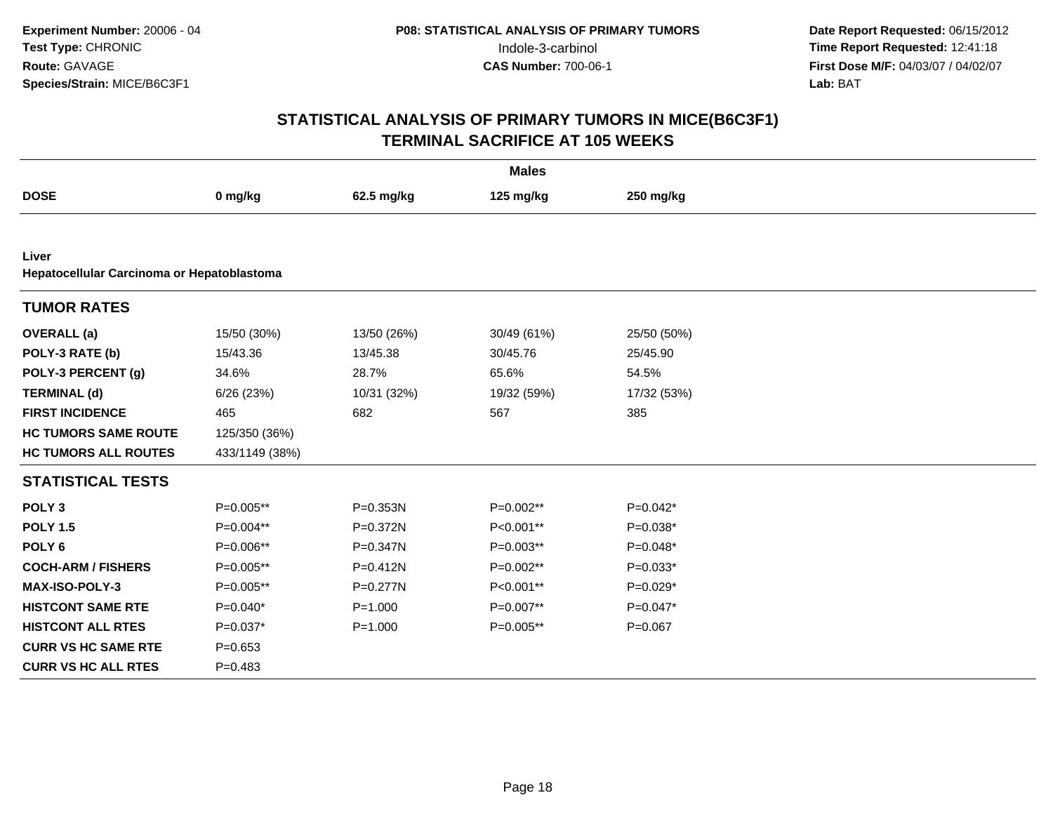**Experiment Number:** 20006 - 04
**Test Type:** CHRONIC
**Route:** GAVAGE
**Species/Strain:** MICE/B6C3F1

**P08: STATISTICAL ANALYSIS OF PRIMARY TUMORS**
Indole-3-carbinol
**CAS Number:** 700-06-1

**Date Report Requested:** 06/15/2012
**Time Report Requested:** 12:41:18
**First Dose M/F:** 04/03/07 / 04/02/07
**Lab:** BAT

## STATISTICAL ANALYSIS OF PRIMARY TUMORS IN MICE(B6C3F1)
## TERMINAL SACRIFICE AT 105 WEEKS

| | Males | | | |
|---|---|---|---|---|
| **DOSE** | **0 mg/kg** | **62.5 mg/kg** | **125 mg/kg** | **250 mg/kg** |
| **Liver** | | | | |
| **Hepatocellular Carcinoma or Hepatoblastoma** | | | | |
| **TUMOR RATES** | | | | |
| **OVERALL (a)** | 15/50 (30%) | 13/50 (26%) | 30/49 (61%) | 25/50 (50%) |
| **POLY-3 RATE (b)** | 15/43.36 | 13/45.38 | 30/45.76 | 25/45.90 |
| **POLY-3 PERCENT (g)** | 34.6% | 28.7% | 65.6% | 54.5% |
| **TERMINAL (d)** | 6/26 (23%) | 10/31 (32%) | 19/32 (59%) | 17/32 (53%) |
| **FIRST INCIDENCE** | 465 | 682 | 567 | 385 |
| **HC TUMORS SAME ROUTE** | 125/350 (36%) | | | |
| **HC TUMORS ALL ROUTES** | 433/1149 (38%) | | | |
| **STATISTICAL TESTS** | | | | |
| **POLY 3** | P=0.005** | P=0.353N | P=0.002** | P=0.042* |
| **POLY 1.5** | P=0.004** | P=0.372N | P<0.001** | P=0.038* |
| **POLY 6** | P=0.006** | P=0.347N | P=0.003** | P=0.048* |
| **COCH-ARM / FISHERS** | P=0.005** | P=0.412N | P=0.002** | P=0.033* |
| **MAX-ISO-POLY-3** | P=0.005** | P=0.277N | P<0.001** | P=0.029* |
| **HISTCONT SAME RTE** | P=0.040* | P=1.000 | P=0.007** | P=0.047* |
| **HISTCONT ALL RTES** | P=0.037* | P=1.000 | P=0.005** | P=0.067 |
| **CURR VS HC SAME RTE** | P=0.653 | | | |
| **CURR VS HC ALL RTES** | P=0.483 | | | |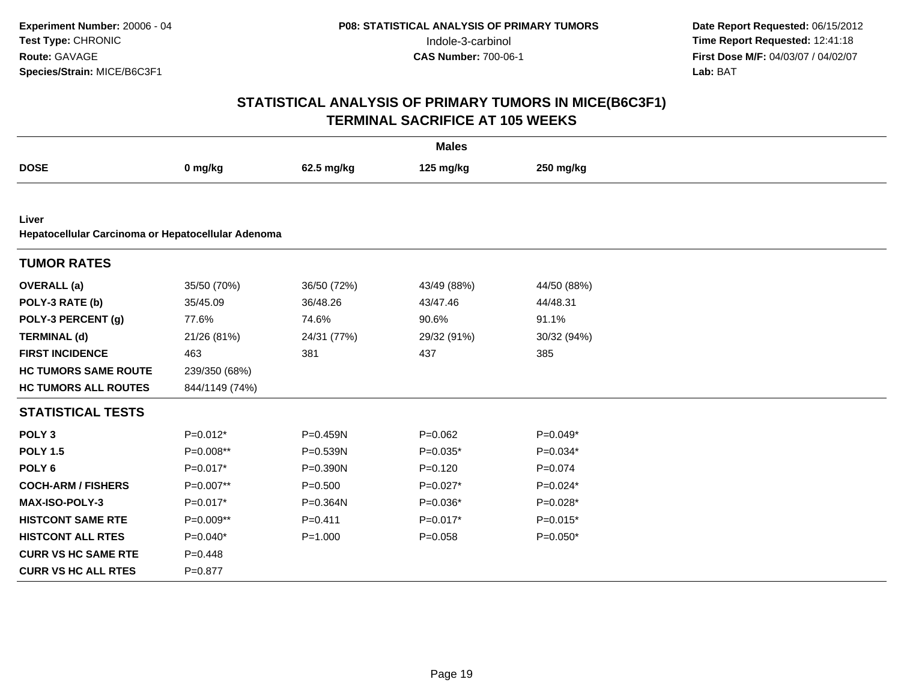**Experiment Number:** 20006 - 04
**Test Type:** CHRONIC
**Route:** GAVAGE
**Species/Strain:** MICE/B6C3F1

**P08: STATISTICAL ANALYSIS OF PRIMARY TUMORS**
Indole-3-carbinol
**CAS Number:** 700-06-1

**Date Report Requested:** 06/15/2012
**Time Report Requested:** 12:41:18
**First Dose M/F:** 04/03/07 / 04/02/07
**Lab:** BAT

## STATISTICAL ANALYSIS OF PRIMARY TUMORS IN MICE(B6C3F1)
## TERMINAL SACRIFICE AT 105 WEEKS

**Males**

| DOSE | 0 mg/kg | 62.5 mg/kg | 125 mg/kg | 250 mg/kg |
|---|---|---|---|---|
| **Liver** | | | | |
| **Hepatocellular Carcinoma or Hepatocellular Adenoma** | | | | |
| **TUMOR RATES** | | | | |
| **OVERALL (a)** | 35/50 (70%) | 36/50 (72%) | 43/49 (88%) | 44/50 (88%) |
| **POLY-3 RATE (b)** | 35/45.09 | 36/48.26 | 43/47.46 | 44/48.31 |
| **POLY-3 PERCENT (g)** | 77.6% | 74.6% | 90.6% | 91.1% |
| **TERMINAL (d)** | 21/26 (81%) | 24/31 (77%) | 29/32 (91%) | 30/32 (94%) |
| **FIRST INCIDENCE** | 463 | 381 | 437 | 385 |
| **HC TUMORS SAME ROUTE** | 239/350 (68%) | | | |
| **HC TUMORS ALL ROUTES** | 844/1149 (74%) | | | |
| **STATISTICAL TESTS** | | | | |
| **POLY 3** | P=0.012* | P=0.459N | P=0.062 | P=0.049* |
| **POLY 1.5** | P=0.008** | P=0.539N | P=0.035* | P=0.034* |
| **POLY 6** | P=0.017* | P=0.390N | P=0.120 | P=0.074 |
| **COCH-ARM / FISHERS** | P=0.007** | P=0.500 | P=0.027* | P=0.024* |
| **MAX-ISO-POLY-3** | P=0.017* | P=0.364N | P=0.036* | P=0.028* |
| **HISTCONT SAME RTE** | P=0.009** | P=0.411 | P=0.017* | P=0.015* |
| **HISTCONT ALL RTES** | P=0.040* | P=1.000 | P=0.058 | P=0.050* |
| **CURR VS HC SAME RTE** | P=0.448 | | | |
| **CURR VS HC ALL RTES** | P=0.877 | | | |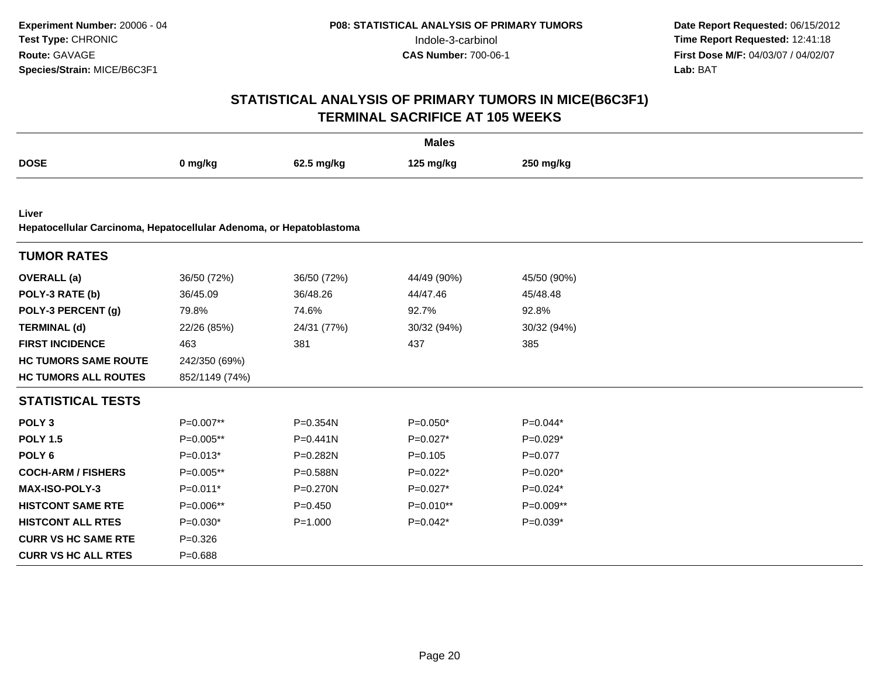**Experiment Number:** 20006 - 04
**Test Type:** CHRONIC
**Route:** GAVAGE
**Species/Strain:** MICE/B6C3F1

**P08: STATISTICAL ANALYSIS OF PRIMARY TUMORS**
Indole-3-carbinol
**CAS Number:** 700-06-1

**Date Report Requested:** 06/15/2012
**Time Report Requested:** 12:41:18
**First Dose M/F:** 04/03/07 / 04/02/07
**Lab:** BAT

## STATISTICAL ANALYSIS OF PRIMARY TUMORS IN MICE(B6C3F1)
## TERMINAL SACRIFICE AT 105 WEEKS

| | Males | | | |
|---|---|---|---|---|
| **DOSE** | **0 mg/kg** | **62.5 mg/kg** | **125 mg/kg** | **250 mg/kg** |
| **Liver** | | | | |
| **Hepatocellular Carcinoma, Hepatocellular Adenoma, or Hepatoblastoma** | | | | |
| **TUMOR RATES** | | | | |
| **OVERALL (a)** | 36/50 (72%) | 36/50 (72%) | 44/49 (90%) | 45/50 (90%) |
| **POLY-3 RATE (b)** | 36/45.09 | 36/48.26 | 44/47.46 | 45/48.48 |
| **POLY-3 PERCENT (g)** | 79.8% | 74.6% | 92.7% | 92.8% |
| **TERMINAL (d)** | 22/26 (85%) | 24/31 (77%) | 30/32 (94%) | 30/32 (94%) |
| **FIRST INCIDENCE** | 463 | 381 | 437 | 385 |
| **HC TUMORS SAME ROUTE** | 242/350 (69%) | | | |
| **HC TUMORS ALL ROUTES** | 852/1149 (74%) | | | |
| **STATISTICAL TESTS** | | | | |
| **POLY 3** | P=0.007** | P=0.354N | P=0.050* | P=0.044* |
| **POLY 1.5** | P=0.005** | P=0.441N | P=0.027* | P=0.029* |
| **POLY 6** | P=0.013* | P=0.282N | P=0.105 | P=0.077 |
| **COCH-ARM / FISHERS** | P=0.005** | P=0.588N | P=0.022* | P=0.020* |
| **MAX-ISO-POLY-3** | P=0.011* | P=0.270N | P=0.027* | P=0.024* |
| **HISTCONT SAME RTE** | P=0.006** | P=0.450 | P=0.010** | P=0.009** |
| **HISTCONT ALL RTES** | P=0.030* | P=1.000 | P=0.042* | P=0.039* |
| **CURR VS HC SAME RTE** | P=0.326 | | | |
| **CURR VS HC ALL RTES** | P=0.688 | | | |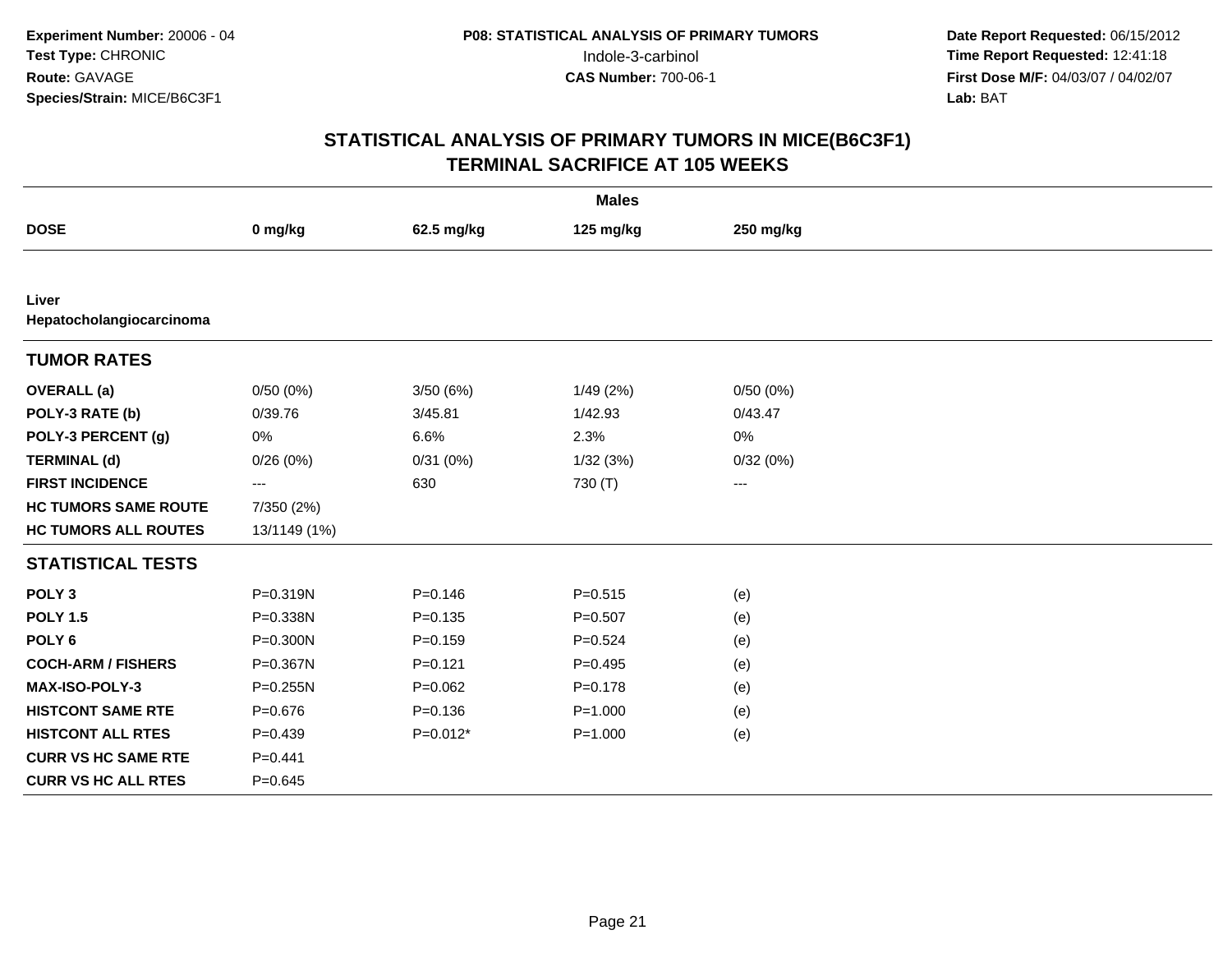**Experiment Number:** 20006 - 04
**Test Type:** CHRONIC
**Route:** GAVAGE
**Species/Strain:** MICE/B6C3F1

**P08: STATISTICAL ANALYSIS OF PRIMARY TUMORS**
Indole-3-carbinol
**CAS Number:** 700-06-1

**Date Report Requested:** 06/15/2012
**Time Report Requested:** 12:41:18
**First Dose M/F:** 04/03/07 / 04/02/07
**Lab:** BAT

## STATISTICAL ANALYSIS OF PRIMARY TUMORS IN MICE(B6C3F1)
## TERMINAL SACRIFICE AT 105 WEEKS

| | Males | | | |
|---|---|---|---|---|
| **DOSE** | **0 mg/kg** | **62.5 mg/kg** | **125 mg/kg** | **250 mg/kg** |
| **Liver** | | | | |
| **Hepatocholangiocarcinoma** | | | | |
| **TUMOR RATES** | | | | |
| **OVERALL (a)** | 0/50 (0%) | 3/50 (6%) | 1/49 (2%) | 0/50 (0%) |
| **POLY-3 RATE (b)** | 0/39.76 | 3/45.81 | 1/42.93 | 0/43.47 |
| **POLY-3 PERCENT (g)** | 0% | 6.6% | 2.3% | 0% |
| **TERMINAL (d)** | 0/26 (0%) | 0/31 (0%) | 1/32 (3%) | 0/32 (0%) |
| **FIRST INCIDENCE** | --- | 630 | 730 (T) | --- |
| **HC TUMORS SAME ROUTE** | 7/350 (2%) | | | |
| **HC TUMORS ALL ROUTES** | 13/1149 (1%) | | | |
| **STATISTICAL TESTS** | | | | |
| **POLY 3** | P=0.319N | P=0.146 | P=0.515 | (e) |
| **POLY 1.5** | P=0.338N | P=0.135 | P=0.507 | (e) |
| **POLY 6** | P=0.300N | P=0.159 | P=0.524 | (e) |
| **COCH-ARM / FISHERS** | P=0.367N | P=0.121 | P=0.495 | (e) |
| **MAX-ISO-POLY-3** | P=0.255N | P=0.062 | P=0.178 | (e) |
| **HISTCONT SAME RTE** | P=0.676 | P=0.136 | P=1.000 | (e) |
| **HISTCONT ALL RTES** | P=0.439 | P=0.012* | P=1.000 | (e) |
| **CURR VS HC SAME RTE** | P=0.441 | | | |
| **CURR VS HC ALL RTES** | P=0.645 | | | |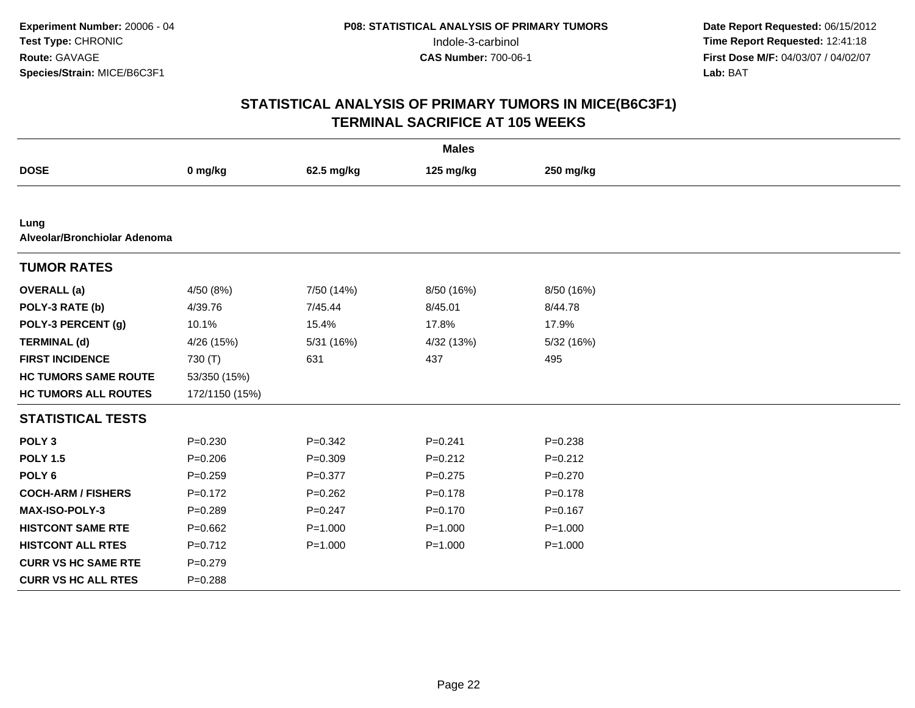**Experiment Number:** 20006 - 04
**Test Type:** CHRONIC
**Route:** GAVAGE
**Species/Strain:** MICE/B6C3F1

**P08: STATISTICAL ANALYSIS OF PRIMARY TUMORS**
Indole-3-carbinol
**CAS Number:** 700-06-1

**Date Report Requested:** 06/15/2012
**Time Report Requested:** 12:41:18
**First Dose M/F:** 04/03/07 / 04/02/07
**Lab:** BAT

## STATISTICAL ANALYSIS OF PRIMARY TUMORS IN MICE(B6C3F1)
## TERMINAL SACRIFICE AT 105 WEEKS

| | Males | | | |
|---|---|---|---|---|
| **DOSE** | **0 mg/kg** | **62.5 mg/kg** | **125 mg/kg** | **250 mg/kg** |
| **Lung** | | | | |
| **Alveolar/Bronchiolar Adenoma** | | | | |
| **TUMOR RATES** | | | | |
| **OVERALL (a)** | 4/50 (8%) | 7/50 (14%) | 8/50 (16%) | 8/50 (16%) |
| **POLY-3 RATE (b)** | 4/39.76 | 7/45.44 | 8/45.01 | 8/44.78 |
| **POLY-3 PERCENT (g)** | 10.1% | 15.4% | 17.8% | 17.9% |
| **TERMINAL (d)** | 4/26 (15%) | 5/31 (16%) | 4/32 (13%) | 5/32 (16%) |
| **FIRST INCIDENCE** | 730 (T) | 631 | 437 | 495 |
| **HC TUMORS SAME ROUTE** | 53/350 (15%) | | | |
| **HC TUMORS ALL ROUTES** | 172/1150 (15%) | | | |
| **STATISTICAL TESTS** | | | | |
| **POLY 3** | P=0.230 | P=0.342 | P=0.241 | P=0.238 |
| **POLY 1.5** | P=0.206 | P=0.309 | P=0.212 | P=0.212 |
| **POLY 6** | P=0.259 | P=0.377 | P=0.275 | P=0.270 |
| **COCH-ARM / FISHERS** | P=0.172 | P=0.262 | P=0.178 | P=0.178 |
| **MAX-ISO-POLY-3** | P=0.289 | P=0.247 | P=0.170 | P=0.167 |
| **HISTCONT SAME RTE** | P=0.662 | P=1.000 | P=1.000 | P=1.000 |
| **HISTCONT ALL RTES** | P=0.712 | P=1.000 | P=1.000 | P=1.000 |
| **CURR VS HC SAME RTE** | P=0.279 | | | |
| **CURR VS HC ALL RTES** | P=0.288 | | | |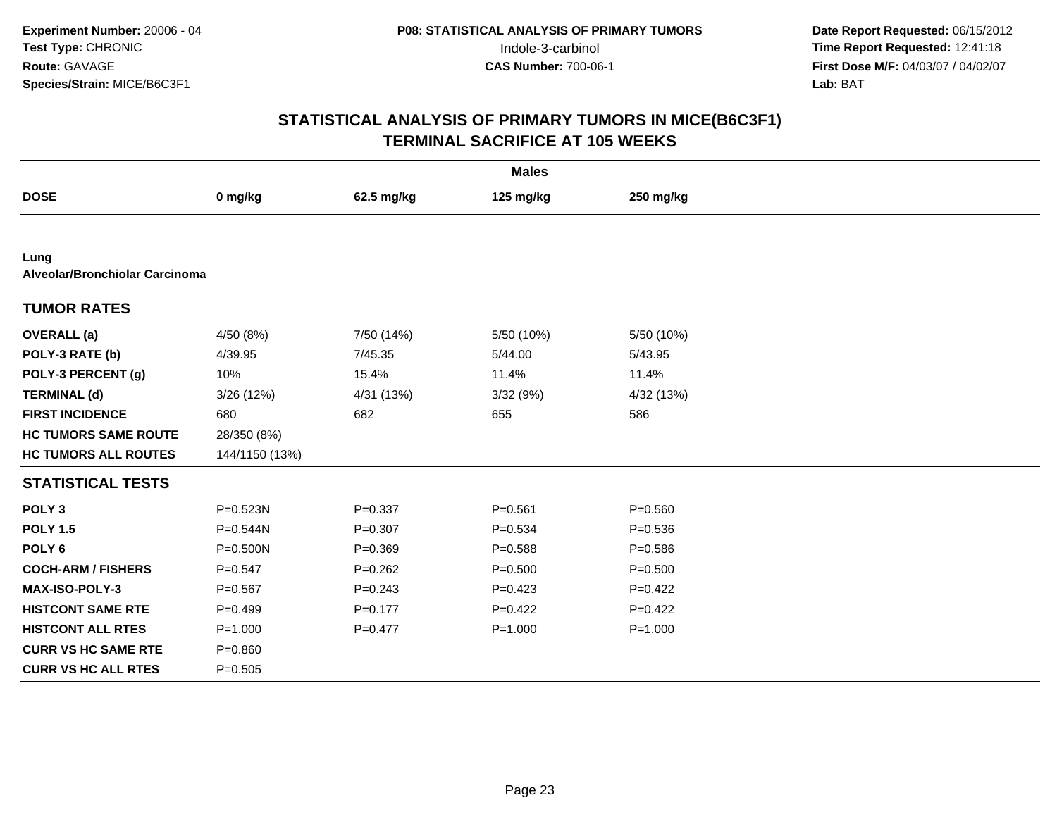**Experiment Number:** 20006 - 04
**Test Type:** CHRONIC
**Route:** GAVAGE
**Species/Strain:** MICE/B6C3F1

**P08: STATISTICAL ANALYSIS OF PRIMARY TUMORS**
Indole-3-carbinol
**CAS Number:** 700-06-1

**Date Report Requested:** 06/15/2012
**Time Report Requested:** 12:41:18
**First Dose M/F:** 04/03/07 / 04/02/07
**Lab:** BAT

## STATISTICAL ANALYSIS OF PRIMARY TUMORS IN MICE(B6C3F1)
## TERMINAL SACRIFICE AT 105 WEEKS

| | Males | | | |
|---|---|---|---|---|
| **DOSE** | **0 mg/kg** | **62.5 mg/kg** | **125 mg/kg** | **250 mg/kg** |
| **Lung** | | | | |
| **Alveolar/Bronchiolar Carcinoma** | | | | |
| **TUMOR RATES** | | | | |
| **OVERALL (a)** | 4/50 (8%) | 7/50 (14%) | 5/50 (10%) | 5/50 (10%) |
| **POLY-3 RATE (b)** | 4/39.95 | 7/45.35 | 5/44.00 | 5/43.95 |
| **POLY-3 PERCENT (g)** | 10% | 15.4% | 11.4% | 11.4% |
| **TERMINAL (d)** | 3/26 (12%) | 4/31 (13%) | 3/32 (9%) | 4/32 (13%) |
| **FIRST INCIDENCE** | 680 | 682 | 655 | 586 |
| **HC TUMORS SAME ROUTE** | 28/350 (8%) | | | |
| **HC TUMORS ALL ROUTES** | 144/1150 (13%) | | | |
| **STATISTICAL TESTS** | | | | |
| **POLY 3** | P=0.523N | P=0.337 | P=0.561 | P=0.560 |
| **POLY 1.5** | P=0.544N | P=0.307 | P=0.534 | P=0.536 |
| **POLY 6** | P=0.500N | P=0.369 | P=0.588 | P=0.586 |
| **COCH-ARM / FISHERS** | P=0.547 | P=0.262 | P=0.500 | P=0.500 |
| **MAX-ISO-POLY-3** | P=0.567 | P=0.243 | P=0.423 | P=0.422 |
| **HISTCONT SAME RTE** | P=0.499 | P=0.177 | P=0.422 | P=0.422 |
| **HISTCONT ALL RTES** | P=1.000 | P=0.477 | P=1.000 | P=1.000 |
| **CURR VS HC SAME RTE** | P=0.860 | | | |
| **CURR VS HC ALL RTES** | P=0.505 | | | |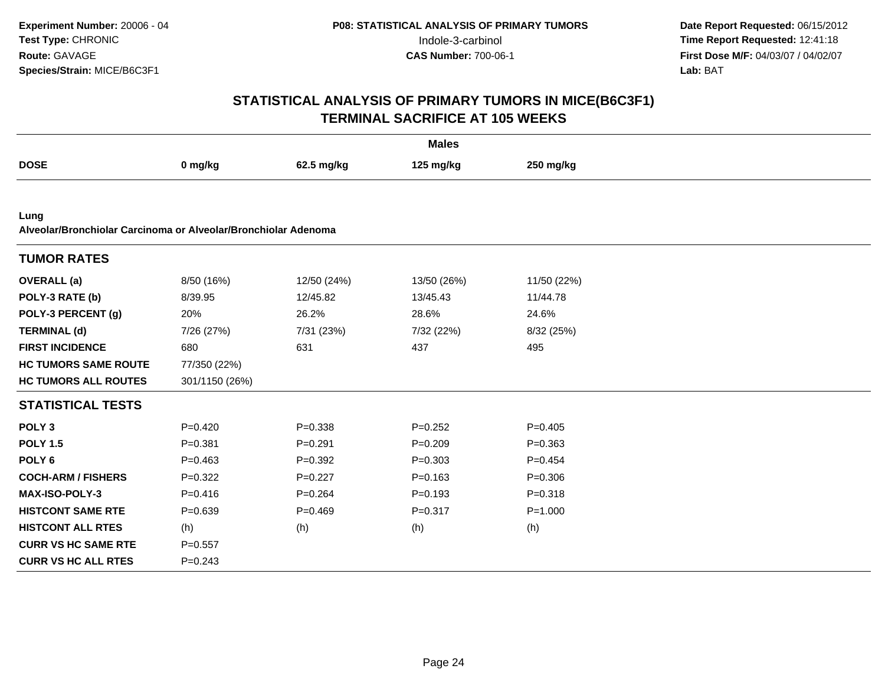**Experiment Number:** 20006 - 04
**Test Type:** CHRONIC
**Route:** GAVAGE
**Species/Strain:** MICE/B6C3F1

**P08: STATISTICAL ANALYSIS OF PRIMARY TUMORS**
Indole-3-carbinol
**CAS Number:** 700-06-1

**Date Report Requested:** 06/15/2012
**Time Report Requested:** 12:41:18
**First Dose M/F:** 04/03/07 / 04/02/07
**Lab:** BAT

# STATISTICAL ANALYSIS OF PRIMARY TUMORS IN MICE(B6C3F1)
## TERMINAL SACRIFICE AT 105 WEEKS

**Males**

| DOSE | 0 mg/kg | 62.5 mg/kg | 125 mg/kg | 250 mg/kg |
|---|---|---|---|---|

**Lung**
**Alveolar/Bronchiolar Carcinoma or Alveolar/Bronchiolar Adenoma**

| TUMOR RATES | | | | |
|---|---|---|---|---|
| **OVERALL (a)** | 8/50 (16%) | 12/50 (24%) | 13/50 (26%) | 11/50 (22%) |
| **POLY-3 RATE (b)** | 8/39.95 | 12/45.82 | 13/45.43 | 11/44.78 |
| **POLY-3 PERCENT (g)** | 20% | 26.2% | 28.6% | 24.6% |
| **TERMINAL (d)** | 7/26 (27%) | 7/31 (23%) | 7/32 (22%) | 8/32 (25%) |
| **FIRST INCIDENCE** | 680 | 631 | 437 | 495 |
| **HC TUMORS SAME ROUTE** | 77/350 (22%) | | | |
| **HC TUMORS ALL ROUTES** | 301/1150 (26%) | | | |

| STATISTICAL TESTS | | | | |
|---|---|---|---|---|
| **POLY 3** | P=0.420 | P=0.338 | P=0.252 | P=0.405 |
| **POLY 1.5** | P=0.381 | P=0.291 | P=0.209 | P=0.363 |
| **POLY 6** | P=0.463 | P=0.392 | P=0.303 | P=0.454 |
| **COCH-ARM / FISHERS** | P=0.322 | P=0.227 | P=0.163 | P=0.306 |
| **MAX-ISO-POLY-3** | P=0.416 | P=0.264 | P=0.193 | P=0.318 |
| **HISTCONT SAME RTE** | P=0.639 | P=0.469 | P=0.317 | P=1.000 |
| **HISTCONT ALL RTES** | (h) | (h) | (h) | (h) |
| **CURR VS HC SAME RTE** | P=0.557 | | | |
| **CURR VS HC ALL RTES** | P=0.243 | | | |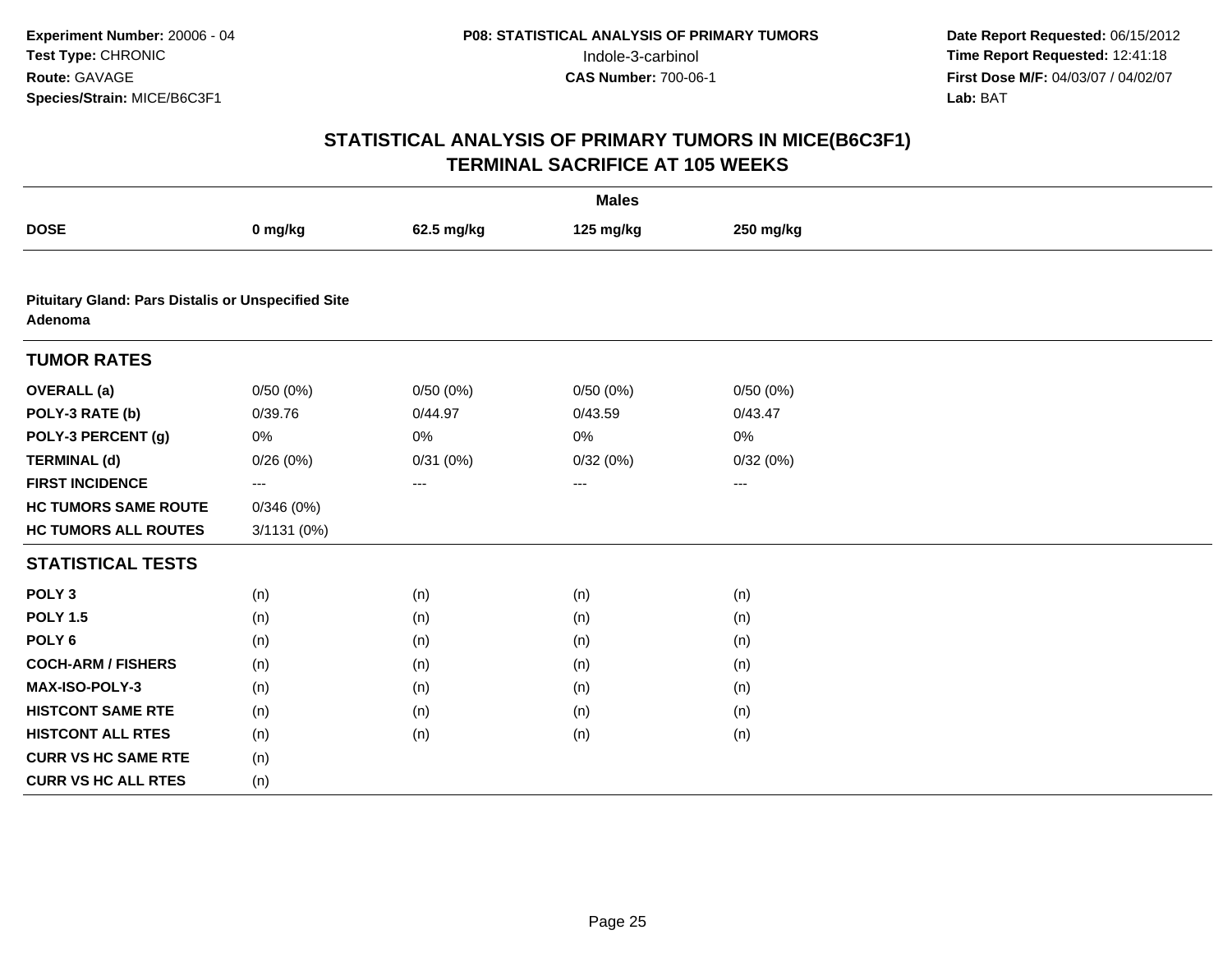**Experiment Number:** 20006 - 04
**Test Type:** CHRONIC
**Route:** GAVAGE
**Species/Strain:** MICE/B6C3F1

**P08: STATISTICAL ANALYSIS OF PRIMARY TUMORS**
Indole-3-carbinol
**CAS Number:** 700-06-1

**Date Report Requested:** 06/15/2012
**Time Report Requested:** 12:41:18
**First Dose M/F:** 04/03/07 / 04/02/07
**Lab:** BAT

## STATISTICAL ANALYSIS OF PRIMARY TUMORS IN MICE(B6C3F1)
## TERMINAL SACRIFICE AT 105 WEEKS

| | Males | | | |
|---|---|---|---|---|
| **DOSE** | **0 mg/kg** | **62.5 mg/kg** | **125 mg/kg** | **250 mg/kg** |
| **Pituitary Gland: Pars Distalis or Unspecified Site** | | | | |
| **Adenoma** | | | | |
| **TUMOR RATES** | | | | |
| **OVERALL (a)** | 0/50 (0%) | 0/50 (0%) | 0/50 (0%) | 0/50 (0%) |
| **POLY-3 RATE (b)** | 0/39.76 | 0/44.97 | 0/43.59 | 0/43.47 |
| **POLY-3 PERCENT (g)** | 0% | 0% | 0% | 0% |
| **TERMINAL (d)** | 0/26 (0%) | 0/31 (0%) | 0/32 (0%) | 0/32 (0%) |
| **FIRST INCIDENCE** | --- | --- | --- | --- |
| **HC TUMORS SAME ROUTE** | 0/346 (0%) | | | |
| **HC TUMORS ALL ROUTES** | 3/1131 (0%) | | | |
| **STATISTICAL TESTS** | | | | |
| **POLY 3** | (n) | (n) | (n) | (n) |
| **POLY 1.5** | (n) | (n) | (n) | (n) |
| **POLY 6** | (n) | (n) | (n) | (n) |
| **COCH-ARM / FISHERS** | (n) | (n) | (n) | (n) |
| **MAX-ISO-POLY-3** | (n) | (n) | (n) | (n) |
| **HISTCONT SAME RTE** | (n) | (n) | (n) | (n) |
| **HISTCONT ALL RTES** | (n) | (n) | (n) | (n) |
| **CURR VS HC SAME RTE** | (n) | | | |
| **CURR VS HC ALL RTES** | (n) | | | |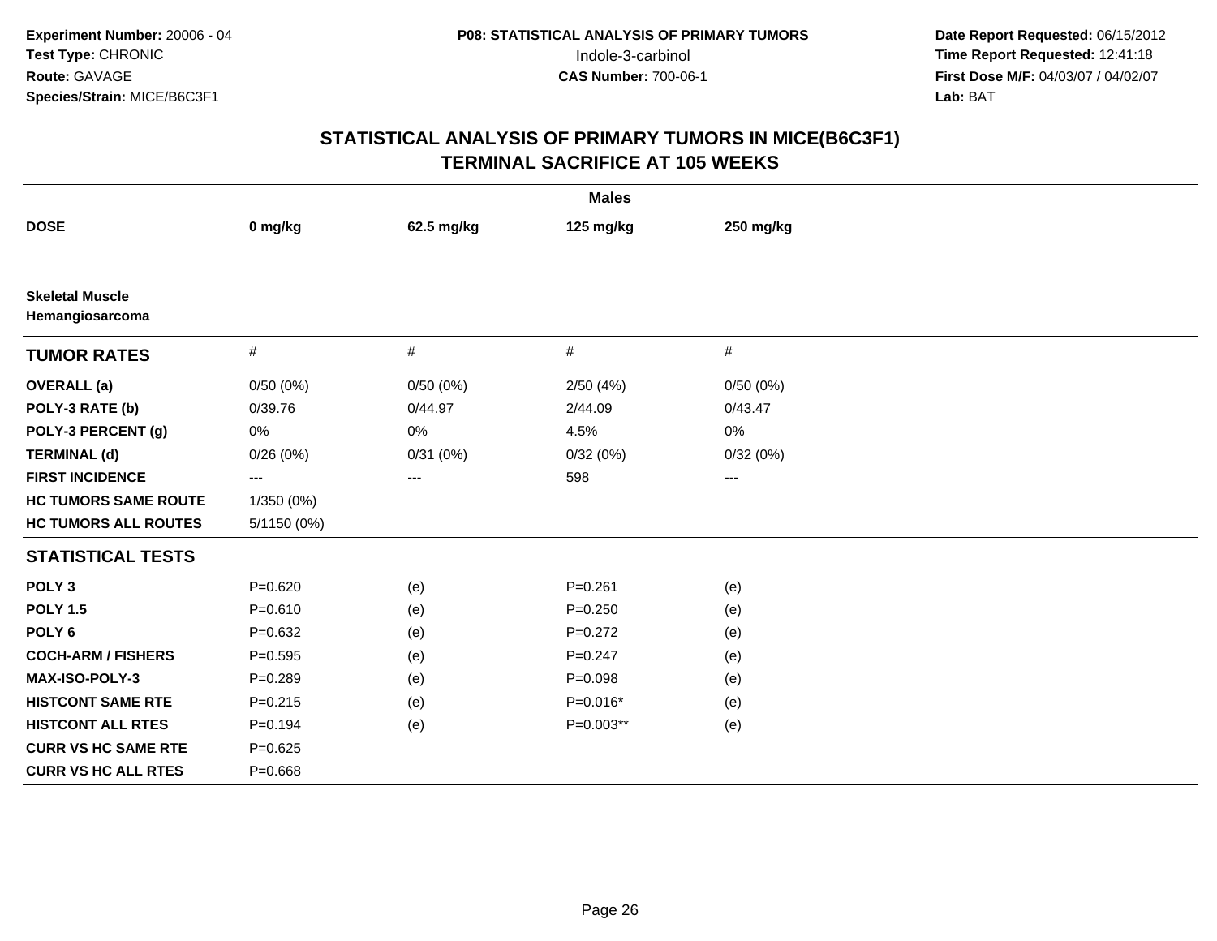Experiment Number: 20006 - 04
Test Type: CHRONIC
Route: GAVAGE
Species/Strain: MICE/B6C3F1

P08: STATISTICAL ANALYSIS OF PRIMARY TUMORS
Indole-3-carbinol
CAS Number: 700-06-1

Date Report Requested: 06/15/2012
Time Report Requested: 12:41:18
First Dose M/F: 04/03/07 / 04/02/07
Lab: BAT

## STATISTICAL ANALYSIS OF PRIMARY TUMORS IN MICE(B6C3F1)
## TERMINAL SACRIFICE AT 105 WEEKS

| | Males | | | |
|---|---|---|---|---|
| **DOSE** | **0 mg/kg** | **62.5 mg/kg** | **125 mg/kg** | **250 mg/kg** |
| **Skeletal Muscle Hemangiosarcoma** | | | | |
| **TUMOR RATES** | # | # | # | # |
| **OVERALL (a)** | 0/50 (0%) | 0/50 (0%) | 2/50 (4%) | 0/50 (0%) |
| **POLY-3 RATE (b)** | 0/39.76 | 0/44.97 | 2/44.09 | 0/43.47 |
| **POLY-3 PERCENT (g)** | 0% | 0% | 4.5% | 0% |
| **TERMINAL (d)** | 0/26 (0%) | 0/31 (0%) | 0/32 (0%) | 0/32 (0%) |
| **FIRST INCIDENCE** | --- | --- | 598 | --- |
| **HC TUMORS SAME ROUTE** | 1/350 (0%) | | | |
| **HC TUMORS ALL ROUTES** | 5/1150 (0%) | | | |
| **STATISTICAL TESTS** | | | | |
| **POLY 3** | P=0.620 | (e) | P=0.261 | (e) |
| **POLY 1.5** | P=0.610 | (e) | P=0.250 | (e) |
| **POLY 6** | P=0.632 | (e) | P=0.272 | (e) |
| **COCH-ARM / FISHERS** | P=0.595 | (e) | P=0.247 | (e) |
| **MAX-ISO-POLY-3** | P=0.289 | (e) | P=0.098 | (e) |
| **HISTCONT SAME RTE** | P=0.215 | (e) | P=0.016* | (e) |
| **HISTCONT ALL RTES** | P=0.194 | (e) | P=0.003** | (e) |
| **CURR VS HC SAME RTE** | P=0.625 | | | |
| **CURR VS HC ALL RTES** | P=0.668 | | | |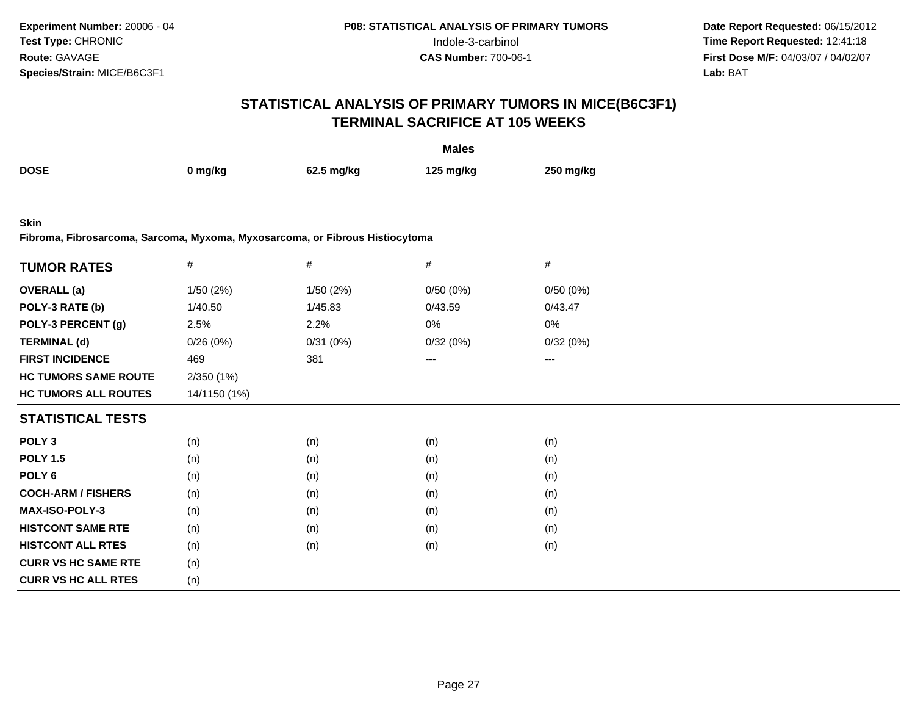**Experiment Number:** 20006 - 04
**Test Type:** CHRONIC
**Route:** GAVAGE
**Species/Strain:** MICE/B6C3F1

**P08: STATISTICAL ANALYSIS OF PRIMARY TUMORS**
Indole-3-carbinol
**CAS Number:** 700-06-1

**Date Report Requested:** 06/15/2012
**Time Report Requested:** 12:41:18
**First Dose M/F:** 04/03/07 / 04/02/07
**Lab:** BAT

## STATISTICAL ANALYSIS OF PRIMARY TUMORS IN MICE(B6C3F1)
## TERMINAL SACRIFICE AT 105 WEEKS

**Males**

| DOSE | 0 mg/kg | 62.5 mg/kg | 125 mg/kg | 250 mg/kg |
|---|---|---|---|---|

**Skin**
**Fibroma, Fibrosarcoma, Sarcoma, Myxoma, Myxosarcoma, or Fibrous Histiocytoma**

| TUMOR RATES | # | # | # | # |
|---|---|---|---|---|
| **OVERALL (a)** | 1/50 (2%) | 1/50 (2%) | 0/50 (0%) | 0/50 (0%) |
| **POLY-3 RATE (b)** | 1/40.50 | 1/45.83 | 0/43.59 | 0/43.47 |
| **POLY-3 PERCENT (g)** | 2.5% | 2.2% | 0% | 0% |
| **TERMINAL (d)** | 0/26 (0%) | 0/31 (0%) | 0/32 (0%) | 0/32 (0%) |
| **FIRST INCIDENCE** | 469 | 381 | --- | --- |
| **HC TUMORS SAME ROUTE** | 2/350 (1%) | | | |
| **HC TUMORS ALL ROUTES** | 14/1150 (1%) | | | |
| **STATISTICAL TESTS** | | | | |
| **POLY 3** | (n) | (n) | (n) | (n) |
| **POLY 1.5** | (n) | (n) | (n) | (n) |
| **POLY 6** | (n) | (n) | (n) | (n) |
| **COCH-ARM / FISHERS** | (n) | (n) | (n) | (n) |
| **MAX-ISO-POLY-3** | (n) | (n) | (n) | (n) |
| **HISTCONT SAME RTE** | (n) | (n) | (n) | (n) |
| **HISTCONT ALL RTES** | (n) | (n) | (n) | (n) |
| **CURR VS HC SAME RTE** | (n) | | | |
| **CURR VS HC ALL RTES** | (n) | | | |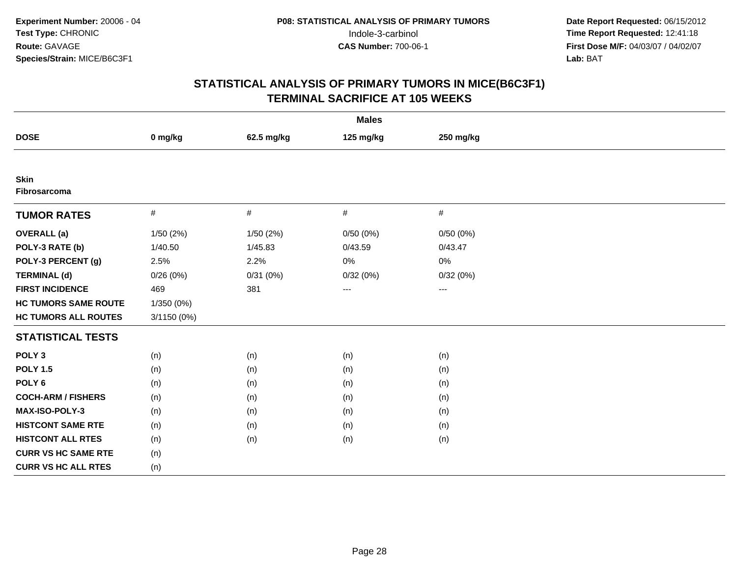Experiment Number: 20006 - 04
Test Type: CHRONIC
Route: GAVAGE
Species/Strain: MICE/B6C3F1

P08: STATISTICAL ANALYSIS OF PRIMARY TUMORS
Indole-3-carbinol
CAS Number: 700-06-1

Date Report Requested: 06/15/2012
Time Report Requested: 12:41:18
First Dose M/F: 04/03/07 / 04/02/07
Lab: BAT

## STATISTICAL ANALYSIS OF PRIMARY TUMORS IN MICE(B6C3F1)
## TERMINAL SACRIFICE AT 105 WEEKS

| | Males | | | |
|---|---|---|---|---|
| **DOSE** | **0 mg/kg** | **62.5 mg/kg** | **125 mg/kg** | **250 mg/kg** |
| **Skin** | | | | |
| **Fibrosarcoma** | | | | |
| **TUMOR RATES** | # | # | # | # |
| **OVERALL (a)** | 1/50 (2%) | 1/50 (2%) | 0/50 (0%) | 0/50 (0%) |
| **POLY-3 RATE (b)** | 1/40.50 | 1/45.83 | 0/43.59 | 0/43.47 |
| **POLY-3 PERCENT (g)** | 2.5% | 2.2% | 0% | 0% |
| **TERMINAL (d)** | 0/26 (0%) | 0/31 (0%) | 0/32 (0%) | 0/32 (0%) |
| **FIRST INCIDENCE** | 469 | 381 | --- | --- |
| **HC TUMORS SAME ROUTE** | 1/350 (0%) | | | |
| **HC TUMORS ALL ROUTES** | 3/1150 (0%) | | | |
| **STATISTICAL TESTS** | | | | |
| **POLY 3** | (n) | (n) | (n) | (n) |
| **POLY 1.5** | (n) | (n) | (n) | (n) |
| **POLY 6** | (n) | (n) | (n) | (n) |
| **COCH-ARM / FISHERS** | (n) | (n) | (n) | (n) |
| **MAX-ISO-POLY-3** | (n) | (n) | (n) | (n) |
| **HISTCONT SAME RTE** | (n) | (n) | (n) | (n) |
| **HISTCONT ALL RTES** | (n) | (n) | (n) | (n) |
| **CURR VS HC SAME RTE** | (n) | | | |
| **CURR VS HC ALL RTES** | (n) | | | |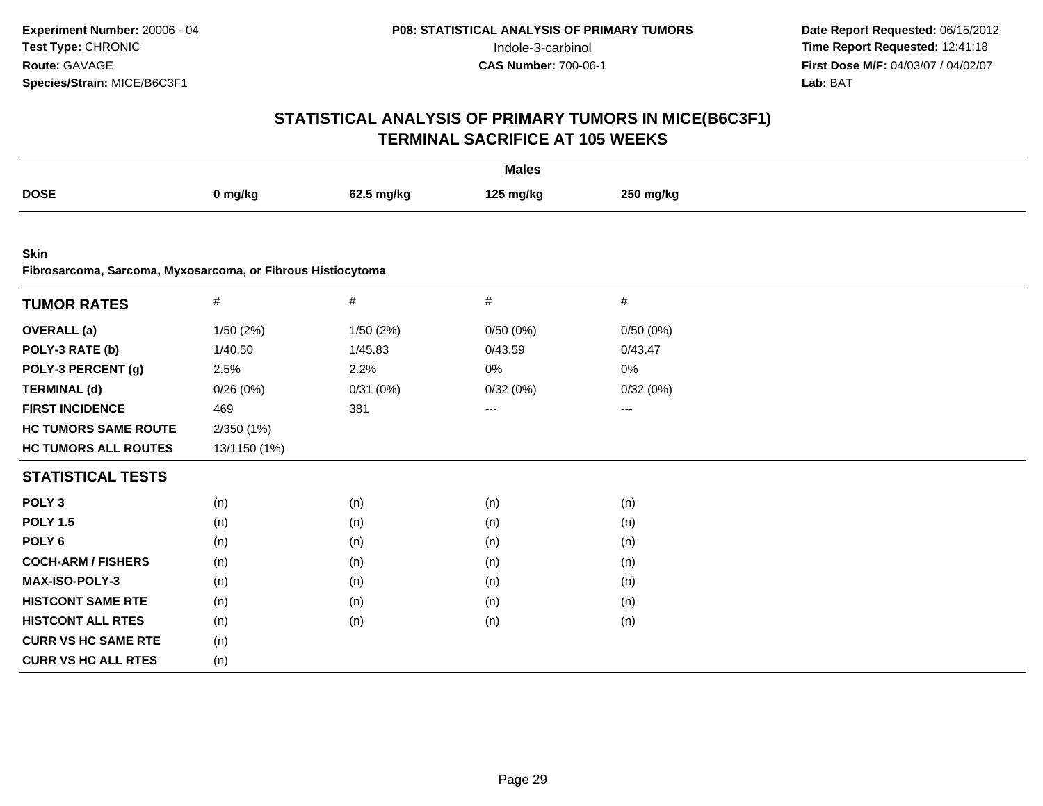Experiment Number: 20006 - 04
Test Type: CHRONIC
Route: GAVAGE
Species/Strain: MICE/B6C3F1

P08: STATISTICAL ANALYSIS OF PRIMARY TUMORS
Indole-3-carbinol
CAS Number: 700-06-1

Date Report Requested: 06/15/2012
Time Report Requested: 12:41:18
First Dose M/F: 04/03/07 / 04/02/07
Lab: BAT

## STATISTICAL ANALYSIS OF PRIMARY TUMORS IN MICE(B6C3F1)
## TERMINAL SACRIFICE AT 105 WEEKS

| | Males | | | |
|---|---|---|---|---|
| **DOSE** | **0 mg/kg** | **62.5 mg/kg** | **125 mg/kg** | **250 mg/kg** |

**Skin**
**Fibrosarcoma, Sarcoma, Myxosarcoma, or Fibrous Histiocytoma**

| **TUMOR RATES** | # | # | # | # |
|---|---|---|---|---|
| **OVERALL (a)** | 1/50 (2%) | 1/50 (2%) | 0/50 (0%) | 0/50 (0%) |
| **POLY-3 RATE (b)** | 1/40.50 | 1/45.83 | 0/43.59 | 0/43.47 |
| **POLY-3 PERCENT (g)** | 2.5% | 2.2% | 0% | 0% |
| **TERMINAL (d)** | 0/26 (0%) | 0/31 (0%) | 0/32 (0%) | 0/32 (0%) |
| **FIRST INCIDENCE** | 469 | 381 | --- | --- |
| **HC TUMORS SAME ROUTE** | 2/350 (1%) | | | |
| **HC TUMORS ALL ROUTES** | 13/1150 (1%) | | | |
| **STATISTICAL TESTS** | | | | |
| **POLY 3** | (n) | (n) | (n) | (n) |
| **POLY 1.5** | (n) | (n) | (n) | (n) |
| **POLY 6** | (n) | (n) | (n) | (n) |
| **COCH-ARM / FISHERS** | (n) | (n) | (n) | (n) |
| **MAX-ISO-POLY-3** | (n) | (n) | (n) | (n) |
| **HISTCONT SAME RTE** | (n) | (n) | (n) | (n) |
| **HISTCONT ALL RTES** | (n) | (n) | (n) | (n) |
| **CURR VS HC SAME RTE** | (n) | | | |
| **CURR VS HC ALL RTES** | (n) | | | |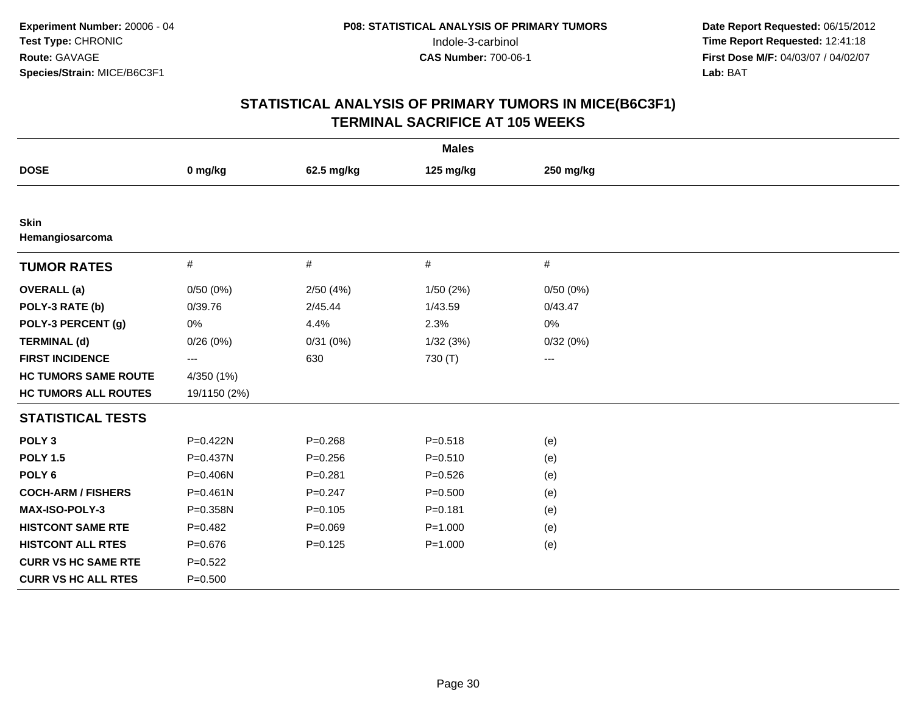**Experiment Number:** 20006 - 04
**Test Type:** CHRONIC
**Route:** GAVAGE
**Species/Strain:** MICE/B6C3F1

**P08: STATISTICAL ANALYSIS OF PRIMARY TUMORS**
Indole-3-carbinol
**CAS Number:** 700-06-1

**Date Report Requested:** 06/15/2012
**Time Report Requested:** 12:41:18
**First Dose M/F:** 04/03/07 / 04/02/07
**Lab:** BAT

## STATISTICAL ANALYSIS OF PRIMARY TUMORS IN MICE(B6C3F1)
## TERMINAL SACRIFICE AT 105 WEEKS

| | Males | | | |
|---|---|---|---|---|
| **DOSE** | **0 mg/kg** | **62.5 mg/kg** | **125 mg/kg** | **250 mg/kg** |
| **Skin** | | | | |
| **Hemangiosarcoma** | | | | |
| **TUMOR RATES** | # | # | # | # |
| **OVERALL (a)** | 0/50 (0%) | 2/50 (4%) | 1/50 (2%) | 0/50 (0%) |
| **POLY-3 RATE (b)** | 0/39.76 | 2/45.44 | 1/43.59 | 0/43.47 |
| **POLY-3 PERCENT (g)** | 0% | 4.4% | 2.3% | 0% |
| **TERMINAL (d)** | 0/26 (0%) | 0/31 (0%) | 1/32 (3%) | 0/32 (0%) |
| **FIRST INCIDENCE** | --- | 630 | 730 (T) | --- |
| **HC TUMORS SAME ROUTE** | 4/350 (1%) | | | |
| **HC TUMORS ALL ROUTES** | 19/1150 (2%) | | | |
| **STATISTICAL TESTS** | | | | |
| **POLY 3** | P=0.422N | P=0.268 | P=0.518 | (e) |
| **POLY 1.5** | P=0.437N | P=0.256 | P=0.510 | (e) |
| **POLY 6** | P=0.406N | P=0.281 | P=0.526 | (e) |
| **COCH-ARM / FISHERS** | P=0.461N | P=0.247 | P=0.500 | (e) |
| **MAX-ISO-POLY-3** | P=0.358N | P=0.105 | P=0.181 | (e) |
| **HISTCONT SAME RTE** | P=0.482 | P=0.069 | P=1.000 | (e) |
| **HISTCONT ALL RTES** | P=0.676 | P=0.125 | P=1.000 | (e) |
| **CURR VS HC SAME RTE** | P=0.522 | | | |
| **CURR VS HC ALL RTES** | P=0.500 | | | |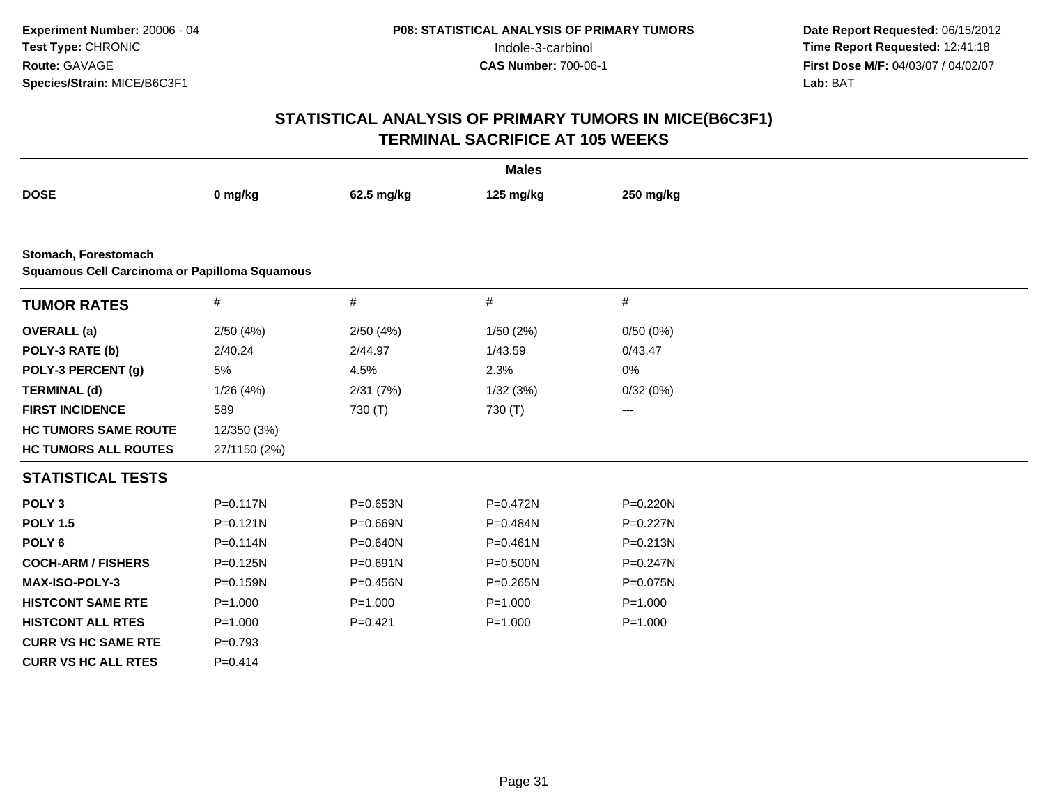**Experiment Number:** 20006 - 04
**Test Type:** CHRONIC
**Route:** GAVAGE
**Species/Strain:** MICE/B6C3F1

**P08: STATISTICAL ANALYSIS OF PRIMARY TUMORS**
Indole-3-carbinol
**CAS Number:** 700-06-1

**Date Report Requested:** 06/15/2012
**Time Report Requested:** 12:41:18
**First Dose M/F:** 04/03/07 / 04/02/07
**Lab:** BAT

## STATISTICAL ANALYSIS OF PRIMARY TUMORS IN MICE(B6C3F1)
## TERMINAL SACRIFICE AT 105 WEEKS

**Males**

| DOSE | 0 mg/kg | 62.5 mg/kg | 125 mg/kg | 250 mg/kg |
|---|---|---|---|---|

**Stomach, Forestomach**
**Squamous Cell Carcinoma or Papilloma Squamous**

| TUMOR RATES | # | # | # | # |
|---|---|---|---|---|
| **OVERALL (a)** | 2/50 (4%) | 2/50 (4%) | 1/50 (2%) | 0/50 (0%) |
| **POLY-3 RATE (b)** | 2/40.24 | 2/44.97 | 1/43.59 | 0/43.47 |
| **POLY-3 PERCENT (g)** | 5% | 4.5% | 2.3% | 0% |
| **TERMINAL (d)** | 1/26 (4%) | 2/31 (7%) | 1/32 (3%) | 0/32 (0%) |
| **FIRST INCIDENCE** | 589 | 730 (T) | 730 (T) | --- |
| **HC TUMORS SAME ROUTE** | 12/350 (3%) | | | |
| **HC TUMORS ALL ROUTES** | 27/1150 (2%) | | | |
| **STATISTICAL TESTS** | | | | |
| **POLY 3** | P=0.117N | P=0.653N | P=0.472N | P=0.220N |
| **POLY 1.5** | P=0.121N | P=0.669N | P=0.484N | P=0.227N |
| **POLY 6** | P=0.114N | P=0.640N | P=0.461N | P=0.213N |
| **COCH-ARM / FISHERS** | P=0.125N | P=0.691N | P=0.500N | P=0.247N |
| **MAX-ISO-POLY-3** | P=0.159N | P=0.456N | P=0.265N | P=0.075N |
| **HISTCONT SAME RTE** | P=1.000 | P=1.000 | P=1.000 | P=1.000 |
| **HISTCONT ALL RTES** | P=1.000 | P=0.421 | P=1.000 | P=1.000 |
| **CURR VS HC SAME RTE** | P=0.793 | | | |
| **CURR VS HC ALL RTES** | P=0.414 | | | |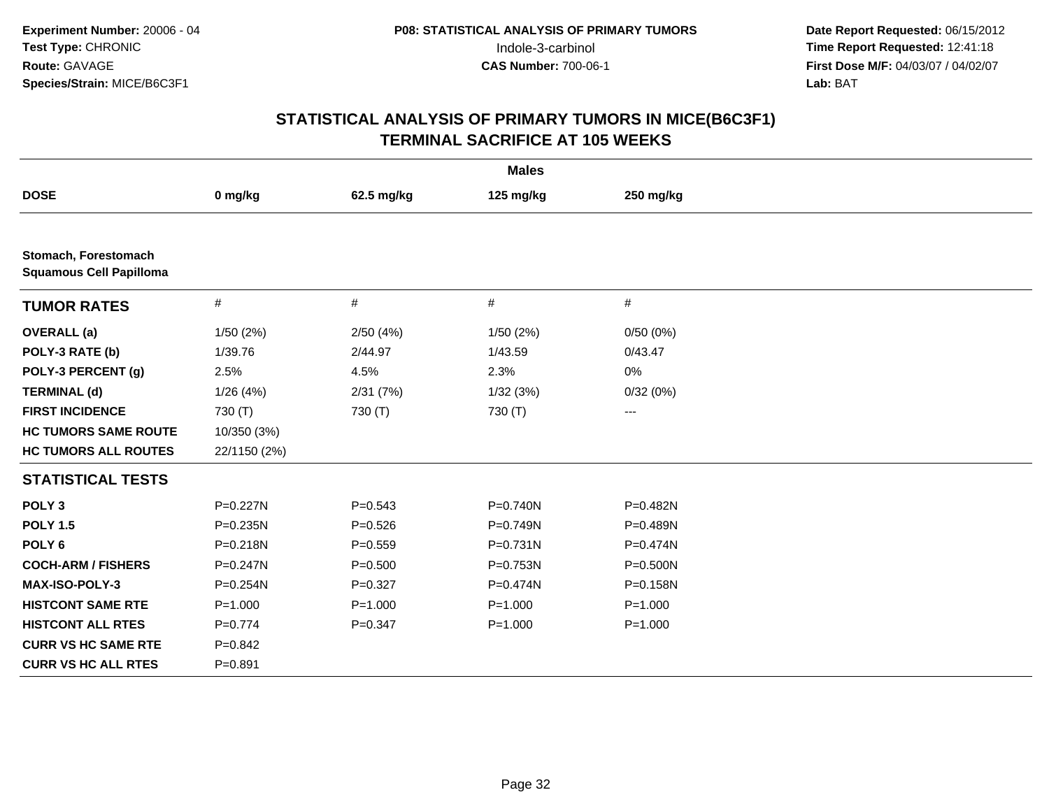**Experiment Number:** 20006 - 04
**Test Type:** CHRONIC
**Route:** GAVAGE
**Species/Strain:** MICE/B6C3F1

**P08: STATISTICAL ANALYSIS OF PRIMARY TUMORS**
Indole-3-carbinol
**CAS Number:** 700-06-1

**Date Report Requested:** 06/15/2012
**Time Report Requested:** 12:41:18
**First Dose M/F:** 04/03/07 / 04/02/07
**Lab:** BAT

# STATISTICAL ANALYSIS OF PRIMARY TUMORS IN MICE(B6C3F1)
## TERMINAL SACRIFICE AT 105 WEEKS

| | Males | | | |
|---|---|---|---|---|
| **DOSE** | **0 mg/kg** | **62.5 mg/kg** | **125 mg/kg** | **250 mg/kg** |
| **Stomach, Forestomach** | | | | |
| **Squamous Cell Papilloma** | | | | |
| **TUMOR RATES** | # | # | # | # |
| **OVERALL (a)** | 1/50 (2%) | 2/50 (4%) | 1/50 (2%) | 0/50 (0%) |
| **POLY-3 RATE (b)** | 1/39.76 | 2/44.97 | 1/43.59 | 0/43.47 |
| **POLY-3 PERCENT (g)** | 2.5% | 4.5% | 2.3% | 0% |
| **TERMINAL (d)** | 1/26 (4%) | 2/31 (7%) | 1/32 (3%) | 0/32 (0%) |
| **FIRST INCIDENCE** | 730 (T) | 730 (T) | 730 (T) | --- |
| **HC TUMORS SAME ROUTE** | 10/350 (3%) | | | |
| **HC TUMORS ALL ROUTES** | 22/1150 (2%) | | | |
| **STATISTICAL TESTS** | | | | |
| **POLY 3** | P=0.227N | P=0.543 | P=0.740N | P=0.482N |
| **POLY 1.5** | P=0.235N | P=0.526 | P=0.749N | P=0.489N |
| **POLY 6** | P=0.218N | P=0.559 | P=0.731N | P=0.474N |
| **COCH-ARM / FISHERS** | P=0.247N | P=0.500 | P=0.753N | P=0.500N |
| **MAX-ISO-POLY-3** | P=0.254N | P=0.327 | P=0.474N | P=0.158N |
| **HISTCONT SAME RTE** | P=1.000 | P=1.000 | P=1.000 | P=1.000 |
| **HISTCONT ALL RTES** | P=0.774 | P=0.347 | P=1.000 | P=1.000 |
| **CURR VS HC SAME RTE** | P=0.842 | | | |
| **CURR VS HC ALL RTES** | P=0.891 | | | |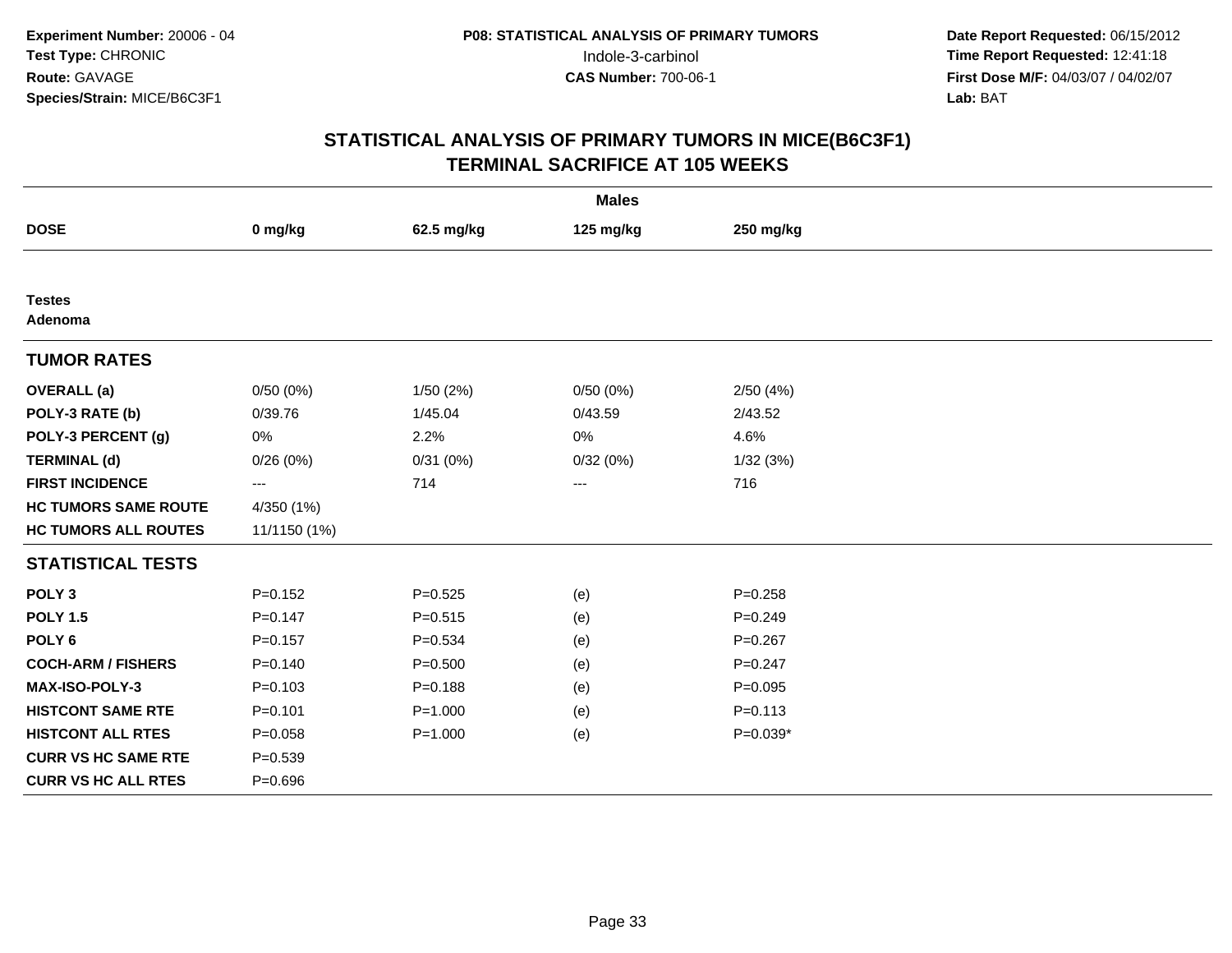Experiment Number: 20006 - 04
Test Type: CHRONIC
Route: GAVAGE
Species/Strain: MICE/B6C3F1

P08: STATISTICAL ANALYSIS OF PRIMARY TUMORS
Indole-3-carbinol
CAS Number: 700-06-1

Date Report Requested: 06/15/2012
Time Report Requested: 12:41:18
First Dose M/F: 04/03/07 / 04/02/07
Lab: BAT

## STATISTICAL ANALYSIS OF PRIMARY TUMORS IN MICE(B6C3F1)
## TERMINAL SACRIFICE AT 105 WEEKS

| | Males | | | |
|---|---|---|---|---|
| **DOSE** | **0 mg/kg** | **62.5 mg/kg** | **125 mg/kg** | **250 mg/kg** |
| **Testes** | | | | |
| **Adenoma** | | | | |
| **TUMOR RATES** | | | | |
| **OVERALL (a)** | 0/50 (0%) | 1/50 (2%) | 0/50 (0%) | 2/50 (4%) |
| **POLY-3 RATE (b)** | 0/39.76 | 1/45.04 | 0/43.59 | 2/43.52 |
| **POLY-3 PERCENT (g)** | 0% | 2.2% | 0% | 4.6% |
| **TERMINAL (d)** | 0/26 (0%) | 0/31 (0%) | 0/32 (0%) | 1/32 (3%) |
| **FIRST INCIDENCE** | --- | 714 | --- | 716 |
| **HC TUMORS SAME ROUTE** | 4/350 (1%) | | | |
| **HC TUMORS ALL ROUTES** | 11/1150 (1%) | | | |
| **STATISTICAL TESTS** | | | | |
| **POLY 3** | P=0.152 | P=0.525 | (e) | P=0.258 |
| **POLY 1.5** | P=0.147 | P=0.515 | (e) | P=0.249 |
| **POLY 6** | P=0.157 | P=0.534 | (e) | P=0.267 |
| **COCH-ARM / FISHERS** | P=0.140 | P=0.500 | (e) | P=0.247 |
| **MAX-ISO-POLY-3** | P=0.103 | P=0.188 | (e) | P=0.095 |
| **HISTCONT SAME RTE** | P=0.101 | P=1.000 | (e) | P=0.113 |
| **HISTCONT ALL RTES** | P=0.058 | P=1.000 | (e) | P=0.039* |
| **CURR VS HC SAME RTE** | P=0.539 | | | |
| **CURR VS HC ALL RTES** | P=0.696 | | | |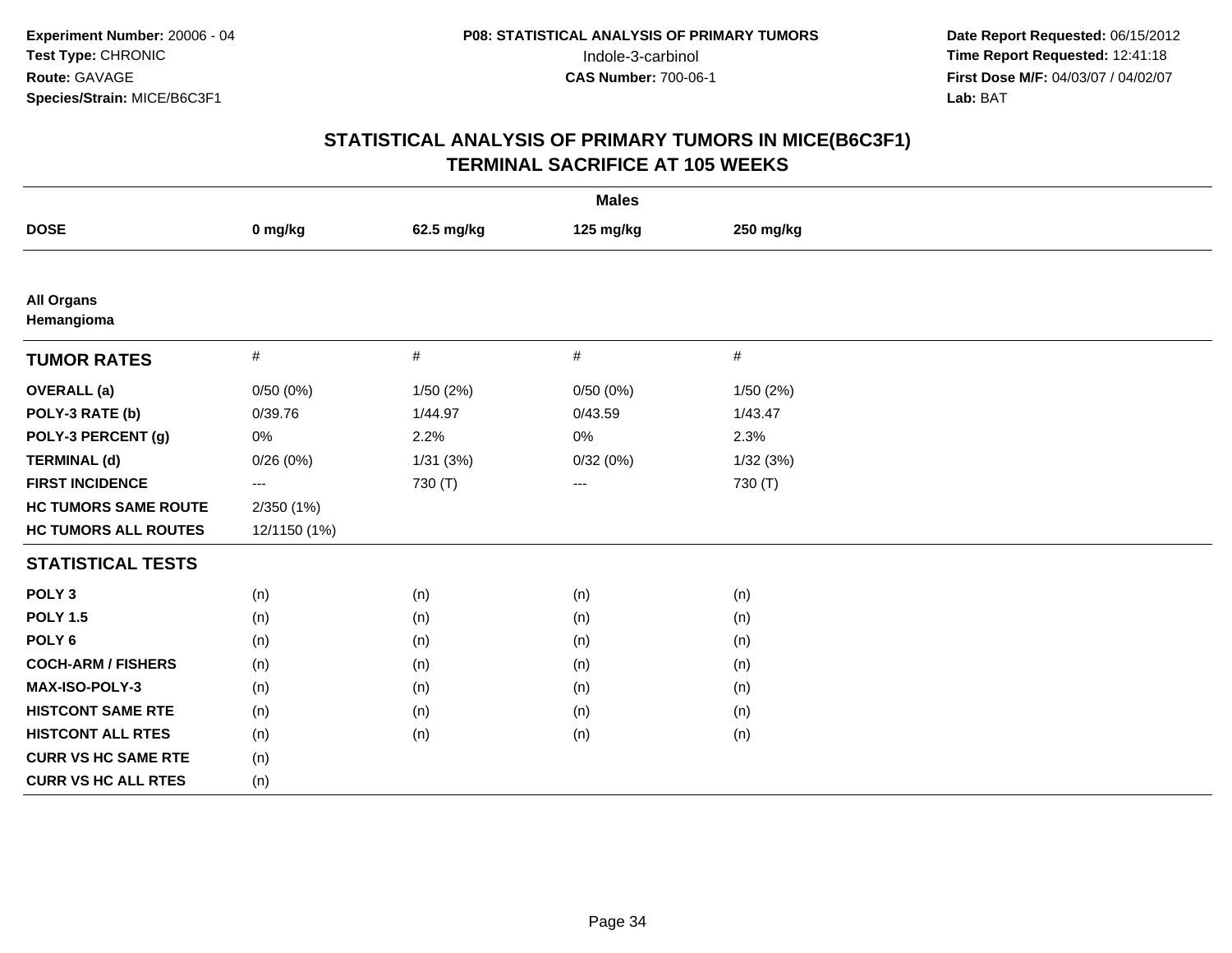**Experiment Number:** 20006 - 04
**Test Type:** CHRONIC
**Route:** GAVAGE
**Species/Strain:** MICE/B6C3F1

**P08: STATISTICAL ANALYSIS OF PRIMARY TUMORS**
Indole-3-carbinol
**CAS Number:** 700-06-1

**Date Report Requested:** 06/15/2012
**Time Report Requested:** 12:41:18
**First Dose M/F:** 04/03/07 / 04/02/07
**Lab:** BAT

# STATISTICAL ANALYSIS OF PRIMARY TUMORS IN MICE(B6C3F1)
## TERMINAL SACRIFICE AT 105 WEEKS

| | Males | | | |
|---|---|---|---|---|
| **DOSE** | **0 mg/kg** | **62.5 mg/kg** | **125 mg/kg** | **250 mg/kg** |
| **All Organs** | | | | |
| **Hemangioma** | | | | |
| **TUMOR RATES** | # | # | # | # |
| **OVERALL (a)** | 0/50 (0%) | 1/50 (2%) | 0/50 (0%) | 1/50 (2%) |
| **POLY-3 RATE (b)** | 0/39.76 | 1/44.97 | 0/43.59 | 1/43.47 |
| **POLY-3 PERCENT (g)** | 0% | 2.2% | 0% | 2.3% |
| **TERMINAL (d)** | 0/26 (0%) | 1/31 (3%) | 0/32 (0%) | 1/32 (3%) |
| **FIRST INCIDENCE** | --- | 730 (T) | --- | 730 (T) |
| **HC TUMORS SAME ROUTE** | 2/350 (1%) | | | |
| **HC TUMORS ALL ROUTES** | 12/1150 (1%) | | | |
| **STATISTICAL TESTS** | | | | |
| **POLY 3** | (n) | (n) | (n) | (n) |
| **POLY 1.5** | (n) | (n) | (n) | (n) |
| **POLY 6** | (n) | (n) | (n) | (n) |
| **COCH-ARM / FISHERS** | (n) | (n) | (n) | (n) |
| **MAX-ISO-POLY-3** | (n) | (n) | (n) | (n) |
| **HISTCONT SAME RTE** | (n) | (n) | (n) | (n) |
| **HISTCONT ALL RTES** | (n) | (n) | (n) | (n) |
| **CURR VS HC SAME RTE** | (n) | | | |
| **CURR VS HC ALL RTES** | (n) | | | |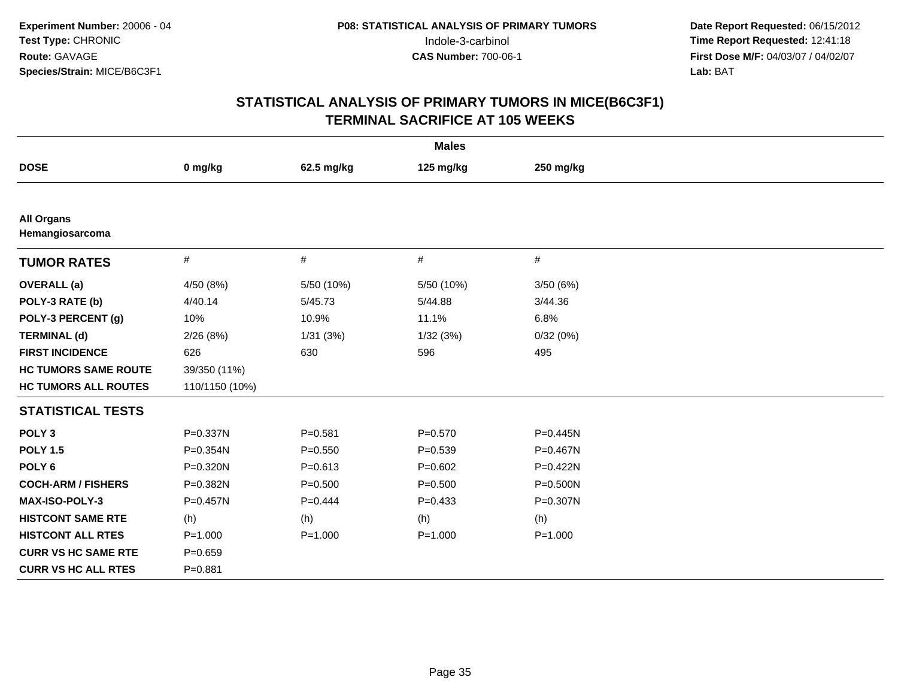Experiment Number: 20006 - 04
Test Type: CHRONIC
Route: GAVAGE
Species/Strain: MICE/B6C3F1

**P08: STATISTICAL ANALYSIS OF PRIMARY TUMORS**
Indole-3-carbinol
**CAS Number:** 700-06-1

**Date Report Requested:** 06/15/2012
**Time Report Requested:** 12:41:18
**First Dose M/F:** 04/03/07 / 04/02/07
**Lab:** BAT

# STATISTICAL ANALYSIS OF PRIMARY TUMORS IN MICE(B6C3F1)
## TERMINAL SACRIFICE AT 105 WEEKS

**Males**

| DOSE | 0 mg/kg | 62.5 mg/kg | 125 mg/kg | 250 mg/kg |
|---|---|---|---|---|
| **All Organs** | | | | |
| **Hemangiosarcoma** | | | | |
| **TUMOR RATES** | # | # | # | # |
| **OVERALL (a)** | 4/50 (8%) | 5/50 (10%) | 5/50 (10%) | 3/50 (6%) |
| **POLY-3 RATE (b)** | 4/40.14 | 5/45.73 | 5/44.88 | 3/44.36 |
| **POLY-3 PERCENT (g)** | 10% | 10.9% | 11.1% | 6.8% |
| **TERMINAL (d)** | 2/26 (8%) | 1/31 (3%) | 1/32 (3%) | 0/32 (0%) |
| **FIRST INCIDENCE** | 626 | 630 | 596 | 495 |
| **HC TUMORS SAME ROUTE** | 39/350 (11%) | | | |
| **HC TUMORS ALL ROUTES** | 110/1150 (10%) | | | |
| **STATISTICAL TESTS** | | | | |
| **POLY 3** | P=0.337N | P=0.581 | P=0.570 | P=0.445N |
| **POLY 1.5** | P=0.354N | P=0.550 | P=0.539 | P=0.467N |
| **POLY 6** | P=0.320N | P=0.613 | P=0.602 | P=0.422N |
| **COCH-ARM / FISHERS** | P=0.382N | P=0.500 | P=0.500 | P=0.500N |
| **MAX-ISO-POLY-3** | P=0.457N | P=0.444 | P=0.433 | P=0.307N |
| **HISTCONT SAME RTE** | (h) | (h) | (h) | (h) |
| **HISTCONT ALL RTES** | P=1.000 | P=1.000 | P=1.000 | P=1.000 |
| **CURR VS HC SAME RTE** | P=0.659 | | | |
| **CURR VS HC ALL RTES** | P=0.881 | | | |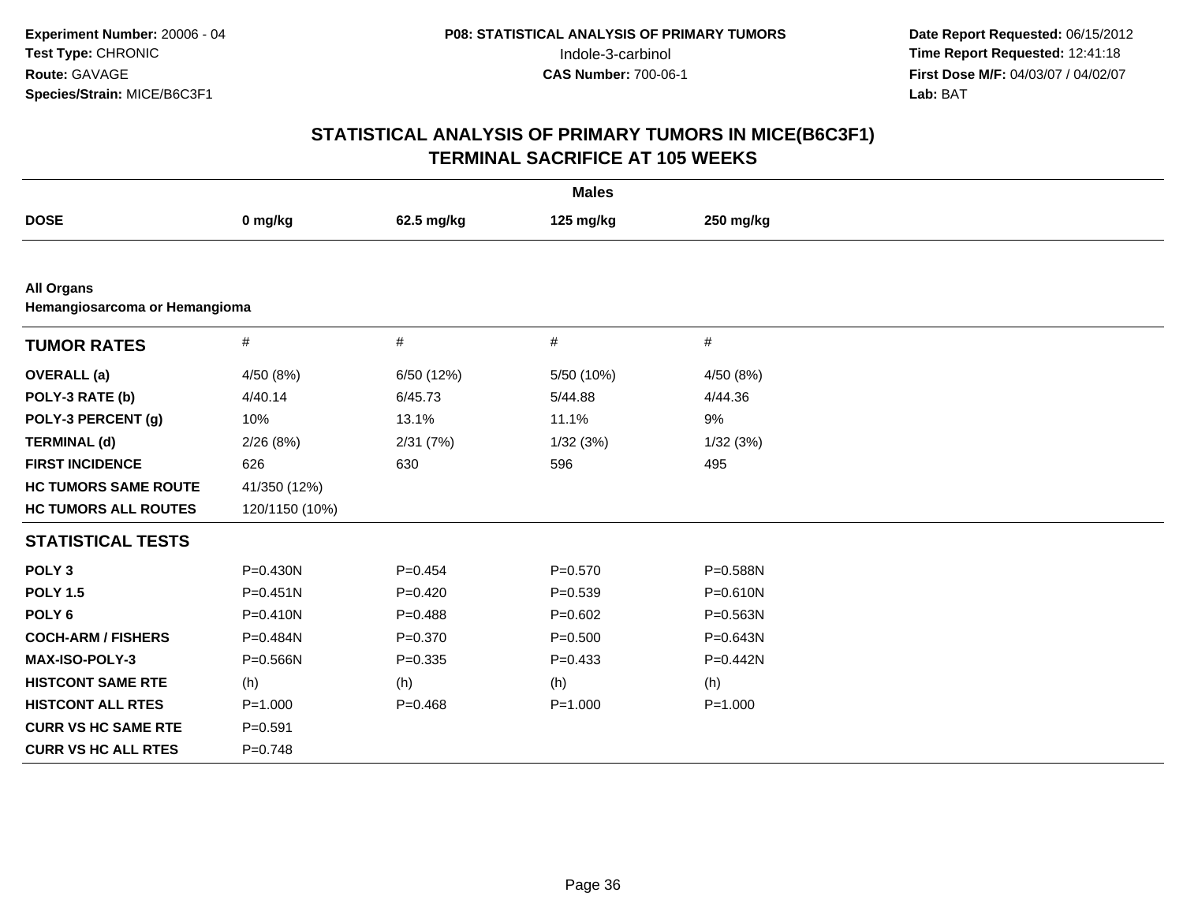**Experiment Number:** 20006 - 04
**Test Type:** CHRONIC
**Route:** GAVAGE
**Species/Strain:** MICE/B6C3F1

**P08: STATISTICAL ANALYSIS OF PRIMARY TUMORS**
Indole-3-carbinol
**CAS Number:** 700-06-1

**Date Report Requested:** 06/15/2012
**Time Report Requested:** 12:41:18
**First Dose M/F:** 04/03/07 / 04/02/07
**Lab:** BAT

## STATISTICAL ANALYSIS OF PRIMARY TUMORS IN MICE(B6C3F1)
## TERMINAL SACRIFICE AT 105 WEEKS

**Males**

| DOSE | 0 mg/kg | 62.5 mg/kg | 125 mg/kg | 250 mg/kg |
|---|---|---|---|---|
| **All Organs** | | | | |
| **Hemangiosarcoma or Hemangioma** | | | | |
| **TUMOR RATES** | # | # | # | # |
| **OVERALL (a)** | 4/50 (8%) | 6/50 (12%) | 5/50 (10%) | 4/50 (8%) |
| **POLY-3 RATE (b)** | 4/40.14 | 6/45.73 | 5/44.88 | 4/44.36 |
| **POLY-3 PERCENT (g)** | 10% | 13.1% | 11.1% | 9% |
| **TERMINAL (d)** | 2/26 (8%) | 2/31 (7%) | 1/32 (3%) | 1/32 (3%) |
| **FIRST INCIDENCE** | 626 | 630 | 596 | 495 |
| **HC TUMORS SAME ROUTE** | 41/350 (12%) | | | |
| **HC TUMORS ALL ROUTES** | 120/1150 (10%) | | | |
| **STATISTICAL TESTS** | | | | |
| **POLY 3** | P=0.430N | P=0.454 | P=0.570 | P=0.588N |
| **POLY 1.5** | P=0.451N | P=0.420 | P=0.539 | P=0.610N |
| **POLY 6** | P=0.410N | P=0.488 | P=0.602 | P=0.563N |
| **COCH-ARM / FISHERS** | P=0.484N | P=0.370 | P=0.500 | P=0.643N |
| **MAX-ISO-POLY-3** | P=0.566N | P=0.335 | P=0.433 | P=0.442N |
| **HISTCONT SAME RTE** | (h) | (h) | (h) | (h) |
| **HISTCONT ALL RTES** | P=1.000 | P=0.468 | P=1.000 | P=1.000 |
| **CURR VS HC SAME RTE** | P=0.591 | | | |
| **CURR VS HC ALL RTES** | P=0.748 | | | |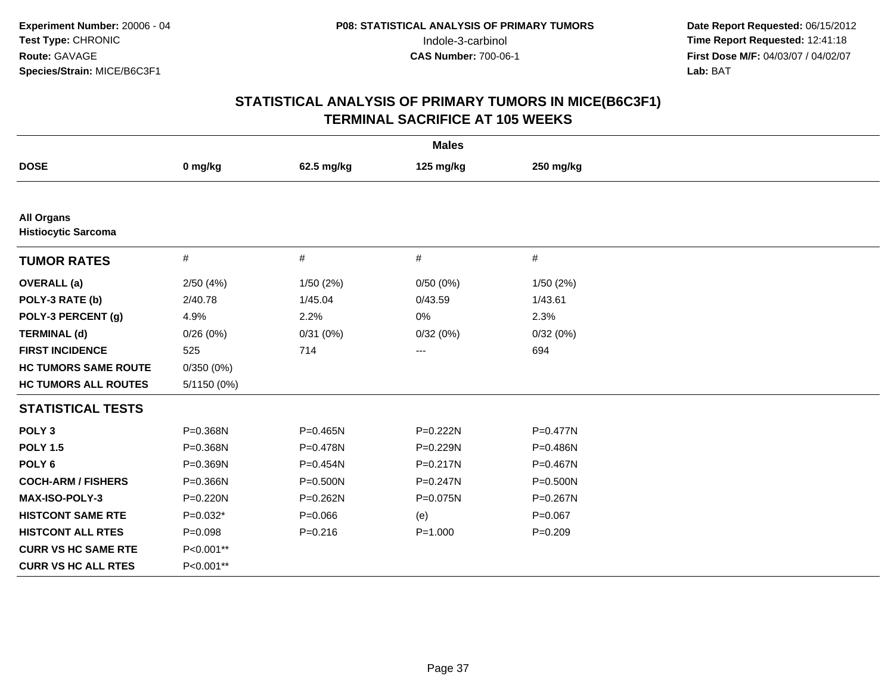**Experiment Number:** 20006 - 04
**Test Type:** CHRONIC
**Route:** GAVAGE
**Species/Strain:** MICE/B6C3F1

**P08: STATISTICAL ANALYSIS OF PRIMARY TUMORS**
Indole-3-carbinol
**CAS Number:** 700-06-1

**Date Report Requested:** 06/15/2012
**Time Report Requested:** 12:41:18
**First Dose M/F:** 04/03/07 / 04/02/07
**Lab:** BAT

## STATISTICAL ANALYSIS OF PRIMARY TUMORS IN MICE(B6C3F1)
## TERMINAL SACRIFICE AT 105 WEEKS

| | Males | | | |
|---|---|---|---|---|
| **DOSE** | **0 mg/kg** | **62.5 mg/kg** | **125 mg/kg** | **250 mg/kg** |
| **All Organs** | | | | |
| **Histiocytic Sarcoma** | | | | |
| **TUMOR RATES** | # | # | # | # |
| **OVERALL (a)** | 2/50 (4%) | 1/50 (2%) | 0/50 (0%) | 1/50 (2%) |
| **POLY-3 RATE (b)** | 2/40.78 | 1/45.04 | 0/43.59 | 1/43.61 |
| **POLY-3 PERCENT (g)** | 4.9% | 2.2% | 0% | 2.3% |
| **TERMINAL (d)** | 0/26 (0%) | 0/31 (0%) | 0/32 (0%) | 0/32 (0%) |
| **FIRST INCIDENCE** | 525 | 714 | --- | 694 |
| **HC TUMORS SAME ROUTE** | 0/350 (0%) | | | |
| **HC TUMORS ALL ROUTES** | 5/1150 (0%) | | | |
| **STATISTICAL TESTS** | | | | |
| **POLY 3** | P=0.368N | P=0.465N | P=0.222N | P=0.477N |
| **POLY 1.5** | P=0.368N | P=0.478N | P=0.229N | P=0.486N |
| **POLY 6** | P=0.369N | P=0.454N | P=0.217N | P=0.467N |
| **COCH-ARM / FISHERS** | P=0.366N | P=0.500N | P=0.247N | P=0.500N |
| **MAX-ISO-POLY-3** | P=0.220N | P=0.262N | P=0.075N | P=0.267N |
| **HISTCONT SAME RTE** | P=0.032* | P=0.066 | (e) | P=0.067 |
| **HISTCONT ALL RTES** | P=0.098 | P=0.216 | P=1.000 | P=0.209 |
| **CURR VS HC SAME RTE** | P<0.001** | | | |
| **CURR VS HC ALL RTES** | P<0.001** | | | |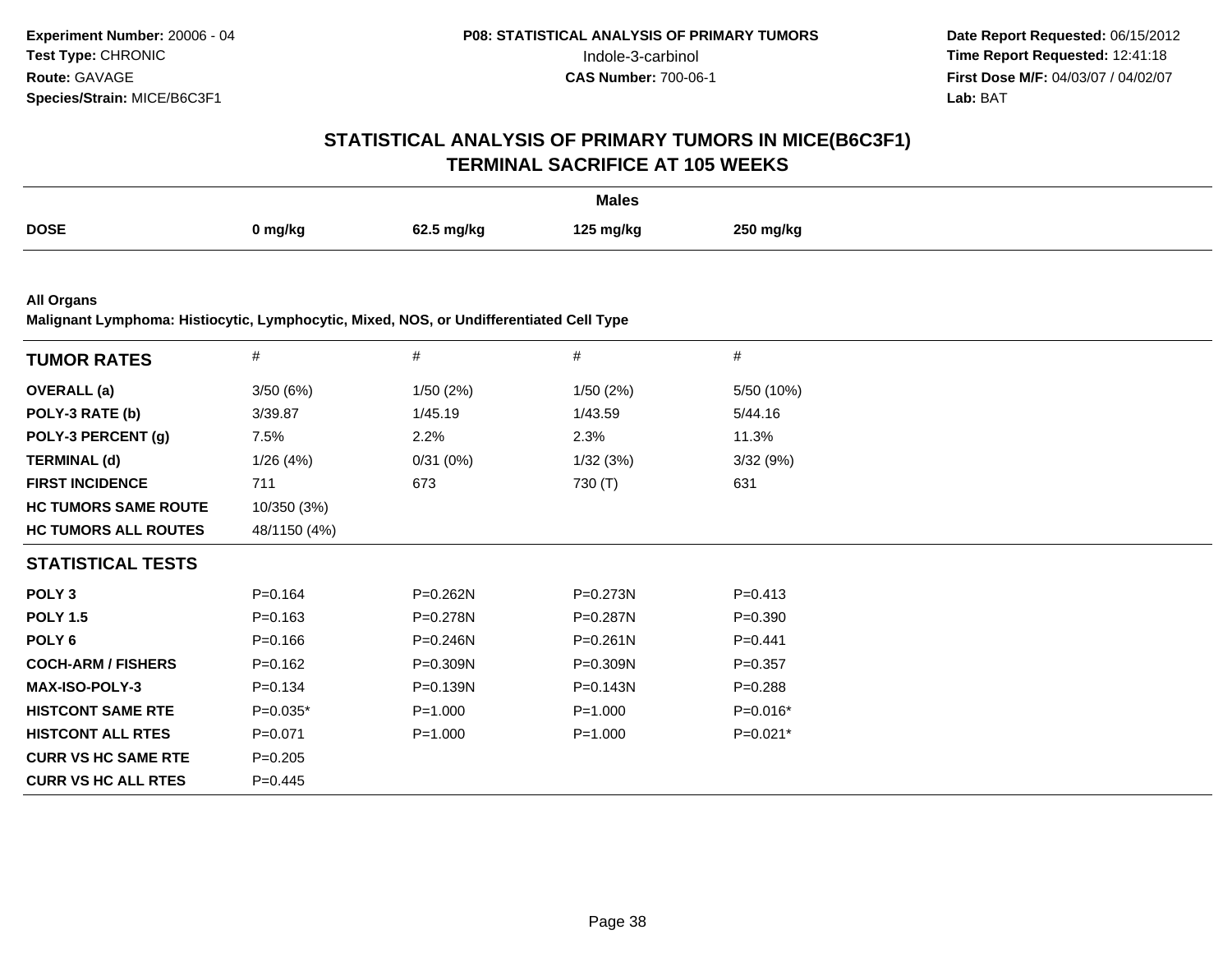**Experiment Number:** 20006 - 04
**Test Type:** CHRONIC
**Route:** GAVAGE
**Species/Strain:** MICE/B6C3F1

**P08: STATISTICAL ANALYSIS OF PRIMARY TUMORS**
Indole-3-carbinol
**CAS Number:** 700-06-1

**Date Report Requested:** 06/15/2012
**Time Report Requested:** 12:41:18
**First Dose M/F:** 04/03/07 / 04/02/07
**Lab:** BAT

## STATISTICAL ANALYSIS OF PRIMARY TUMORS IN MICE(B6C3F1) TERMINAL SACRIFICE AT 105 WEEKS

| | Males | | | |
|---|---|---|---|---|
| **DOSE** | **0 mg/kg** | **62.5 mg/kg** | **125 mg/kg** | **250 mg/kg** |

**All Organs**
**Malignant Lymphoma: Histiocytic, Lymphocytic, Mixed, NOS, or Undifferentiated Cell Type**

| **TUMOR RATES** | # | # | # | # |
|---|---|---|---|---|
| **OVERALL (a)** | 3/50 (6%) | 1/50 (2%) | 1/50 (2%) | 5/50 (10%) |
| **POLY-3 RATE (b)** | 3/39.87 | 1/45.19 | 1/43.59 | 5/44.16 |
| **POLY-3 PERCENT (g)** | 7.5% | 2.2% | 2.3% | 11.3% |
| **TERMINAL (d)** | 1/26 (4%) | 0/31 (0%) | 1/32 (3%) | 3/32 (9%) |
| **FIRST INCIDENCE** | 711 | 673 | 730 (T) | 631 |
| **HC TUMORS SAME ROUTE** | 10/350 (3%) | | | |
| **HC TUMORS ALL ROUTES** | 48/1150 (4%) | | | |
| **STATISTICAL TESTS** | | | | |
| **POLY 3** | P=0.164 | P=0.262N | P=0.273N | P=0.413 |
| **POLY 1.5** | P=0.163 | P=0.278N | P=0.287N | P=0.390 |
| **POLY 6** | P=0.166 | P=0.246N | P=0.261N | P=0.441 |
| **COCH-ARM / FISHERS** | P=0.162 | P=0.309N | P=0.309N | P=0.357 |
| **MAX-ISO-POLY-3** | P=0.134 | P=0.139N | P=0.143N | P=0.288 |
| **HISTCONT SAME RTE** | P=0.035* | P=1.000 | P=1.000 | P=0.016* |
| **HISTCONT ALL RTES** | P=0.071 | P=1.000 | P=1.000 | P=0.021* |
| **CURR VS HC SAME RTE** | P=0.205 | | | |
| **CURR VS HC ALL RTES** | P=0.445 | | | |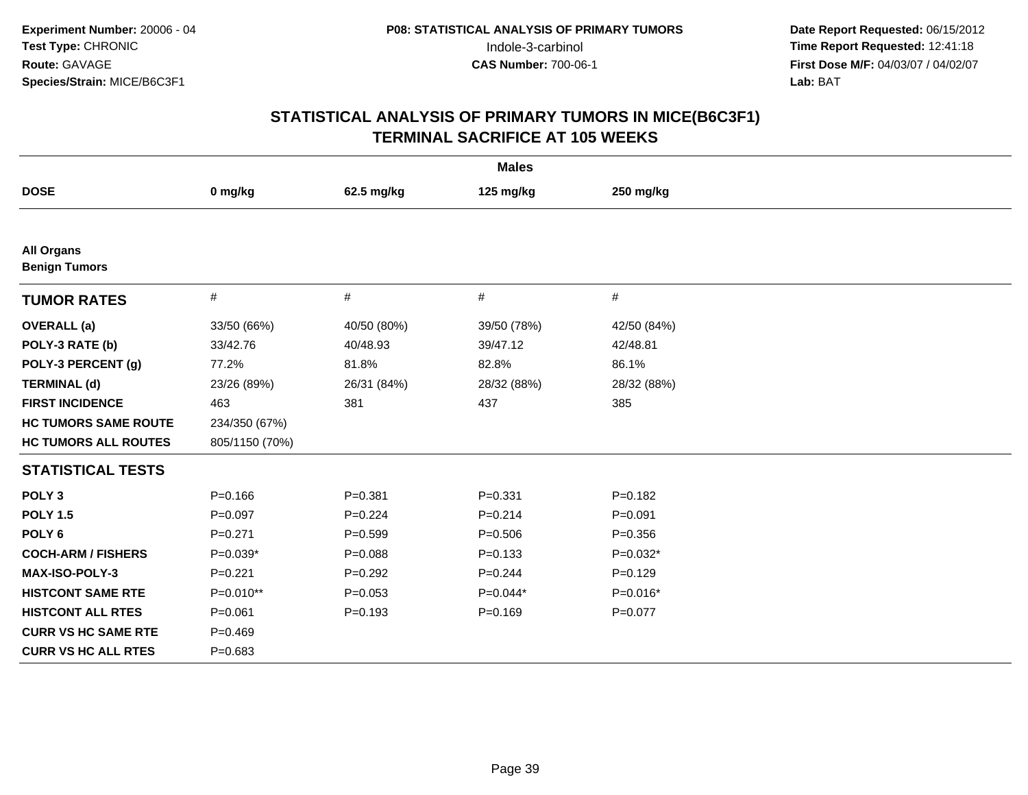Experiment Number: 20006 - 04
Test Type: CHRONIC
Route: GAVAGE
Species/Strain: MICE/B6C3F1

P08: STATISTICAL ANALYSIS OF PRIMARY TUMORS
Indole-3-carbinol
CAS Number: 700-06-1

Date Report Requested: 06/15/2012
Time Report Requested: 12:41:18
First Dose M/F: 04/03/07 / 04/02/07
Lab: BAT

## STATISTICAL ANALYSIS OF PRIMARY TUMORS IN MICE(B6C3F1)
## TERMINAL SACRIFICE AT 105 WEEKS

| Males | | | | |
|---|---|---|---|---|
| **DOSE** | **0 mg/kg** | **62.5 mg/kg** | **125 mg/kg** | **250 mg/kg** |
| **All Organs** | | | | |
| **Benign Tumors** | | | | |
| **TUMOR RATES** | # | # | # | # |
| **OVERALL (a)** | 33/50 (66%) | 40/50 (80%) | 39/50 (78%) | 42/50 (84%) |
| **POLY-3 RATE (b)** | 33/42.76 | 40/48.93 | 39/47.12 | 42/48.81 |
| **POLY-3 PERCENT (g)** | 77.2% | 81.8% | 82.8% | 86.1% |
| **TERMINAL (d)** | 23/26 (89%) | 26/31 (84%) | 28/32 (88%) | 28/32 (88%) |
| **FIRST INCIDENCE** | 463 | 381 | 437 | 385 |
| **HC TUMORS SAME ROUTE** | 234/350 (67%) | | | |
| **HC TUMORS ALL ROUTES** | 805/1150 (70%) | | | |
| **STATISTICAL TESTS** | | | | |
| **POLY 3** | P=0.166 | P=0.381 | P=0.331 | P=0.182 |
| **POLY 1.5** | P=0.097 | P=0.224 | P=0.214 | P=0.091 |
| **POLY 6** | P=0.271 | P=0.599 | P=0.506 | P=0.356 |
| **COCH-ARM / FISHERS** | P=0.039* | P=0.088 | P=0.133 | P=0.032* |
| **MAX-ISO-POLY-3** | P=0.221 | P=0.292 | P=0.244 | P=0.129 |
| **HISTCONT SAME RTE** | P=0.010** | P=0.053 | P=0.044* | P=0.016* |
| **HISTCONT ALL RTES** | P=0.061 | P=0.193 | P=0.169 | P=0.077 |
| **CURR VS HC SAME RTE** | P=0.469 | | | |
| **CURR VS HC ALL RTES** | P=0.683 | | | |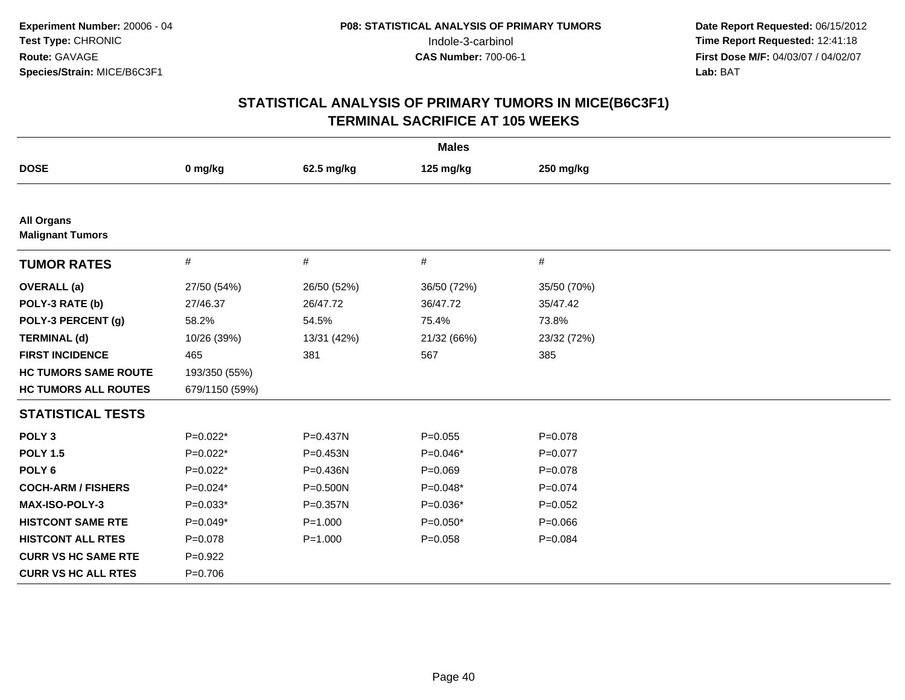**Experiment Number:** 20006 - 04
**Test Type:** CHRONIC
**Route:** GAVAGE
**Species/Strain:** MICE/B6C3F1

**P08: STATISTICAL ANALYSIS OF PRIMARY TUMORS**
Indole-3-carbinol
**CAS Number:** 700-06-1

**Date Report Requested:** 06/15/2012
**Time Report Requested:** 12:41:18
**First Dose M/F:** 04/03/07 / 04/02/07
**Lab:** BAT

## STATISTICAL ANALYSIS OF PRIMARY TUMORS IN MICE(B6C3F1)
## TERMINAL SACRIFICE AT 105 WEEKS

| | **Males** | | | |
|---|---|---|---|---|
| **DOSE** | **0 mg/kg** | **62.5 mg/kg** | **125 mg/kg** | **250 mg/kg** |
| **All Organs** | | | | |
| **Malignant Tumors** | | | | |
| **TUMOR RATES** | # | # | # | # |
| **OVERALL (a)** | 27/50 (54%) | 26/50 (52%) | 36/50 (72%) | 35/50 (70%) |
| **POLY-3 RATE (b)** | 27/46.37 | 26/47.72 | 36/47.72 | 35/47.42 |
| **POLY-3 PERCENT (g)** | 58.2% | 54.5% | 75.4% | 73.8% |
| **TERMINAL (d)** | 10/26 (39%) | 13/31 (42%) | 21/32 (66%) | 23/32 (72%) |
| **FIRST INCIDENCE** | 465 | 381 | 567 | 385 |
| **HC TUMORS SAME ROUTE** | 193/350 (55%) | | | |
| **HC TUMORS ALL ROUTES** | 679/1150 (59%) | | | |
| **STATISTICAL TESTS** | | | | |
| **POLY 3** | P=0.022* | P=0.437N | P=0.055 | P=0.078 |
| **POLY 1.5** | P=0.022* | P=0.453N | P=0.046* | P=0.077 |
| **POLY 6** | P=0.022* | P=0.436N | P=0.069 | P=0.078 |
| **COCH-ARM / FISHERS** | P=0.024* | P=0.500N | P=0.048* | P=0.074 |
| **MAX-ISO-POLY-3** | P=0.033* | P=0.357N | P=0.036* | P=0.052 |
| **HISTCONT SAME RTE** | P=0.049* | P=1.000 | P=0.050* | P=0.066 |
| **HISTCONT ALL RTES** | P=0.078 | P=1.000 | P=0.058 | P=0.084 |
| **CURR VS HC SAME RTE** | P=0.922 | | | |
| **CURR VS HC ALL RTES** | P=0.706 | | | |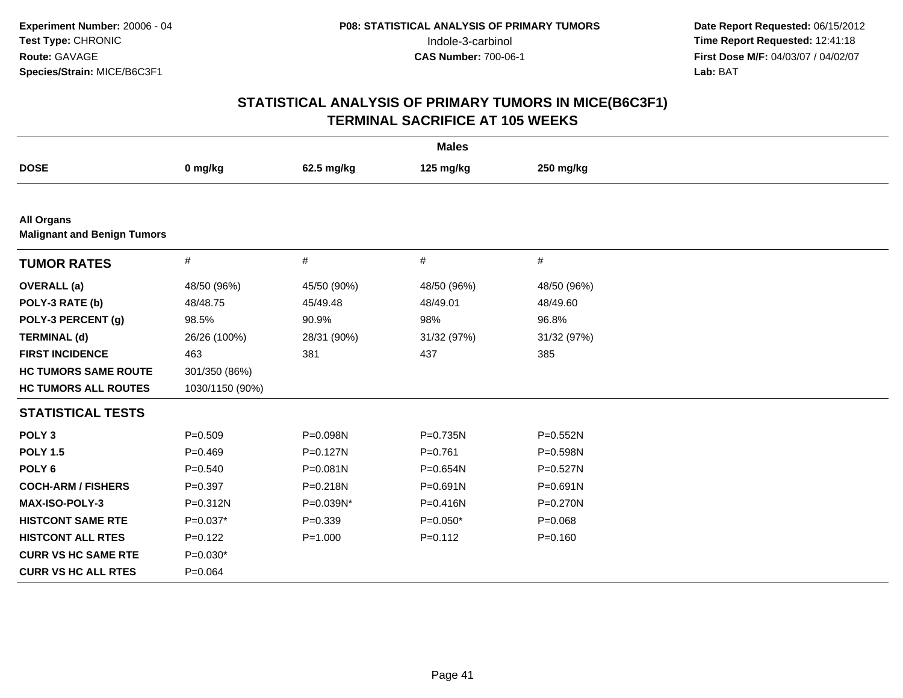**Experiment Number:** 20006 - 04
**Test Type:** CHRONIC
**Route:** GAVAGE
**Species/Strain:** MICE/B6C3F1

**P08: STATISTICAL ANALYSIS OF PRIMARY TUMORS**
Indole-3-carbinol
**CAS Number:** 700-06-1

**Date Report Requested:** 06/15/2012
**Time Report Requested:** 12:41:18
**First Dose M/F:** 04/03/07 / 04/02/07
**Lab:** BAT

## STATISTICAL ANALYSIS OF PRIMARY TUMORS IN MICE(B6C3F1)
## TERMINAL SACRIFICE AT 105 WEEKS

| | Males | | | |
|---|---|---|---|---|
| **DOSE** | **0 mg/kg** | **62.5 mg/kg** | **125 mg/kg** | **250 mg/kg** |
| **All Organs** | | | | |
| **Malignant and Benign Tumors** | | | | |
| **TUMOR RATES** | # | # | # | # |
| **OVERALL (a)** | 48/50 (96%) | 45/50 (90%) | 48/50 (96%) | 48/50 (96%) |
| **POLY-3 RATE (b)** | 48/48.75 | 45/49.48 | 48/49.01 | 48/49.60 |
| **POLY-3 PERCENT (g)** | 98.5% | 90.9% | 98% | 96.8% |
| **TERMINAL (d)** | 26/26 (100%) | 28/31 (90%) | 31/32 (97%) | 31/32 (97%) |
| **FIRST INCIDENCE** | 463 | 381 | 437 | 385 |
| **HC TUMORS SAME ROUTE** | 301/350 (86%) | | | |
| **HC TUMORS ALL ROUTES** | 1030/1150 (90%) | | | |
| **STATISTICAL TESTS** | | | | |
| **POLY 3** | P=0.509 | P=0.098N | P=0.735N | P=0.552N |
| **POLY 1.5** | P=0.469 | P=0.127N | P=0.761 | P=0.598N |
| **POLY 6** | P=0.540 | P=0.081N | P=0.654N | P=0.527N |
| **COCH-ARM / FISHERS** | P=0.397 | P=0.218N | P=0.691N | P=0.691N |
| **MAX-ISO-POLY-3** | P=0.312N | P=0.039N* | P=0.416N | P=0.270N |
| **HISTCONT SAME RTE** | P=0.037* | P=0.339 | P=0.050* | P=0.068 |
| **HISTCONT ALL RTES** | P=0.122 | P=1.000 | P=0.112 | P=0.160 |
| **CURR VS HC SAME RTE** | P=0.030* | | | |
| **CURR VS HC ALL RTES** | P=0.064 | | | |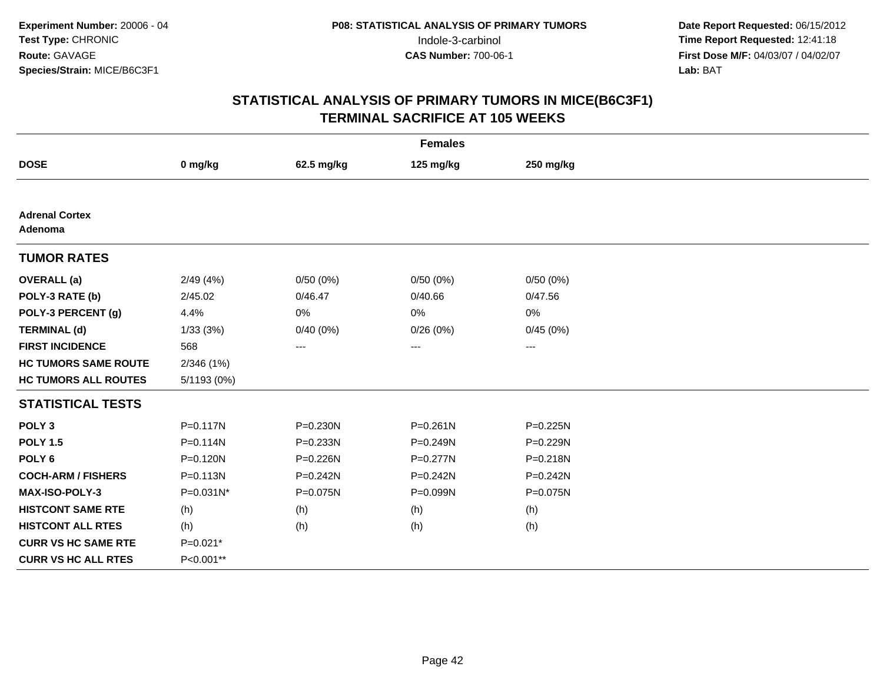**Experiment Number:** 20006 - 04
**Test Type:** CHRONIC
**Route:** GAVAGE
**Species/Strain:** MICE/B6C3F1

**P08: STATISTICAL ANALYSIS OF PRIMARY TUMORS**
Indole-3-carbinol
**CAS Number:** 700-06-1

**Date Report Requested:** 06/15/2012
**Time Report Requested:** 12:41:18
**First Dose M/F:** 04/03/07 / 04/02/07
**Lab:** BAT

## STATISTICAL ANALYSIS OF PRIMARY TUMORS IN MICE(B6C3F1)
## TERMINAL SACRIFICE AT 105 WEEKS

| Females | | | | |
|---|---|---|---|---|
| **DOSE** | **0 mg/kg** | **62.5 mg/kg** | **125 mg/kg** | **250 mg/kg** |
| **Adrenal Cortex Adenoma** | | | | |
| **TUMOR RATES** | | | | |
| **OVERALL (a)** | 2/49 (4%) | 0/50 (0%) | 0/50 (0%) | 0/50 (0%) |
| **POLY-3 RATE (b)** | 2/45.02 | 0/46.47 | 0/40.66 | 0/47.56 |
| **POLY-3 PERCENT (g)** | 4.4% | 0% | 0% | 0% |
| **TERMINAL (d)** | 1/33 (3%) | 0/40 (0%) | 0/26 (0%) | 0/45 (0%) |
| **FIRST INCIDENCE** | 568 | --- | --- | --- |
| **HC TUMORS SAME ROUTE** | 2/346 (1%) | | | |
| **HC TUMORS ALL ROUTES** | 5/1193 (0%) | | | |
| **STATISTICAL TESTS** | | | | |
| **POLY 3** | P=0.117N | P=0.230N | P=0.261N | P=0.225N |
| **POLY 1.5** | P=0.114N | P=0.233N | P=0.249N | P=0.229N |
| **POLY 6** | P=0.120N | P=0.226N | P=0.277N | P=0.218N |
| **COCH-ARM / FISHERS** | P=0.113N | P=0.242N | P=0.242N | P=0.242N |
| **MAX-ISO-POLY-3** | P=0.031N* | P=0.075N | P=0.099N | P=0.075N |
| **HISTCONT SAME RTE** | (h) | (h) | (h) | (h) |
| **HISTCONT ALL RTES** | (h) | (h) | (h) | (h) |
| **CURR VS HC SAME RTE** | P=0.021* | | | |
| **CURR VS HC ALL RTES** | P<0.001** | | | |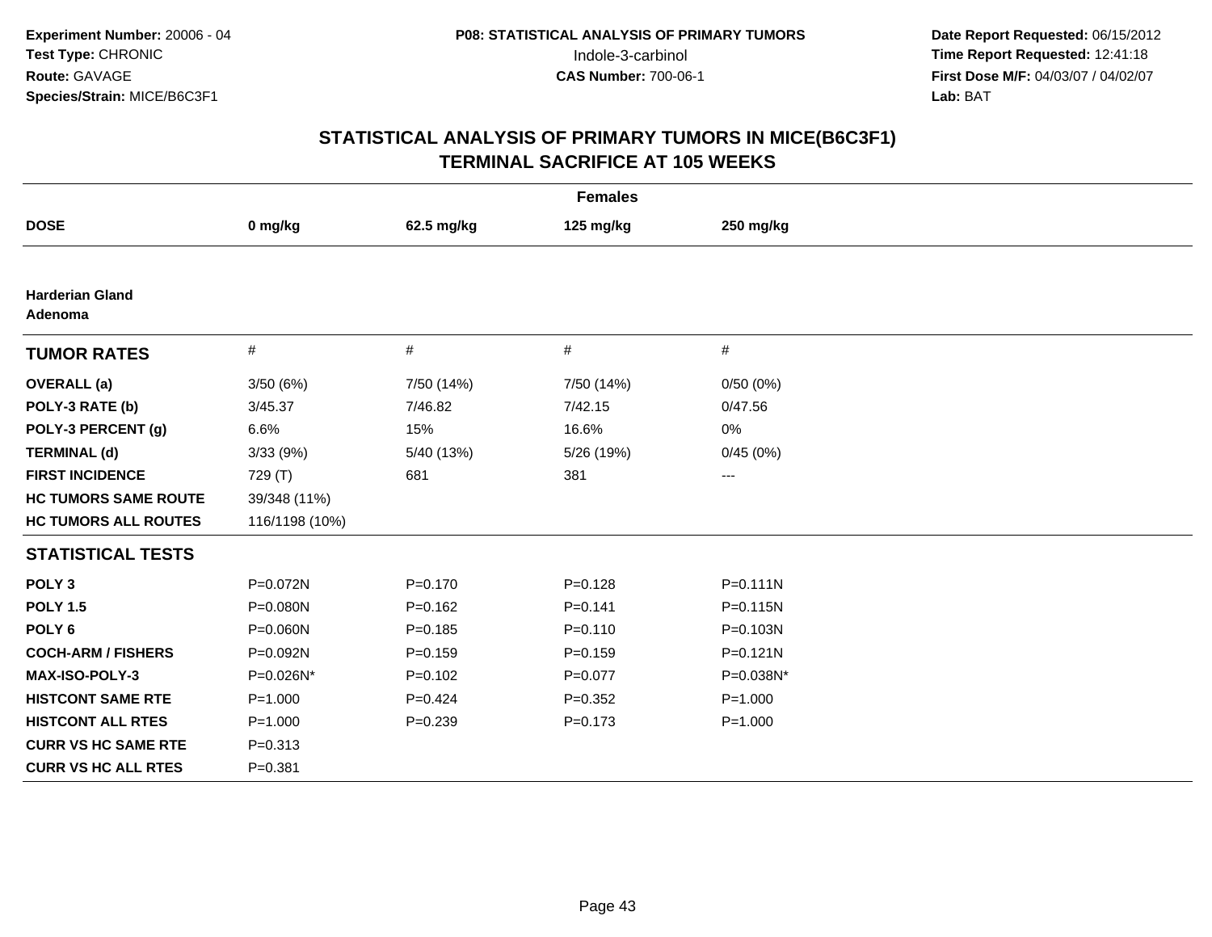**Experiment Number:** 20006 - 04
**Test Type:** CHRONIC
**Route:** GAVAGE
**Species/Strain:** MICE/B6C3F1

**P08: STATISTICAL ANALYSIS OF PRIMARY TUMORS**
Indole-3-carbinol
**CAS Number:** 700-06-1

**Date Report Requested:** 06/15/2012
**Time Report Requested:** 12:41:18
**First Dose M/F:** 04/03/07 / 04/02/07
**Lab:** BAT

# STATISTICAL ANALYSIS OF PRIMARY TUMORS IN MICE(B6C3F1)
## TERMINAL SACRIFICE AT 105 WEEKS

| Females | | | | |
|---|---|---|---|---|
| **DOSE** | **0 mg/kg** | **62.5 mg/kg** | **125 mg/kg** | **250 mg/kg** |
| **Harderian Gland Adenoma** | | | | |
| **TUMOR RATES** | # | # | # | # |
| **OVERALL (a)** | 3/50 (6%) | 7/50 (14%) | 7/50 (14%) | 0/50 (0%) |
| **POLY-3 RATE (b)** | 3/45.37 | 7/46.82 | 7/42.15 | 0/47.56 |
| **POLY-3 PERCENT (g)** | 6.6% | 15% | 16.6% | 0% |
| **TERMINAL (d)** | 3/33 (9%) | 5/40 (13%) | 5/26 (19%) | 0/45 (0%) |
| **FIRST INCIDENCE** | 729 (T) | 681 | 381 | --- |
| **HC TUMORS SAME ROUTE** | 39/348 (11%) | | | |
| **HC TUMORS ALL ROUTES** | 116/1198 (10%) | | | |
| **STATISTICAL TESTS** | | | | |
| **POLY 3** | P=0.072N | P=0.170 | P=0.128 | P=0.111N |
| **POLY 1.5** | P=0.080N | P=0.162 | P=0.141 | P=0.115N |
| **POLY 6** | P=0.060N | P=0.185 | P=0.110 | P=0.103N |
| **COCH-ARM / FISHERS** | P=0.092N | P=0.159 | P=0.159 | P=0.121N |
| **MAX-ISO-POLY-3** | P=0.026N* | P=0.102 | P=0.077 | P=0.038N* |
| **HISTCONT SAME RTE** | P=1.000 | P=0.424 | P=0.352 | P=1.000 |
| **HISTCONT ALL RTES** | P=1.000 | P=0.239 | P=0.173 | P=1.000 |
| **CURR VS HC SAME RTE** | P=0.313 | | | |
| **CURR VS HC ALL RTES** | P=0.381 | | | |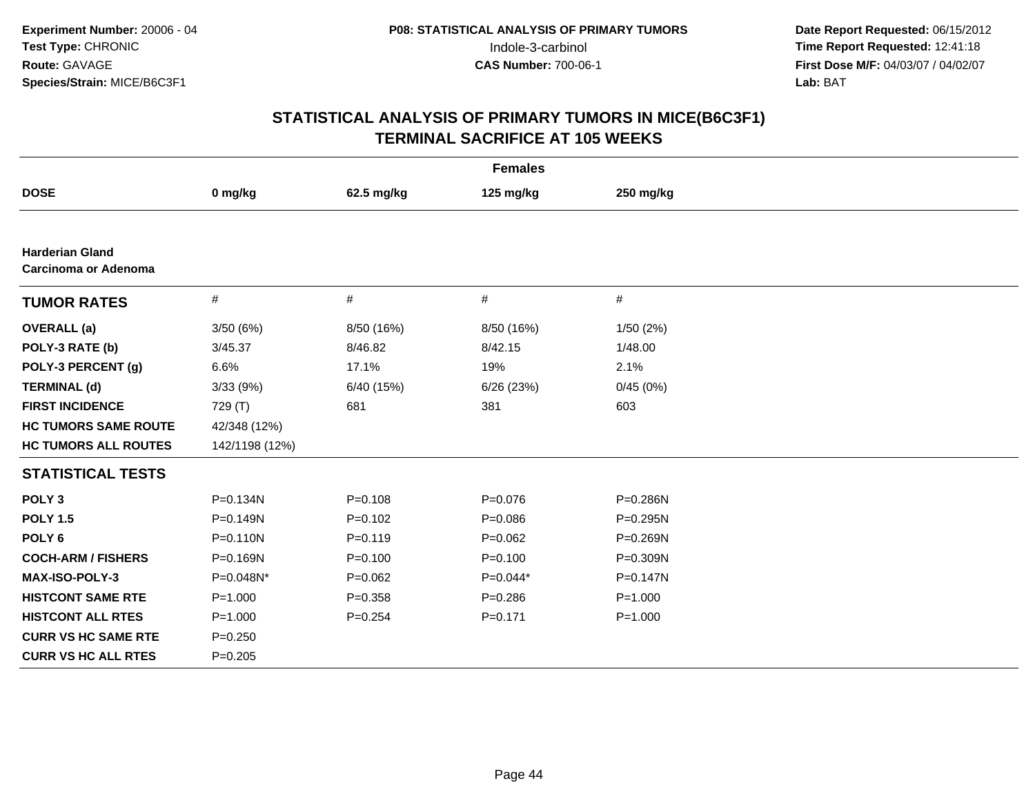**Experiment Number:** 20006 - 04
**Test Type:** CHRONIC
**Route:** GAVAGE
**Species/Strain:** MICE/B6C3F1

**P08: STATISTICAL ANALYSIS OF PRIMARY TUMORS**
Indole-3-carbinol
**CAS Number:** 700-06-1

**Date Report Requested:** 06/15/2012
**Time Report Requested:** 12:41:18
**First Dose M/F:** 04/03/07 / 04/02/07
**Lab:** BAT

## STATISTICAL ANALYSIS OF PRIMARY TUMORS IN MICE(B6C3F1)
## TERMINAL SACRIFICE AT 105 WEEKS

| | Females | | | |
|---|---|---|---|---|
| **DOSE** | **0 mg/kg** | **62.5 mg/kg** | **125 mg/kg** | **250 mg/kg** |
| **Harderian Gland Carcinoma or Adenoma** | | | | |
| **TUMOR RATES** | # | # | # | # |
| **OVERALL (a)** | 3/50 (6%) | 8/50 (16%) | 8/50 (16%) | 1/50 (2%) |
| **POLY-3 RATE (b)** | 3/45.37 | 8/46.82 | 8/42.15 | 1/48.00 |
| **POLY-3 PERCENT (g)** | 6.6% | 17.1% | 19% | 2.1% |
| **TERMINAL (d)** | 3/33 (9%) | 6/40 (15%) | 6/26 (23%) | 0/45 (0%) |
| **FIRST INCIDENCE** | 729 (T) | 681 | 381 | 603 |
| **HC TUMORS SAME ROUTE** | 42/348 (12%) | | | |
| **HC TUMORS ALL ROUTES** | 142/1198 (12%) | | | |
| **STATISTICAL TESTS** | | | | |
| **POLY 3** | P=0.134N | P=0.108 | P=0.076 | P=0.286N |
| **POLY 1.5** | P=0.149N | P=0.102 | P=0.086 | P=0.295N |
| **POLY 6** | P=0.110N | P=0.119 | P=0.062 | P=0.269N |
| **COCH-ARM / FISHERS** | P=0.169N | P=0.100 | P=0.100 | P=0.309N |
| **MAX-ISO-POLY-3** | P=0.048N* | P=0.062 | P=0.044* | P=0.147N |
| **HISTCONT SAME RTE** | P=1.000 | P=0.358 | P=0.286 | P=1.000 |
| **HISTCONT ALL RTES** | P=1.000 | P=0.254 | P=0.171 | P=1.000 |
| **CURR VS HC SAME RTE** | P=0.250 | | | |
| **CURR VS HC ALL RTES** | P=0.205 | | | |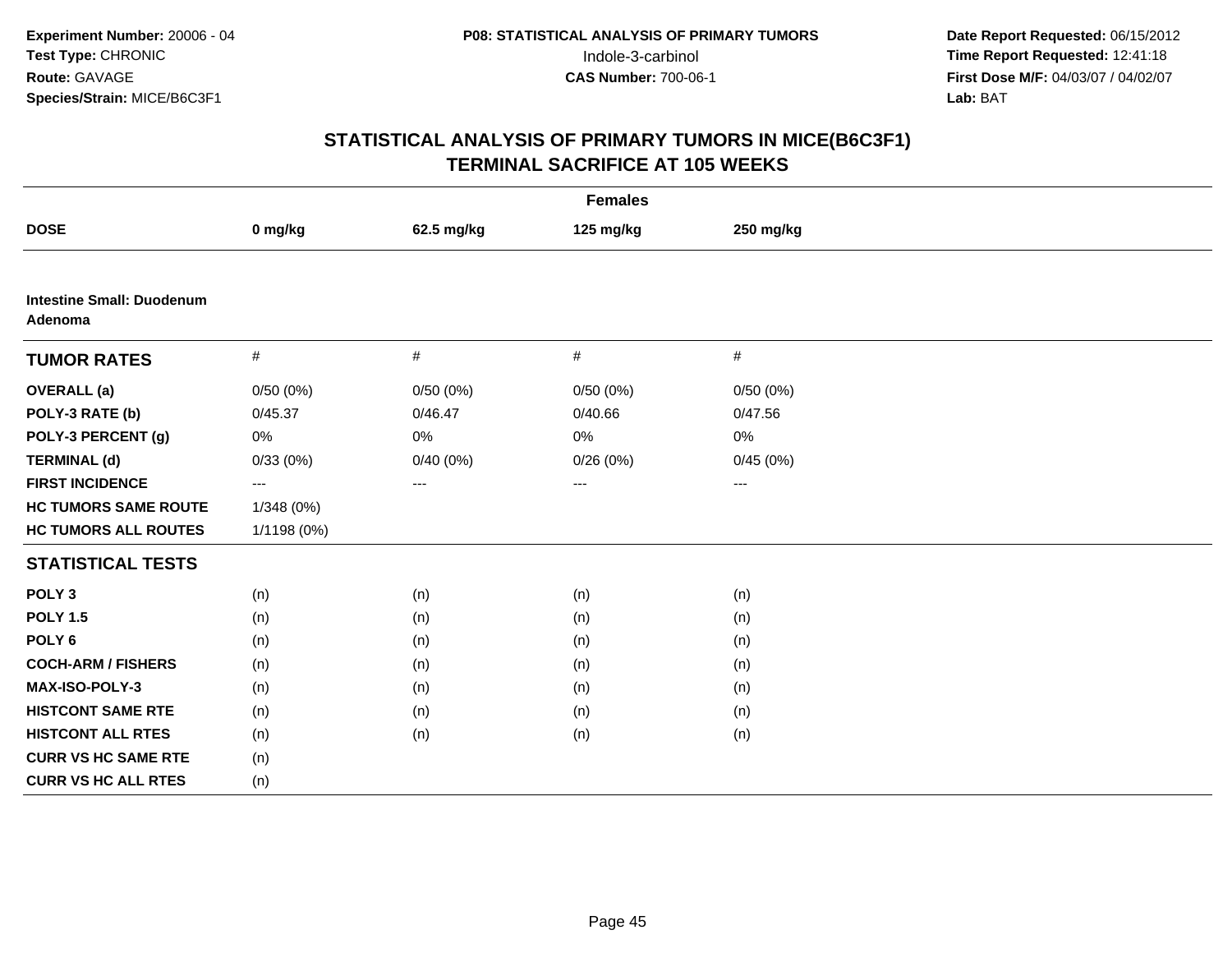Experiment Number: 20006 - 04
Test Type: CHRONIC
Route: GAVAGE
Species/Strain: MICE/B6C3F1

P08: STATISTICAL ANALYSIS OF PRIMARY TUMORS
Indole-3-carbinol
CAS Number: 700-06-1

Date Report Requested: 06/15/2012
Time Report Requested: 12:41:18
First Dose M/F: 04/03/07 / 04/02/07
Lab: BAT

## STATISTICAL ANALYSIS OF PRIMARY TUMORS IN MICE(B6C3F1)
## TERMINAL SACRIFICE AT 105 WEEKS

| Females | | | | |
|---|---|---|---|---|
| **DOSE** | **0 mg/kg** | **62.5 mg/kg** | **125 mg/kg** | **250 mg/kg** |
| **Intestine Small: Duodenum Adenoma** | | | | |
| **TUMOR RATES** | # | # | # | # |
| **OVERALL (a)** | 0/50 (0%) | 0/50 (0%) | 0/50 (0%) | 0/50 (0%) |
| **POLY-3 RATE (b)** | 0/45.37 | 0/46.47 | 0/40.66 | 0/47.56 |
| **POLY-3 PERCENT (g)** | 0% | 0% | 0% | 0% |
| **TERMINAL (d)** | 0/33 (0%) | 0/40 (0%) | 0/26 (0%) | 0/45 (0%) |
| **FIRST INCIDENCE** | --- | --- | --- | --- |
| **HC TUMORS SAME ROUTE** | 1/348 (0%) | | | |
| **HC TUMORS ALL ROUTES** | 1/1198 (0%) | | | |
| **STATISTICAL TESTS** | | | | |
| **POLY 3** | (n) | (n) | (n) | (n) |
| **POLY 1.5** | (n) | (n) | (n) | (n) |
| **POLY 6** | (n) | (n) | (n) | (n) |
| **COCH-ARM / FISHERS** | (n) | (n) | (n) | (n) |
| **MAX-ISO-POLY-3** | (n) | (n) | (n) | (n) |
| **HISTCONT SAME RTE** | (n) | (n) | (n) | (n) |
| **HISTCONT ALL RTES** | (n) | (n) | (n) | (n) |
| **CURR VS HC SAME RTE** | (n) | | | |
| **CURR VS HC ALL RTES** | (n) | | | |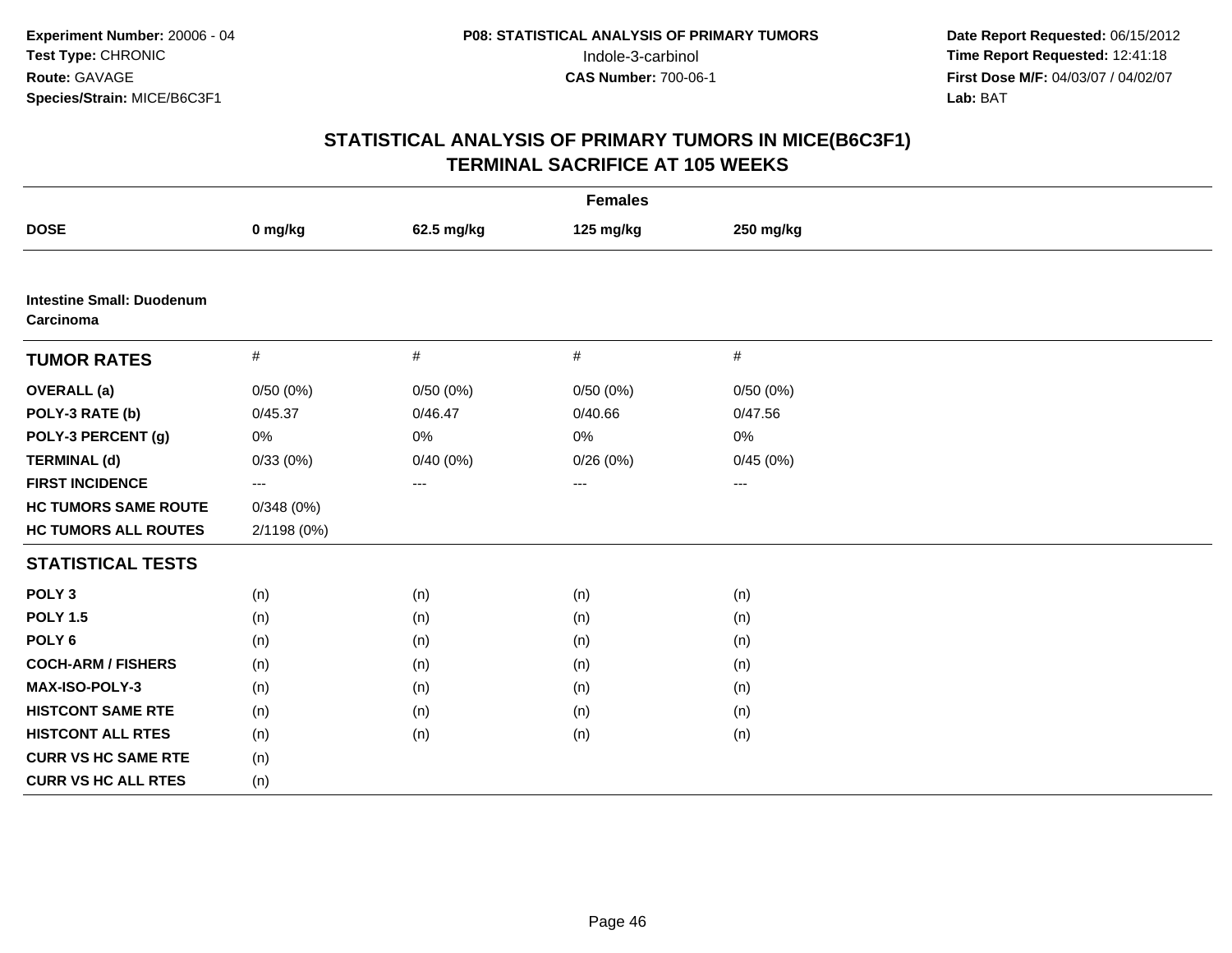**Experiment Number:** 20006 - 04
**Test Type:** CHRONIC
**Route:** GAVAGE
**Species/Strain:** MICE/B6C3F1

**P08: STATISTICAL ANALYSIS OF PRIMARY TUMORS**
Indole-3-carbinol
**CAS Number:** 700-06-1

**Date Report Requested:** 06/15/2012
**Time Report Requested:** 12:41:18
**First Dose M/F:** 04/03/07 / 04/02/07
**Lab:** BAT

## STATISTICAL ANALYSIS OF PRIMARY TUMORS IN MICE(B6C3F1)
## TERMINAL SACRIFICE AT 105 WEEKS

| | Females | | | |
|---|---|---|---|---|
| **DOSE** | **0 mg/kg** | **62.5 mg/kg** | **125 mg/kg** | **250 mg/kg** |
| **Intestine Small: Duodenum Carcinoma** | | | | |
| **TUMOR RATES** | # | # | # | # |
| **OVERALL (a)** | 0/50 (0%) | 0/50 (0%) | 0/50 (0%) | 0/50 (0%) |
| **POLY-3 RATE (b)** | 0/45.37 | 0/46.47 | 0/40.66 | 0/47.56 |
| **POLY-3 PERCENT (g)** | 0% | 0% | 0% | 0% |
| **TERMINAL (d)** | 0/33 (0%) | 0/40 (0%) | 0/26 (0%) | 0/45 (0%) |
| **FIRST INCIDENCE** | --- | --- | --- | --- |
| **HC TUMORS SAME ROUTE** | 0/348 (0%) | | | |
| **HC TUMORS ALL ROUTES** | 2/1198 (0%) | | | |
| **STATISTICAL TESTS** | | | | |
| **POLY 3** | (n) | (n) | (n) | (n) |
| **POLY 1.5** | (n) | (n) | (n) | (n) |
| **POLY 6** | (n) | (n) | (n) | (n) |
| **COCH-ARM / FISHERS** | (n) | (n) | (n) | (n) |
| **MAX-ISO-POLY-3** | (n) | (n) | (n) | (n) |
| **HISTCONT SAME RTE** | (n) | (n) | (n) | (n) |
| **HISTCONT ALL RTES** | (n) | (n) | (n) | (n) |
| **CURR VS HC SAME RTE** | (n) | | | |
| **CURR VS HC ALL RTES** | (n) | | | |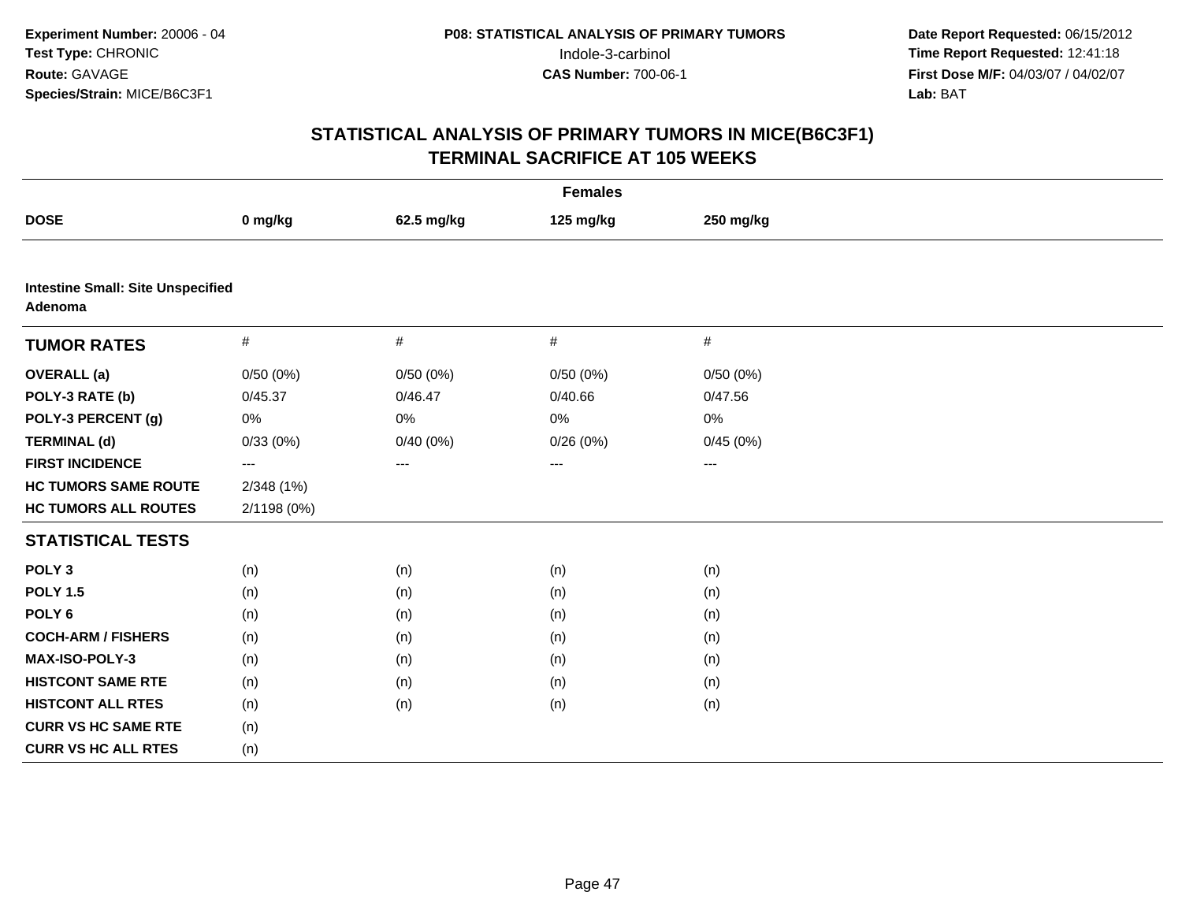**Experiment Number:** 20006 - 04
**Test Type:** CHRONIC
**Route:** GAVAGE
**Species/Strain:** MICE/B6C3F1

**P08: STATISTICAL ANALYSIS OF PRIMARY TUMORS**
Indole-3-carbinol
**CAS Number:** 700-06-1

**Date Report Requested:** 06/15/2012
**Time Report Requested:** 12:41:18
**First Dose M/F:** 04/03/07 / 04/02/07
**Lab:** BAT

## STATISTICAL ANALYSIS OF PRIMARY TUMORS IN MICE(B6C3F1)
## TERMINAL SACRIFICE AT 105 WEEKS

| Females | | | | |
|---|---|---|---|---|
| **DOSE** | **0 mg/kg** | **62.5 mg/kg** | **125 mg/kg** | **250 mg/kg** |
| **Intestine Small: Site Unspecified Adenoma** | | | | |
| **TUMOR RATES** | # | # | # | # |
| **OVERALL (a)** | 0/50 (0%) | 0/50 (0%) | 0/50 (0%) | 0/50 (0%) |
| **POLY-3 RATE (b)** | 0/45.37 | 0/46.47 | 0/40.66 | 0/47.56 |
| **POLY-3 PERCENT (g)** | 0% | 0% | 0% | 0% |
| **TERMINAL (d)** | 0/33 (0%) | 0/40 (0%) | 0/26 (0%) | 0/45 (0%) |
| **FIRST INCIDENCE** | --- | --- | --- | --- |
| **HC TUMORS SAME ROUTE** | 2/348 (1%) | | | |
| **HC TUMORS ALL ROUTES** | 2/1198 (0%) | | | |
| **STATISTICAL TESTS** | | | | |
| **POLY 3** | (n) | (n) | (n) | (n) |
| **POLY 1.5** | (n) | (n) | (n) | (n) |
| **POLY 6** | (n) | (n) | (n) | (n) |
| **COCH-ARM / FISHERS** | (n) | (n) | (n) | (n) |
| **MAX-ISO-POLY-3** | (n) | (n) | (n) | (n) |
| **HISTCONT SAME RTE** | (n) | (n) | (n) | (n) |
| **HISTCONT ALL RTES** | (n) | (n) | (n) | (n) |
| **CURR VS HC SAME RTE** | (n) | | | |
| **CURR VS HC ALL RTES** | (n) | | | |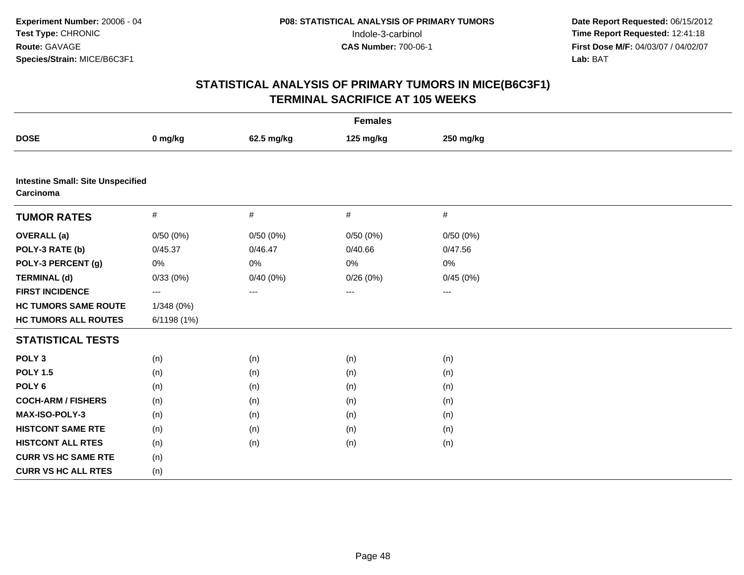Experiment Number: 20006 - 04
Test Type: CHRONIC
Route: GAVAGE
Species/Strain: MICE/B6C3F1

P08: STATISTICAL ANALYSIS OF PRIMARY TUMORS
Indole-3-carbinol
CAS Number: 700-06-1

Date Report Requested: 06/15/2012
Time Report Requested: 12:41:18
First Dose M/F: 04/03/07 / 04/02/07
Lab: BAT

# STATISTICAL ANALYSIS OF PRIMARY TUMORS IN MICE(B6C3F1)
## TERMINAL SACRIFICE AT 105 WEEKS

| Females | | | | |
|---|---|---|---|---|
| **DOSE** | **0 mg/kg** | **62.5 mg/kg** | **125 mg/kg** | **250 mg/kg** |
| **Intestine Small: Site Unspecified Carcinoma** | | | | |
| **TUMOR RATES** | # | # | # | # |
| **OVERALL (a)** | 0/50 (0%) | 0/50 (0%) | 0/50 (0%) | 0/50 (0%) |
| **POLY-3 RATE (b)** | 0/45.37 | 0/46.47 | 0/40.66 | 0/47.56 |
| **POLY-3 PERCENT (g)** | 0% | 0% | 0% | 0% |
| **TERMINAL (d)** | 0/33 (0%) | 0/40 (0%) | 0/26 (0%) | 0/45 (0%) |
| **FIRST INCIDENCE** | --- | --- | --- | --- |
| **HC TUMORS SAME ROUTE** | 1/348 (0%) | | | |
| **HC TUMORS ALL ROUTES** | 6/1198 (1%) | | | |
| **STATISTICAL TESTS** | | | | |
| **POLY 3** | (n) | (n) | (n) | (n) |
| **POLY 1.5** | (n) | (n) | (n) | (n) |
| **POLY 6** | (n) | (n) | (n) | (n) |
| **COCH-ARM / FISHERS** | (n) | (n) | (n) | (n) |
| **MAX-ISO-POLY-3** | (n) | (n) | (n) | (n) |
| **HISTCONT SAME RTE** | (n) | (n) | (n) | (n) |
| **HISTCONT ALL RTES** | (n) | (n) | (n) | (n) |
| **CURR VS HC SAME RTE** | (n) | | | |
| **CURR VS HC ALL RTES** | (n) | | | |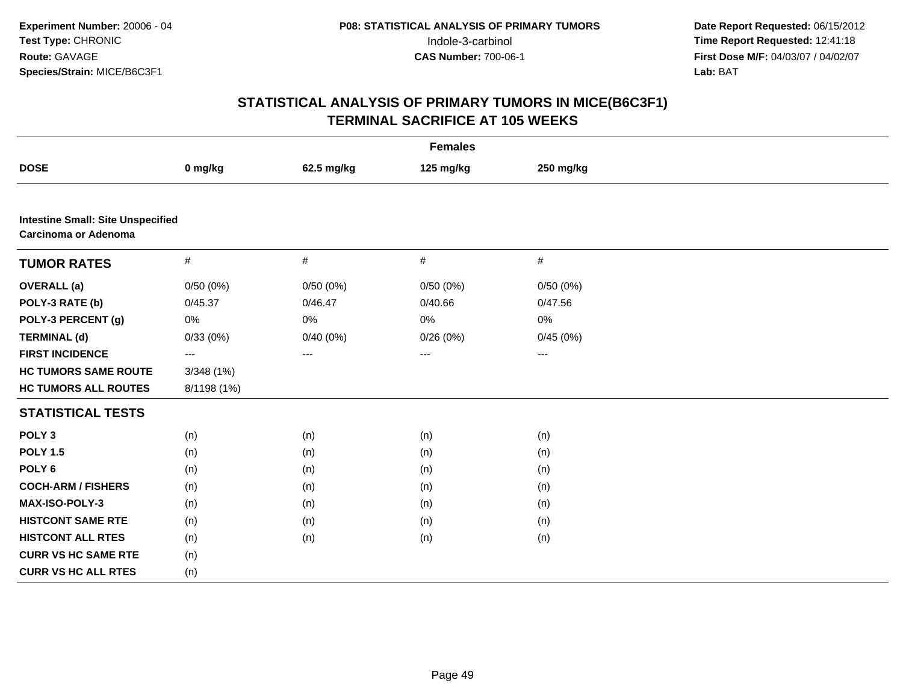**Experiment Number:** 20006 - 04
**Test Type:** CHRONIC
**Route:** GAVAGE
**Species/Strain:** MICE/B6C3F1

**P08: STATISTICAL ANALYSIS OF PRIMARY TUMORS**
Indole-3-carbinol
**CAS Number:** 700-06-1

**Date Report Requested:** 06/15/2012
**Time Report Requested:** 12:41:18
**First Dose M/F:** 04/03/07 / 04/02/07
**Lab:** BAT

## STATISTICAL ANALYSIS OF PRIMARY TUMORS IN MICE(B6C3F1)
## TERMINAL SACRIFICE AT 105 WEEKS

| Females | | | | |
|---|---|---|---|---|
| **DOSE** | **0 mg/kg** | **62.5 mg/kg** | **125 mg/kg** | **250 mg/kg** |
| **Intestine Small: Site Unspecified** | | | | |
| **Carcinoma or Adenoma** | | | | |
| **TUMOR RATES** | # | # | # | # |
| **OVERALL (a)** | 0/50 (0%) | 0/50 (0%) | 0/50 (0%) | 0/50 (0%) |
| **POLY-3 RATE (b)** | 0/45.37 | 0/46.47 | 0/40.66 | 0/47.56 |
| **POLY-3 PERCENT (g)** | 0% | 0% | 0% | 0% |
| **TERMINAL (d)** | 0/33 (0%) | 0/40 (0%) | 0/26 (0%) | 0/45 (0%) |
| **FIRST INCIDENCE** | --- | --- | --- | --- |
| **HC TUMORS SAME ROUTE** | 3/348 (1%) | | | |
| **HC TUMORS ALL ROUTES** | 8/1198 (1%) | | | |
| **STATISTICAL TESTS** | | | | |
| **POLY 3** | (n) | (n) | (n) | (n) |
| **POLY 1.5** | (n) | (n) | (n) | (n) |
| **POLY 6** | (n) | (n) | (n) | (n) |
| **COCH-ARM / FISHERS** | (n) | (n) | (n) | (n) |
| **MAX-ISO-POLY-3** | (n) | (n) | (n) | (n) |
| **HISTCONT SAME RTE** | (n) | (n) | (n) | (n) |
| **HISTCONT ALL RTES** | (n) | (n) | (n) | (n) |
| **CURR VS HC SAME RTE** | (n) | | | |
| **CURR VS HC ALL RTES** | (n) | | | |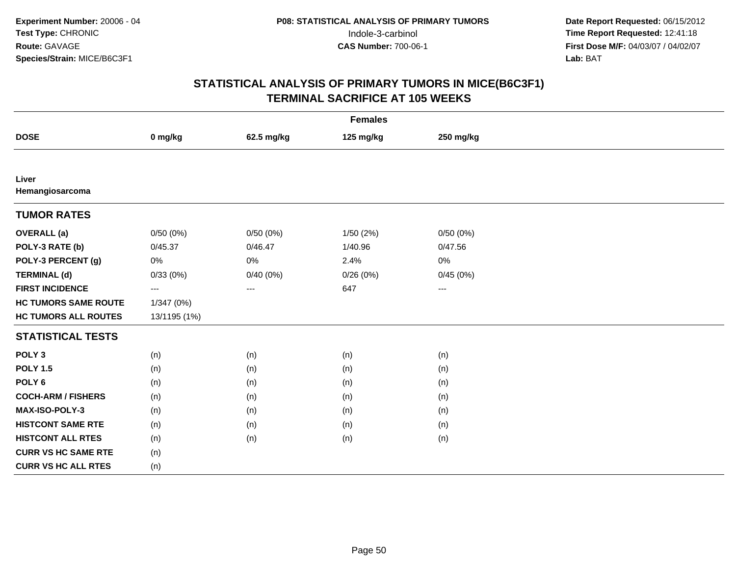**Experiment Number:** 20006 - 04
**Test Type:** CHRONIC
**Route:** GAVAGE
**Species/Strain:** MICE/B6C3F1

**P08: STATISTICAL ANALYSIS OF PRIMARY TUMORS**
Indole-3-carbinol
**CAS Number:** 700-06-1

**Date Report Requested:** 06/15/2012
**Time Report Requested:** 12:41:18
**First Dose M/F:** 04/03/07 / 04/02/07
**Lab:** BAT

## STATISTICAL ANALYSIS OF PRIMARY TUMORS IN MICE(B6C3F1)
## TERMINAL SACRIFICE AT 105 WEEKS

| Females | | | | |
|---|---|---|---|---|
| **DOSE** | **0 mg/kg** | **62.5 mg/kg** | **125 mg/kg** | **250 mg/kg** |
| **Liver** | | | | |
| **Hemangiosarcoma** | | | | |
| **TUMOR RATES** | | | | |
| **OVERALL (a)** | 0/50 (0%) | 0/50 (0%) | 1/50 (2%) | 0/50 (0%) |
| **POLY-3 RATE (b)** | 0/45.37 | 0/46.47 | 1/40.96 | 0/47.56 |
| **POLY-3 PERCENT (g)** | 0% | 0% | 2.4% | 0% |
| **TERMINAL (d)** | 0/33 (0%) | 0/40 (0%) | 0/26 (0%) | 0/45 (0%) |
| **FIRST INCIDENCE** | --- | --- | 647 | --- |
| **HC TUMORS SAME ROUTE** | 1/347 (0%) | | | |
| **HC TUMORS ALL ROUTES** | 13/1195 (1%) | | | |
| **STATISTICAL TESTS** | | | | |
| **POLY 3** | (n) | (n) | (n) | (n) |
| **POLY 1.5** | (n) | (n) | (n) | (n) |
| **POLY 6** | (n) | (n) | (n) | (n) |
| **COCH-ARM / FISHERS** | (n) | (n) | (n) | (n) |
| **MAX-ISO-POLY-3** | (n) | (n) | (n) | (n) |
| **HISTCONT SAME RTE** | (n) | (n) | (n) | (n) |
| **HISTCONT ALL RTES** | (n) | (n) | (n) | (n) |
| **CURR VS HC SAME RTE** | (n) | | | |
| **CURR VS HC ALL RTES** | (n) | | | |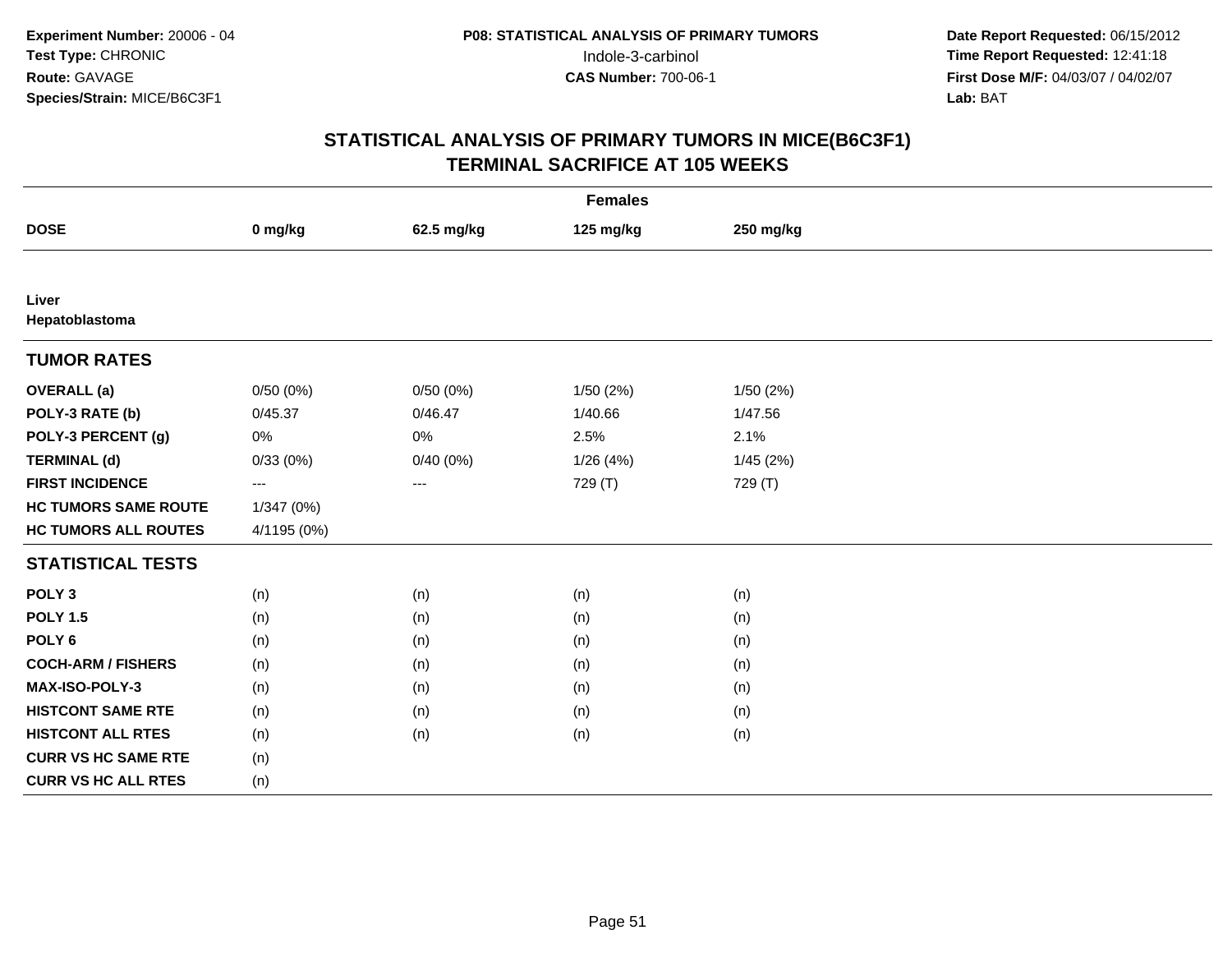Experiment Number: 20006 - 04
Test Type: CHRONIC
Route: GAVAGE
Species/Strain: MICE/B6C3F1

P08: STATISTICAL ANALYSIS OF PRIMARY TUMORS
Indole-3-carbinol
CAS Number: 700-06-1

Date Report Requested: 06/15/2012
Time Report Requested: 12:41:18
First Dose M/F: 04/03/07 / 04/02/07
Lab: BAT

## STATISTICAL ANALYSIS OF PRIMARY TUMORS IN MICE(B6C3F1)
## TERMINAL SACRIFICE AT 105 WEEKS

| | Females | | | |
|---|---|---|---|---|
| **DOSE** | **0 mg/kg** | **62.5 mg/kg** | **125 mg/kg** | **250 mg/kg** |
| **Liver** | | | | |
| **Hepatoblastoma** | | | | |
| **TUMOR RATES** | | | | |
| **OVERALL (a)** | 0/50 (0%) | 0/50 (0%) | 1/50 (2%) | 1/50 (2%) |
| **POLY-3 RATE (b)** | 0/45.37 | 0/46.47 | 1/40.66 | 1/47.56 |
| **POLY-3 PERCENT (g)** | 0% | 0% | 2.5% | 2.1% |
| **TERMINAL (d)** | 0/33 (0%) | 0/40 (0%) | 1/26 (4%) | 1/45 (2%) |
| **FIRST INCIDENCE** | --- | --- | 729 (T) | 729 (T) |
| **HC TUMORS SAME ROUTE** | 1/347 (0%) | | | |
| **HC TUMORS ALL ROUTES** | 4/1195 (0%) | | | |
| **STATISTICAL TESTS** | | | | |
| **POLY 3** | (n) | (n) | (n) | (n) |
| **POLY 1.5** | (n) | (n) | (n) | (n) |
| **POLY 6** | (n) | (n) | (n) | (n) |
| **COCH-ARM / FISHERS** | (n) | (n) | (n) | (n) |
| **MAX-ISO-POLY-3** | (n) | (n) | (n) | (n) |
| **HISTCONT SAME RTE** | (n) | (n) | (n) | (n) |
| **HISTCONT ALL RTES** | (n) | (n) | (n) | (n) |
| **CURR VS HC SAME RTE** | (n) | | | |
| **CURR VS HC ALL RTES** | (n) | | | |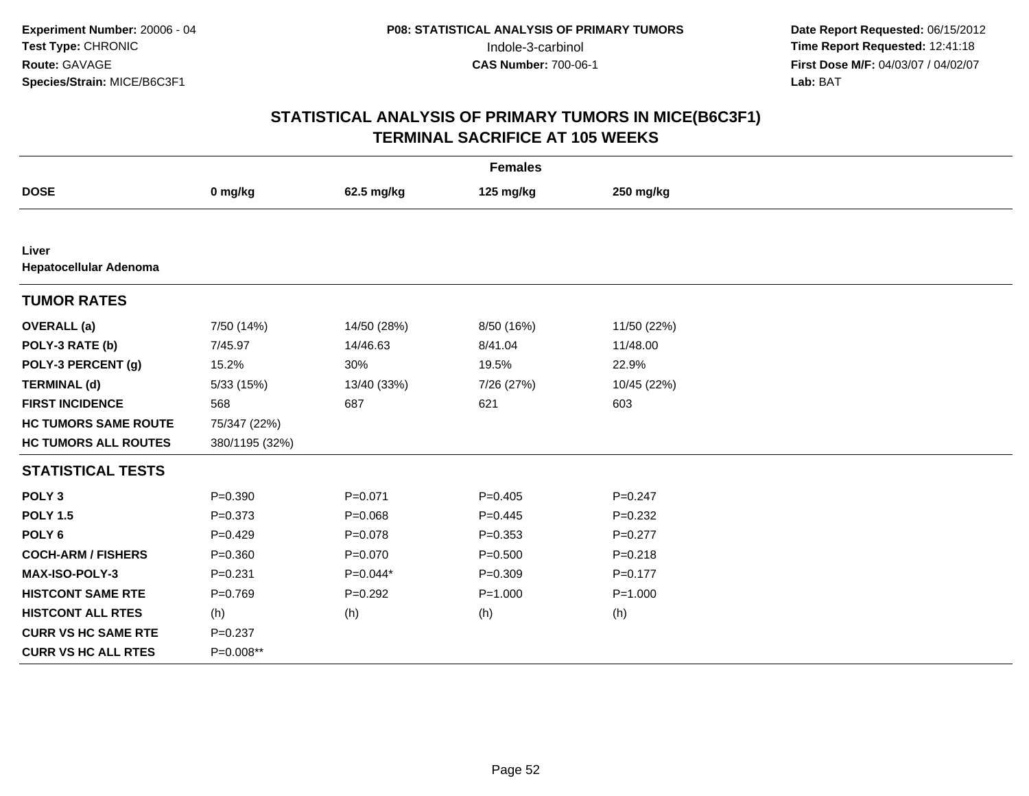**Experiment Number:** 20006 - 04
**Test Type:** CHRONIC
**Route:** GAVAGE
**Species/Strain:** MICE/B6C3F1

**P08: STATISTICAL ANALYSIS OF PRIMARY TUMORS**
Indole-3-carbinol
**CAS Number:** 700-06-1

**Date Report Requested:** 06/15/2012
**Time Report Requested:** 12:41:18
**First Dose M/F:** 04/03/07 / 04/02/07
**Lab:** BAT

# STATISTICAL ANALYSIS OF PRIMARY TUMORS IN MICE(B6C3F1)
## TERMINAL SACRIFICE AT 105 WEEKS

**Females**

| DOSE | 0 mg/kg | 62.5 mg/kg | 125 mg/kg | 250 mg/kg |
|---|---|---|---|---|
| **Liver** | | | | |
| **Hepatocellular Adenoma** | | | | |
| **TUMOR RATES** | | | | |
| **OVERALL (a)** | 7/50 (14%) | 14/50 (28%) | 8/50 (16%) | 11/50 (22%) |
| **POLY-3 RATE (b)** | 7/45.97 | 14/46.63 | 8/41.04 | 11/48.00 |
| **POLY-3 PERCENT (g)** | 15.2% | 30% | 19.5% | 22.9% |
| **TERMINAL (d)** | 5/33 (15%) | 13/40 (33%) | 7/26 (27%) | 10/45 (22%) |
| **FIRST INCIDENCE** | 568 | 687 | 621 | 603 |
| **HC TUMORS SAME ROUTE** | 75/347 (22%) | | | |
| **HC TUMORS ALL ROUTES** | 380/1195 (32%) | | | |
| **STATISTICAL TESTS** | | | | |
| **POLY 3** | P=0.390 | P=0.071 | P=0.405 | P=0.247 |
| **POLY 1.5** | P=0.373 | P=0.068 | P=0.445 | P=0.232 |
| **POLY 6** | P=0.429 | P=0.078 | P=0.353 | P=0.277 |
| **COCH-ARM / FISHERS** | P=0.360 | P=0.070 | P=0.500 | P=0.218 |
| **MAX-ISO-POLY-3** | P=0.231 | P=0.044* | P=0.309 | P=0.177 |
| **HISTCONT SAME RTE** | P=0.769 | P=0.292 | P=1.000 | P=1.000 |
| **HISTCONT ALL RTES** | (h) | (h) | (h) | (h) |
| **CURR VS HC SAME RTE** | P=0.237 | | | |
| **CURR VS HC ALL RTES** | P=0.008** | | | |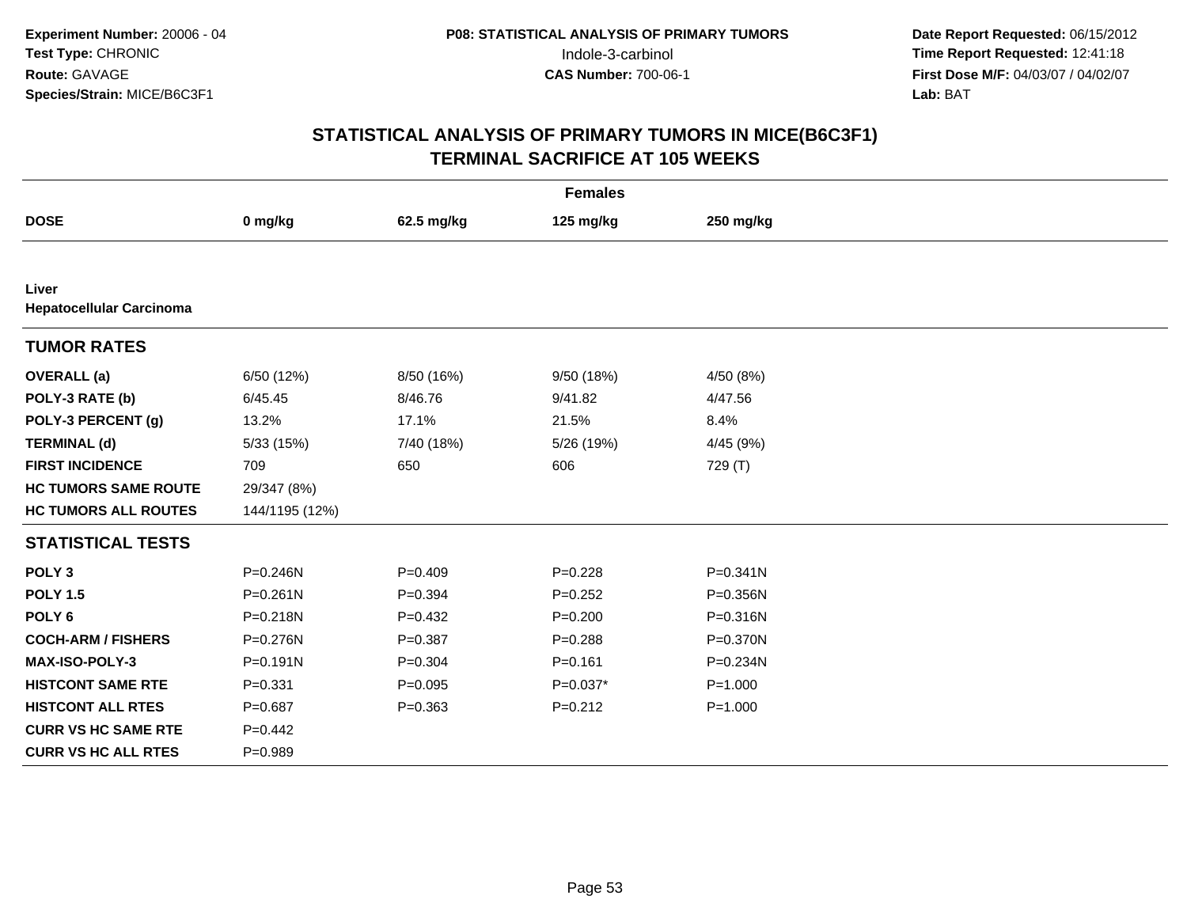**Experiment Number:** 20006 - 04
**Test Type:** CHRONIC
**Route:** GAVAGE
**Species/Strain:** MICE/B6C3F1

**P08: STATISTICAL ANALYSIS OF PRIMARY TUMORS**
Indole-3-carbinol
**CAS Number:** 700-06-1

**Date Report Requested:** 06/15/2012
**Time Report Requested:** 12:41:18
**First Dose M/F:** 04/03/07 / 04/02/07
**Lab:** BAT

## STATISTICAL ANALYSIS OF PRIMARY TUMORS IN MICE(B6C3F1)
## TERMINAL SACRIFICE AT 105 WEEKS

| | Females | | | |
|---|---|---|---|---|
| **DOSE** | **0 mg/kg** | **62.5 mg/kg** | **125 mg/kg** | **250 mg/kg** |
| **Liver** | | | | |
| **Hepatocellular Carcinoma** | | | | |
| **TUMOR RATES** | | | | |
| **OVERALL (a)** | 6/50 (12%) | 8/50 (16%) | 9/50 (18%) | 4/50 (8%) |
| **POLY-3 RATE (b)** | 6/45.45 | 8/46.76 | 9/41.82 | 4/47.56 |
| **POLY-3 PERCENT (g)** | 13.2% | 17.1% | 21.5% | 8.4% |
| **TERMINAL (d)** | 5/33 (15%) | 7/40 (18%) | 5/26 (19%) | 4/45 (9%) |
| **FIRST INCIDENCE** | 709 | 650 | 606 | 729 (T) |
| **HC TUMORS SAME ROUTE** | 29/347 (8%) | | | |
| **HC TUMORS ALL ROUTES** | 144/1195 (12%) | | | |
| **STATISTICAL TESTS** | | | | |
| **POLY 3** | P=0.246N | P=0.409 | P=0.228 | P=0.341N |
| **POLY 1.5** | P=0.261N | P=0.394 | P=0.252 | P=0.356N |
| **POLY 6** | P=0.218N | P=0.432 | P=0.200 | P=0.316N |
| **COCH-ARM / FISHERS** | P=0.276N | P=0.387 | P=0.288 | P=0.370N |
| **MAX-ISO-POLY-3** | P=0.191N | P=0.304 | P=0.161 | P=0.234N |
| **HISTCONT SAME RTE** | P=0.331 | P=0.095 | P=0.037* | P=1.000 |
| **HISTCONT ALL RTES** | P=0.687 | P=0.363 | P=0.212 | P=1.000 |
| **CURR VS HC SAME RTE** | P=0.442 | | | |
| **CURR VS HC ALL RTES** | P=0.989 | | | |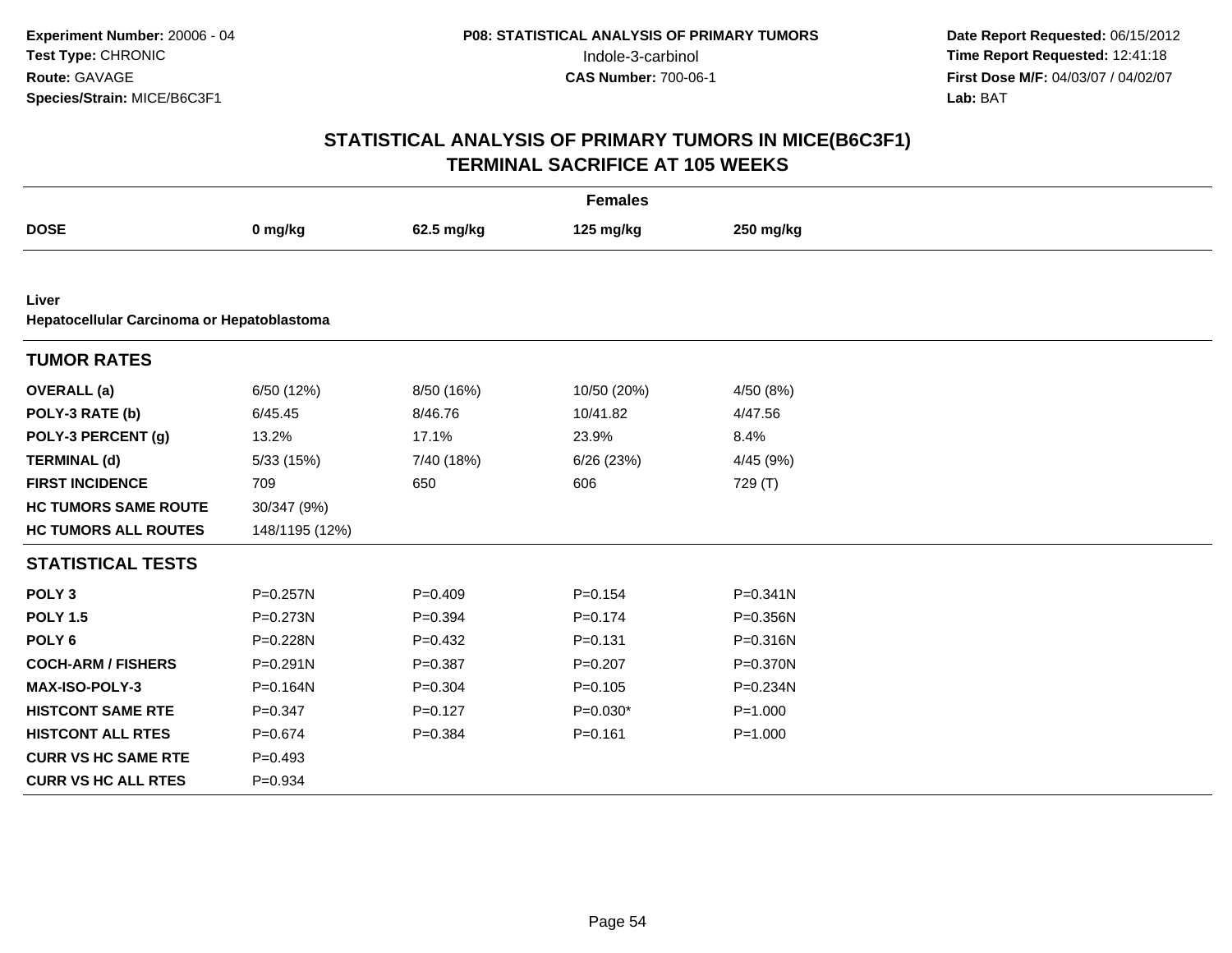**Experiment Number:** 20006 - 04
**Test Type:** CHRONIC
**Route:** GAVAGE
**Species/Strain:** MICE/B6C3F1

**P08: STATISTICAL ANALYSIS OF PRIMARY TUMORS**
Indole-3-carbinol
**CAS Number:** 700-06-1

**Date Report Requested:** 06/15/2012
**Time Report Requested:** 12:41:18
**First Dose M/F:** 04/03/07 / 04/02/07
**Lab:** BAT

# STATISTICAL ANALYSIS OF PRIMARY TUMORS IN MICE(B6C3F1)
## TERMINAL SACRIFICE AT 105 WEEKS

**Females**

| DOSE | 0 mg/kg | 62.5 mg/kg | 125 mg/kg | 250 mg/kg |
|---|---|---|---|---|
| **Liver** | | | | |
| **Hepatocellular Carcinoma or Hepatoblastoma** | | | | |
| **TUMOR RATES** | | | | |
| **OVERALL (a)** | 6/50 (12%) | 8/50 (16%) | 10/50 (20%) | 4/50 (8%) |
| **POLY-3 RATE (b)** | 6/45.45 | 8/46.76 | 10/41.82 | 4/47.56 |
| **POLY-3 PERCENT (g)** | 13.2% | 17.1% | 23.9% | 8.4% |
| **TERMINAL (d)** | 5/33 (15%) | 7/40 (18%) | 6/26 (23%) | 4/45 (9%) |
| **FIRST INCIDENCE** | 709 | 650 | 606 | 729 (T) |
| **HC TUMORS SAME ROUTE** | 30/347 (9%) | | | |
| **HC TUMORS ALL ROUTES** | 148/1195 (12%) | | | |
| **STATISTICAL TESTS** | | | | |
| **POLY 3** | P=0.257N | P=0.409 | P=0.154 | P=0.341N |
| **POLY 1.5** | P=0.273N | P=0.394 | P=0.174 | P=0.356N |
| **POLY 6** | P=0.228N | P=0.432 | P=0.131 | P=0.316N |
| **COCH-ARM / FISHERS** | P=0.291N | P=0.387 | P=0.207 | P=0.370N |
| **MAX-ISO-POLY-3** | P=0.164N | P=0.304 | P=0.105 | P=0.234N |
| **HISTCONT SAME RTE** | P=0.347 | P=0.127 | P=0.030* | P=1.000 |
| **HISTCONT ALL RTES** | P=0.674 | P=0.384 | P=0.161 | P=1.000 |
| **CURR VS HC SAME RTE** | P=0.493 | | | |
| **CURR VS HC ALL RTES** | P=0.934 | | | |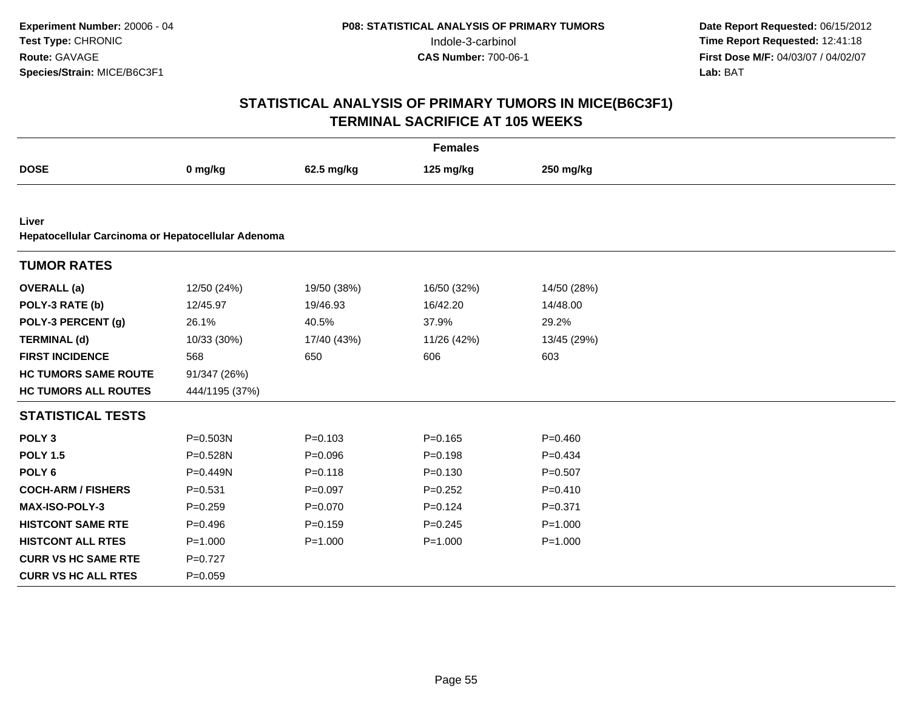**Experiment Number:** 20006 - 04
**Test Type:** CHRONIC
**Route:** GAVAGE
**Species/Strain:** MICE/B6C3F1

**P08: STATISTICAL ANALYSIS OF PRIMARY TUMORS**
Indole-3-carbinol
**CAS Number:** 700-06-1

**Date Report Requested:** 06/15/2012
**Time Report Requested:** 12:41:18
**First Dose M/F:** 04/03/07 / 04/02/07
**Lab:** BAT

## STATISTICAL ANALYSIS OF PRIMARY TUMORS IN MICE(B6C3F1)
## TERMINAL SACRIFICE AT 105 WEEKS

| | Females | | | |
|---|---|---|---|---|
| **DOSE** | **0 mg/kg** | **62.5 mg/kg** | **125 mg/kg** | **250 mg/kg** |
| **Liver** | | | | |
| **Hepatocellular Carcinoma or Hepatocellular Adenoma** | | | | |
| **TUMOR RATES** | | | | |
| **OVERALL (a)** | 12/50 (24%) | 19/50 (38%) | 16/50 (32%) | 14/50 (28%) |
| **POLY-3 RATE (b)** | 12/45.97 | 19/46.93 | 16/42.20 | 14/48.00 |
| **POLY-3 PERCENT (g)** | 26.1% | 40.5% | 37.9% | 29.2% |
| **TERMINAL (d)** | 10/33 (30%) | 17/40 (43%) | 11/26 (42%) | 13/45 (29%) |
| **FIRST INCIDENCE** | 568 | 650 | 606 | 603 |
| **HC TUMORS SAME ROUTE** | 91/347 (26%) | | | |
| **HC TUMORS ALL ROUTES** | 444/1195 (37%) | | | |
| **STATISTICAL TESTS** | | | | |
| **POLY 3** | P=0.503N | P=0.103 | P=0.165 | P=0.460 |
| **POLY 1.5** | P=0.528N | P=0.096 | P=0.198 | P=0.434 |
| **POLY 6** | P=0.449N | P=0.118 | P=0.130 | P=0.507 |
| **COCH-ARM / FISHERS** | P=0.531 | P=0.097 | P=0.252 | P=0.410 |
| **MAX-ISO-POLY-3** | P=0.259 | P=0.070 | P=0.124 | P=0.371 |
| **HISTCONT SAME RTE** | P=0.496 | P=0.159 | P=0.245 | P=1.000 |
| **HISTCONT ALL RTES** | P=1.000 | P=1.000 | P=1.000 | P=1.000 |
| **CURR VS HC SAME RTE** | P=0.727 | | | |
| **CURR VS HC ALL RTES** | P=0.059 | | | |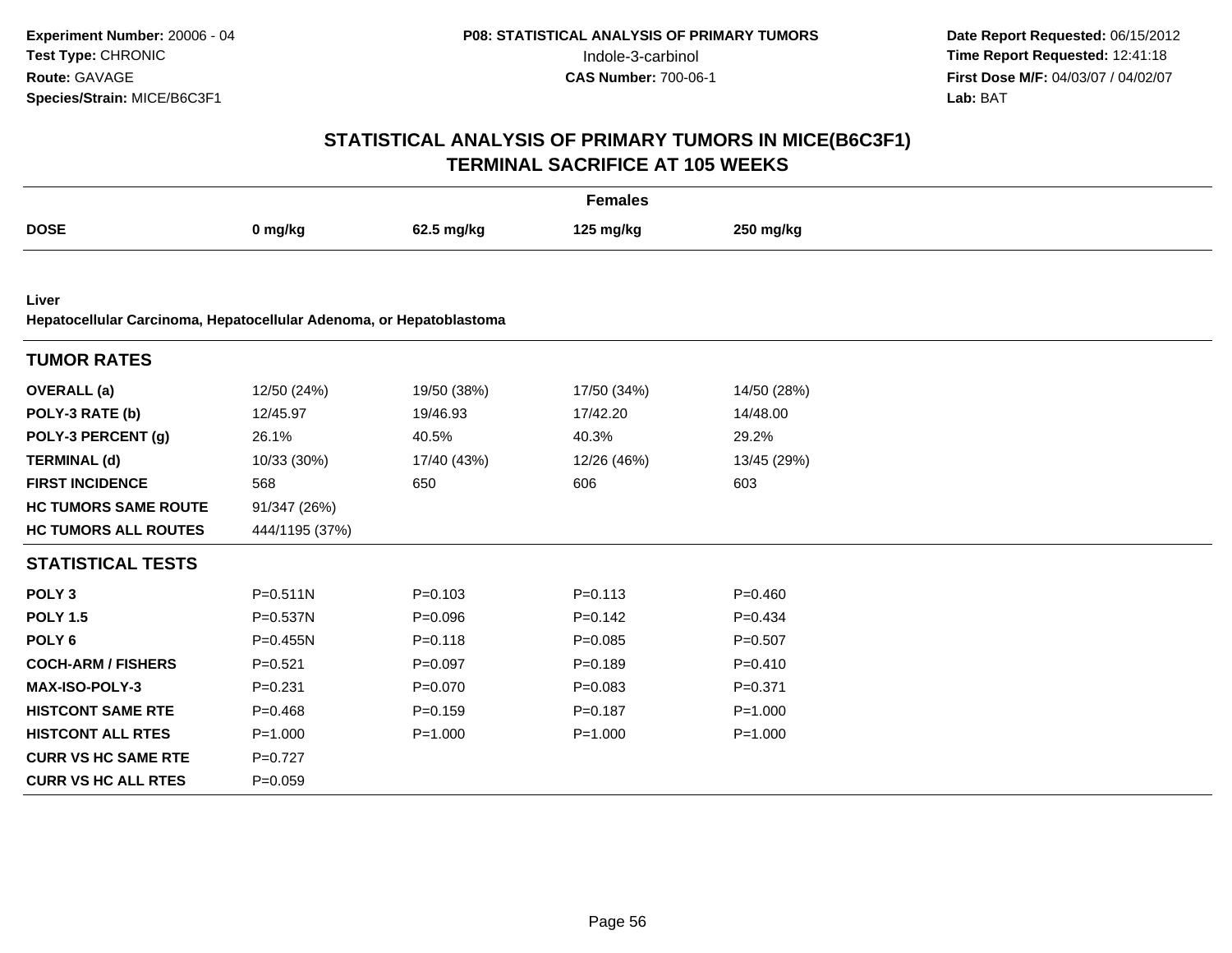**Experiment Number:** 20006 - 04
**Test Type:** CHRONIC
**Route:** GAVAGE
**Species/Strain:** MICE/B6C3F1

**P08: STATISTICAL ANALYSIS OF PRIMARY TUMORS**
Indole-3-carbinol
**CAS Number:** 700-06-1

**Date Report Requested:** 06/15/2012
**Time Report Requested:** 12:41:18
**First Dose M/F:** 04/03/07 / 04/02/07
**Lab:** BAT

## STATISTICAL ANALYSIS OF PRIMARY TUMORS IN MICE(B6C3F1)
## TERMINAL SACRIFICE AT 105 WEEKS

**Females**

| DOSE | 0 mg/kg | 62.5 mg/kg | 125 mg/kg | 250 mg/kg |
|---|---|---|---|---|

**Liver**
**Hepatocellular Carcinoma, Hepatocellular Adenoma, or Hepatoblastoma**

| TUMOR RATES | | | | |
|---|---|---|---|---|
| **OVERALL (a)** | 12/50 (24%) | 19/50 (38%) | 17/50 (34%) | 14/50 (28%) |
| **POLY-3 RATE (b)** | 12/45.97 | 19/46.93 | 17/42.20 | 14/48.00 |
| **POLY-3 PERCENT (g)** | 26.1% | 40.5% | 40.3% | 29.2% |
| **TERMINAL (d)** | 10/33 (30%) | 17/40 (43%) | 12/26 (46%) | 13/45 (29%) |
| **FIRST INCIDENCE** | 568 | 650 | 606 | 603 |
| **HC TUMORS SAME ROUTE** | 91/347 (26%) | | | |
| **HC TUMORS ALL ROUTES** | 444/1195 (37%) | | | |

| STATISTICAL TESTS | | | | |
|---|---|---|---|---|
| **POLY 3** | P=0.511N | P=0.103 | P=0.113 | P=0.460 |
| **POLY 1.5** | P=0.537N | P=0.096 | P=0.142 | P=0.434 |
| **POLY 6** | P=0.455N | P=0.118 | P=0.085 | P=0.507 |
| **COCH-ARM / FISHERS** | P=0.521 | P=0.097 | P=0.189 | P=0.410 |
| **MAX-ISO-POLY-3** | P=0.231 | P=0.070 | P=0.083 | P=0.371 |
| **HISTCONT SAME RTE** | P=0.468 | P=0.159 | P=0.187 | P=1.000 |
| **HISTCONT ALL RTES** | P=1.000 | P=1.000 | P=1.000 | P=1.000 |
| **CURR VS HC SAME RTE** | P=0.727 | | | |
| **CURR VS HC ALL RTES** | P=0.059 | | | |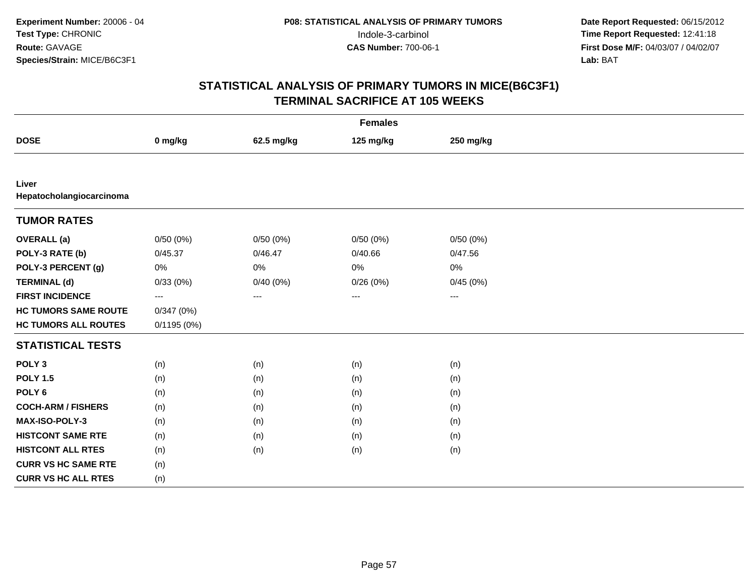**Experiment Number:** 20006 - 04
**Test Type:** CHRONIC
**Route:** GAVAGE
**Species/Strain:** MICE/B6C3F1

**P08: STATISTICAL ANALYSIS OF PRIMARY TUMORS**
Indole-3-carbinol
**CAS Number:** 700-06-1

**Date Report Requested:** 06/15/2012
**Time Report Requested:** 12:41:18
**First Dose M/F:** 04/03/07 / 04/02/07
**Lab:** BAT

## STATISTICAL ANALYSIS OF PRIMARY TUMORS IN MICE(B6C3F1)
## TERMINAL SACRIFICE AT 105 WEEKS

| | Females | | | |
|---|---|---|---|---|
| **DOSE** | **0 mg/kg** | **62.5 mg/kg** | **125 mg/kg** | **250 mg/kg** |
| **Liver** | | | | |
| **Hepatocholangiocarcinoma** | | | | |
| **TUMOR RATES** | | | | |
| **OVERALL (a)** | 0/50 (0%) | 0/50 (0%) | 0/50 (0%) | 0/50 (0%) |
| **POLY-3 RATE (b)** | 0/45.37 | 0/46.47 | 0/40.66 | 0/47.56 |
| **POLY-3 PERCENT (g)** | 0% | 0% | 0% | 0% |
| **TERMINAL (d)** | 0/33 (0%) | 0/40 (0%) | 0/26 (0%) | 0/45 (0%) |
| **FIRST INCIDENCE** | --- | --- | --- | --- |
| **HC TUMORS SAME ROUTE** | 0/347 (0%) | | | |
| **HC TUMORS ALL ROUTES** | 0/1195 (0%) | | | |
| **STATISTICAL TESTS** | | | | |
| **POLY 3** | (n) | (n) | (n) | (n) |
| **POLY 1.5** | (n) | (n) | (n) | (n) |
| **POLY 6** | (n) | (n) | (n) | (n) |
| **COCH-ARM / FISHERS** | (n) | (n) | (n) | (n) |
| **MAX-ISO-POLY-3** | (n) | (n) | (n) | (n) |
| **HISTCONT SAME RTE** | (n) | (n) | (n) | (n) |
| **HISTCONT ALL RTES** | (n) | (n) | (n) | (n) |
| **CURR VS HC SAME RTE** | (n) | | | |
| **CURR VS HC ALL RTES** | (n) | | | |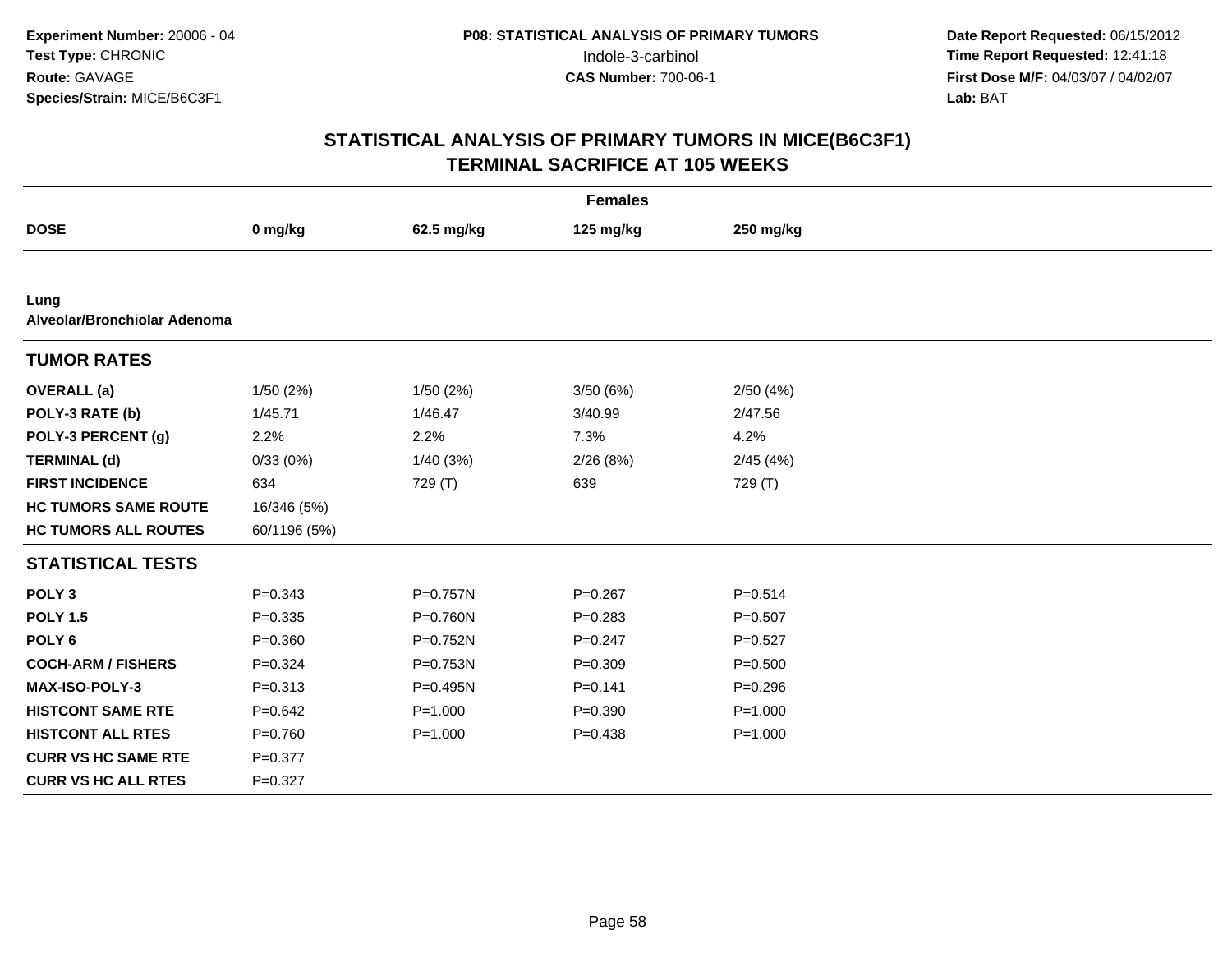**Experiment Number:** 20006 - 04
**Test Type:** CHRONIC
**Route:** GAVAGE
**Species/Strain:** MICE/B6C3F1

**P08: STATISTICAL ANALYSIS OF PRIMARY TUMORS**
Indole-3-carbinol
**CAS Number:** 700-06-1

**Date Report Requested:** 06/15/2012
**Time Report Requested:** 12:41:18
**First Dose M/F:** 04/03/07 / 04/02/07
**Lab:** BAT

## STATISTICAL ANALYSIS OF PRIMARY TUMORS IN MICE(B6C3F1)
## TERMINAL SACRIFICE AT 105 WEEKS

**Females**

| DOSE | 0 mg/kg | 62.5 mg/kg | 125 mg/kg | 250 mg/kg |
|---|---|---|---|---|
| **Lung** | | | | |
| **Alveolar/Bronchiolar Adenoma** | | | | |
| **TUMOR RATES** | | | | |
| **OVERALL (a)** | 1/50 (2%) | 1/50 (2%) | 3/50 (6%) | 2/50 (4%) |
| **POLY-3 RATE (b)** | 1/45.71 | 1/46.47 | 3/40.99 | 2/47.56 |
| **POLY-3 PERCENT (g)** | 2.2% | 2.2% | 7.3% | 4.2% |
| **TERMINAL (d)** | 0/33 (0%) | 1/40 (3%) | 2/26 (8%) | 2/45 (4%) |
| **FIRST INCIDENCE** | 634 | 729 (T) | 639 | 729 (T) |
| **HC TUMORS SAME ROUTE** | 16/346 (5%) | | | |
| **HC TUMORS ALL ROUTES** | 60/1196 (5%) | | | |
| **STATISTICAL TESTS** | | | | |
| **POLY 3** | P=0.343 | P=0.757N | P=0.267 | P=0.514 |
| **POLY 1.5** | P=0.335 | P=0.760N | P=0.283 | P=0.507 |
| **POLY 6** | P=0.360 | P=0.752N | P=0.247 | P=0.527 |
| **COCH-ARM / FISHERS** | P=0.324 | P=0.753N | P=0.309 | P=0.500 |
| **MAX-ISO-POLY-3** | P=0.313 | P=0.495N | P=0.141 | P=0.296 |
| **HISTCONT SAME RTE** | P=0.642 | P=1.000 | P=0.390 | P=1.000 |
| **HISTCONT ALL RTES** | P=0.760 | P=1.000 | P=0.438 | P=1.000 |
| **CURR VS HC SAME RTE** | P=0.377 | | | |
| **CURR VS HC ALL RTES** | P=0.327 | | | |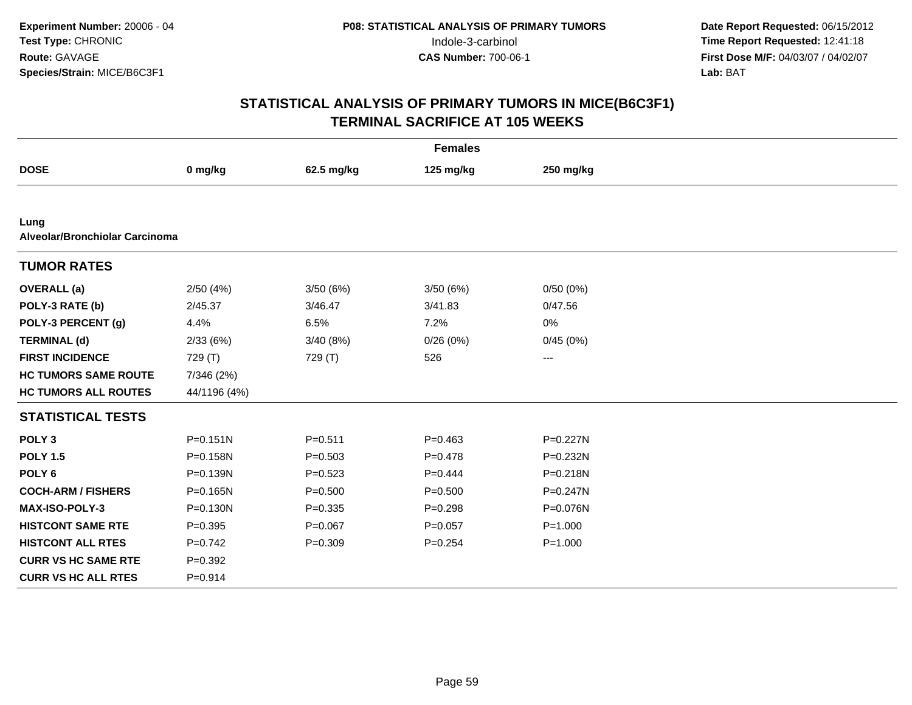Experiment Number: 20006 - 04
Test Type: CHRONIC
Route: GAVAGE
Species/Strain: MICE/B6C3F1

**P08: STATISTICAL ANALYSIS OF PRIMARY TUMORS**
Indole-3-carbinol
**CAS Number:** 700-06-1

Date Report Requested: 06/15/2012
Time Report Requested: 12:41:18
First Dose M/F: 04/03/07 / 04/02/07
Lab: BAT

# STATISTICAL ANALYSIS OF PRIMARY TUMORS IN MICE(B6C3F1) TERMINAL SACRIFICE AT 105 WEEKS

| Females | | | | |
|---|---|---|---|---|
| **DOSE** | **0 mg/kg** | **62.5 mg/kg** | **125 mg/kg** | **250 mg/kg** |
| **Lung** | | | | |
| **Alveolar/Bronchiolar Carcinoma** | | | | |
| **TUMOR RATES** | | | | |
| **OVERALL (a)** | 2/50 (4%) | 3/50 (6%) | 3/50 (6%) | 0/50 (0%) |
| **POLY-3 RATE (b)** | 2/45.37 | 3/46.47 | 3/41.83 | 0/47.56 |
| **POLY-3 PERCENT (g)** | 4.4% | 6.5% | 7.2% | 0% |
| **TERMINAL (d)** | 2/33 (6%) | 3/40 (8%) | 0/26 (0%) | 0/45 (0%) |
| **FIRST INCIDENCE** | 729 (T) | 729 (T) | 526 | --- |
| **HC TUMORS SAME ROUTE** | 7/346 (2%) | | | |
| **HC TUMORS ALL ROUTES** | 44/1196 (4%) | | | |
| **STATISTICAL TESTS** | | | | |
| **POLY 3** | P=0.151N | P=0.511 | P=0.463 | P=0.227N |
| **POLY 1.5** | P=0.158N | P=0.503 | P=0.478 | P=0.232N |
| **POLY 6** | P=0.139N | P=0.523 | P=0.444 | P=0.218N |
| **COCH-ARM / FISHERS** | P=0.165N | P=0.500 | P=0.500 | P=0.247N |
| **MAX-ISO-POLY-3** | P=0.130N | P=0.335 | P=0.298 | P=0.076N |
| **HISTCONT SAME RTE** | P=0.395 | P=0.067 | P=0.057 | P=1.000 |
| **HISTCONT ALL RTES** | P=0.742 | P=0.309 | P=0.254 | P=1.000 |
| **CURR VS HC SAME RTE** | P=0.392 | | | |
| **CURR VS HC ALL RTES** | P=0.914 | | | |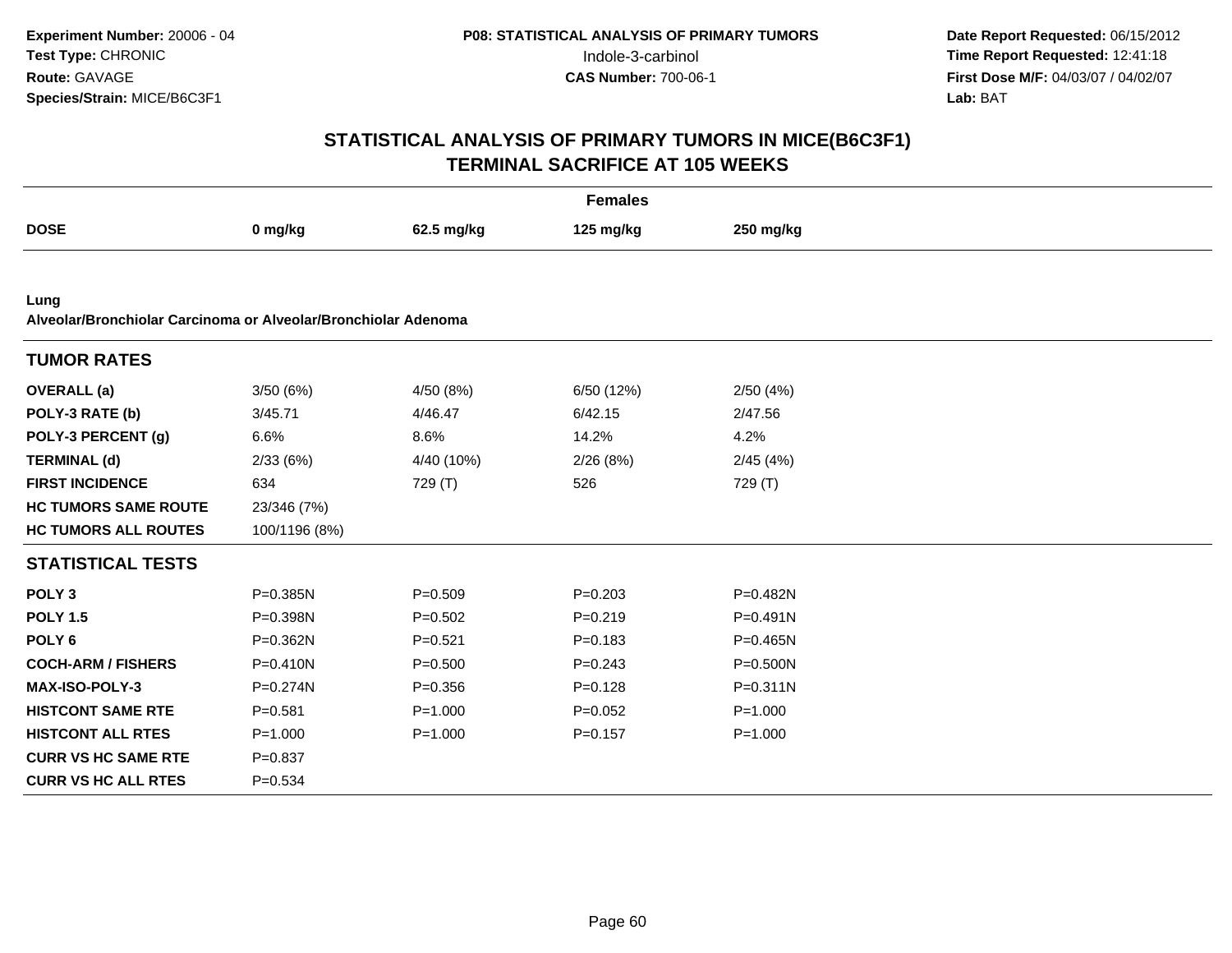**Experiment Number:** 20006 - 04
**Test Type:** CHRONIC
**Route:** GAVAGE
**Species/Strain:** MICE/B6C3F1

**P08: STATISTICAL ANALYSIS OF PRIMARY TUMORS**
Indole-3-carbinol
**CAS Number:** 700-06-1

**Date Report Requested:** 06/15/2012
**Time Report Requested:** 12:41:18
**First Dose M/F:** 04/03/07 / 04/02/07
**Lab:** BAT

## STATISTICAL ANALYSIS OF PRIMARY TUMORS IN MICE(B6C3F1)
## TERMINAL SACRIFICE AT 105 WEEKS

**Females**

| DOSE | 0 mg/kg | 62.5 mg/kg | 125 mg/kg | 250 mg/kg |
|---|---|---|---|---|
| **Lung** | | | | |
| **Alveolar/Bronchiolar Carcinoma or Alveolar/Bronchiolar Adenoma** | | | | |
| **TUMOR RATES** | | | | |
| **OVERALL (a)** | 3/50 (6%) | 4/50 (8%) | 6/50 (12%) | 2/50 (4%) |
| **POLY-3 RATE (b)** | 3/45.71 | 4/46.47 | 6/42.15 | 2/47.56 |
| **POLY-3 PERCENT (g)** | 6.6% | 8.6% | 14.2% | 4.2% |
| **TERMINAL (d)** | 2/33 (6%) | 4/40 (10%) | 2/26 (8%) | 2/45 (4%) |
| **FIRST INCIDENCE** | 634 | 729 (T) | 526 | 729 (T) |
| **HC TUMORS SAME ROUTE** | 23/346 (7%) | | | |
| **HC TUMORS ALL ROUTES** | 100/1196 (8%) | | | |
| **STATISTICAL TESTS** | | | | |
| **POLY 3** | P=0.385N | P=0.509 | P=0.203 | P=0.482N |
| **POLY 1.5** | P=0.398N | P=0.502 | P=0.219 | P=0.491N |
| **POLY 6** | P=0.362N | P=0.521 | P=0.183 | P=0.465N |
| **COCH-ARM / FISHERS** | P=0.410N | P=0.500 | P=0.243 | P=0.500N |
| **MAX-ISO-POLY-3** | P=0.274N | P=0.356 | P=0.128 | P=0.311N |
| **HISTCONT SAME RTE** | P=0.581 | P=1.000 | P=0.052 | P=1.000 |
| **HISTCONT ALL RTES** | P=1.000 | P=1.000 | P=0.157 | P=1.000 |
| **CURR VS HC SAME RTE** | P=0.837 | | | |
| **CURR VS HC ALL RTES** | P=0.534 | | | |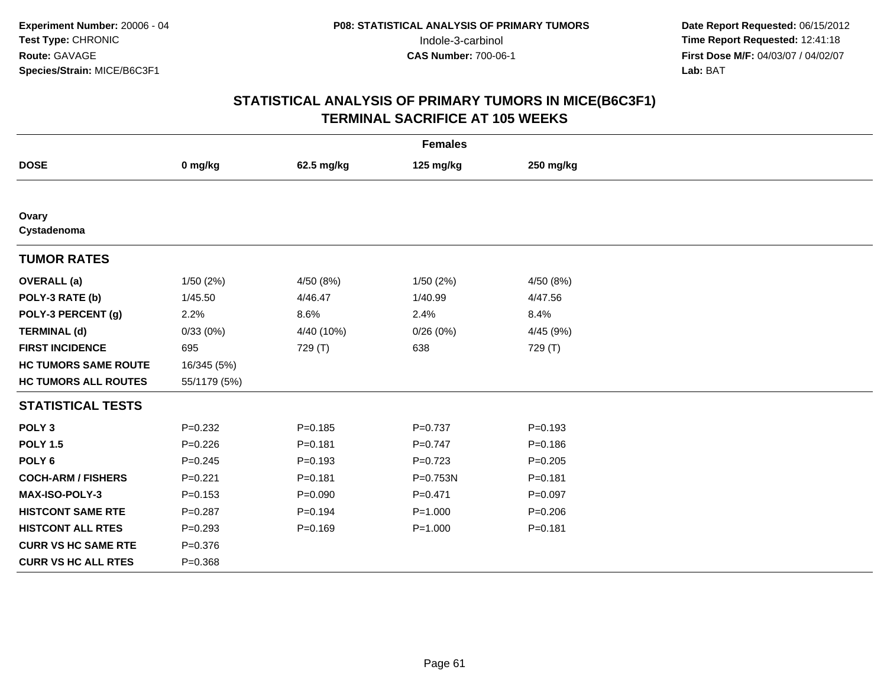**Experiment Number:** 20006 - 04
**Test Type:** CHRONIC
**Route:** GAVAGE
**Species/Strain:** MICE/B6C3F1

**P08: STATISTICAL ANALYSIS OF PRIMARY TUMORS**
Indole-3-carbinol
**CAS Number:** 700-06-1

**Date Report Requested:** 06/15/2012
**Time Report Requested:** 12:41:18
**First Dose M/F:** 04/03/07 / 04/02/07
**Lab:** BAT

# STATISTICAL ANALYSIS OF PRIMARY TUMORS IN MICE(B6C3F1)
# TERMINAL SACRIFICE AT 105 WEEKS

| Females | | | | |
|---|---|---|---|---|
| **DOSE** | **0 mg/kg** | **62.5 mg/kg** | **125 mg/kg** | **250 mg/kg** |
| **Ovary** | | | | |
| **Cystadenoma** | | | | |
| **TUMOR RATES** | | | | |
| **OVERALL (a)** | 1/50 (2%) | 4/50 (8%) | 1/50 (2%) | 4/50 (8%) |
| **POLY-3 RATE (b)** | 1/45.50 | 4/46.47 | 1/40.99 | 4/47.56 |
| **POLY-3 PERCENT (g)** | 2.2% | 8.6% | 2.4% | 8.4% |
| **TERMINAL (d)** | 0/33 (0%) | 4/40 (10%) | 0/26 (0%) | 4/45 (9%) |
| **FIRST INCIDENCE** | 695 | 729 (T) | 638 | 729 (T) |
| **HC TUMORS SAME ROUTE** | 16/345 (5%) | | | |
| **HC TUMORS ALL ROUTES** | 55/1179 (5%) | | | |
| **STATISTICAL TESTS** | | | | |
| **POLY 3** | P=0.232 | P=0.185 | P=0.737 | P=0.193 |
| **POLY 1.5** | P=0.226 | P=0.181 | P=0.747 | P=0.186 |
| **POLY 6** | P=0.245 | P=0.193 | P=0.723 | P=0.205 |
| **COCH-ARM / FISHERS** | P=0.221 | P=0.181 | P=0.753N | P=0.181 |
| **MAX-ISO-POLY-3** | P=0.153 | P=0.090 | P=0.471 | P=0.097 |
| **HISTCONT SAME RTE** | P=0.287 | P=0.194 | P=1.000 | P=0.206 |
| **HISTCONT ALL RTES** | P=0.293 | P=0.169 | P=1.000 | P=0.181 |
| **CURR VS HC SAME RTE** | P=0.376 | | | |
| **CURR VS HC ALL RTES** | P=0.368 | | | |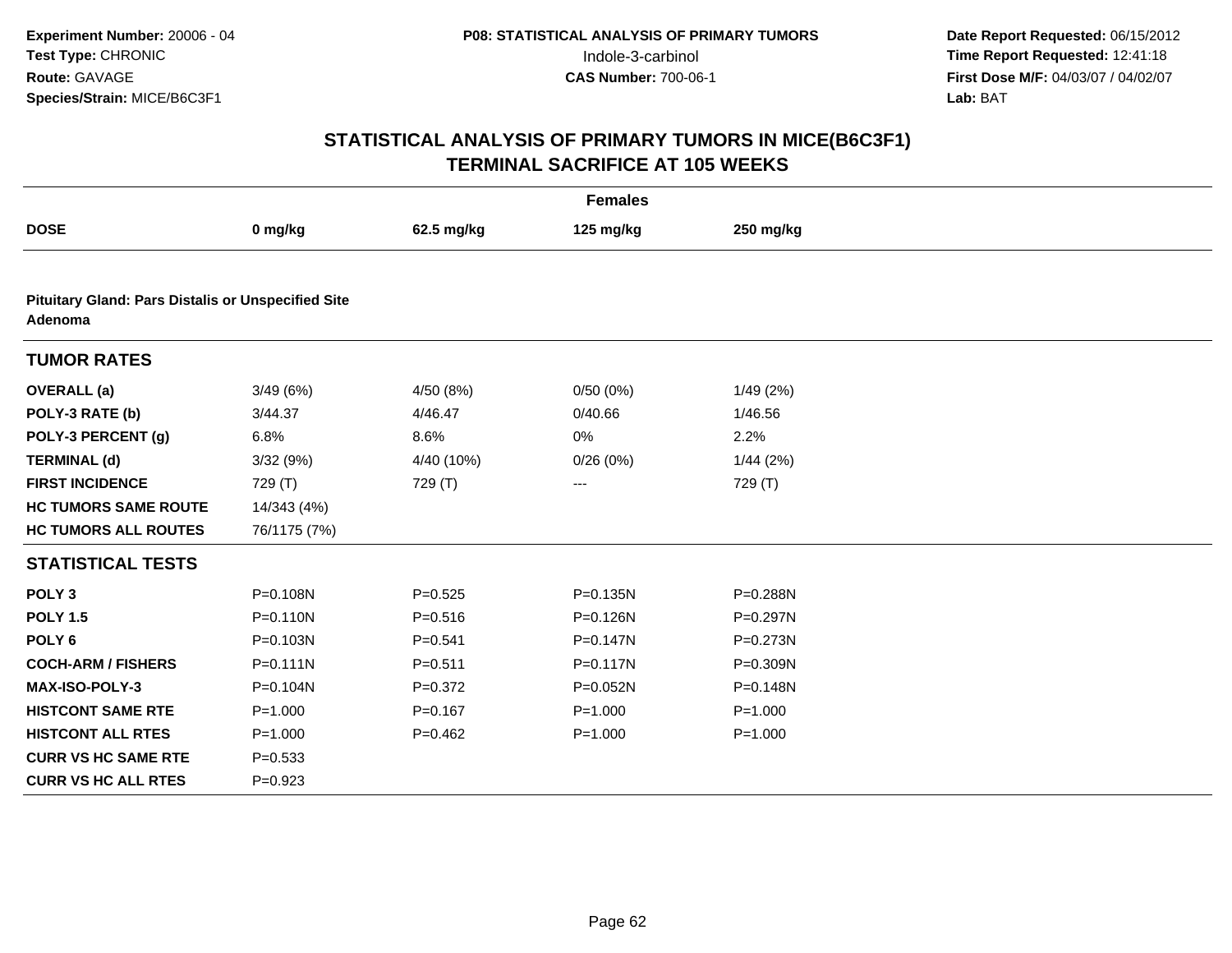**Experiment Number:** 20006 - 04
**Test Type:** CHRONIC
**Route:** GAVAGE
**Species/Strain:** MICE/B6C3F1

**P08: STATISTICAL ANALYSIS OF PRIMARY TUMORS**
Indole-3-carbinol
**CAS Number:** 700-06-1

**Date Report Requested:** 06/15/2012
**Time Report Requested:** 12:41:18
**First Dose M/F:** 04/03/07 / 04/02/07
**Lab:** BAT

# STATISTICAL ANALYSIS OF PRIMARY TUMORS IN MICE(B6C3F1)
# TERMINAL SACRIFICE AT 105 WEEKS

| | Females | | | |
|---|---|---|---|---|
| **DOSE** | **0 mg/kg** | **62.5 mg/kg** | **125 mg/kg** | **250 mg/kg** |
| **Pituitary Gland: Pars Distalis or Unspecified Site** | | | | |
| **Adenoma** | | | | |
| **TUMOR RATES** | | | | |
| **OVERALL (a)** | 3/49 (6%) | 4/50 (8%) | 0/50 (0%) | 1/49 (2%) |
| **POLY-3 RATE (b)** | 3/44.37 | 4/46.47 | 0/40.66 | 1/46.56 |
| **POLY-3 PERCENT (g)** | 6.8% | 8.6% | 0% | 2.2% |
| **TERMINAL (d)** | 3/32 (9%) | 4/40 (10%) | 0/26 (0%) | 1/44 (2%) |
| **FIRST INCIDENCE** | 729 (T) | 729 (T) | --- | 729 (T) |
| **HC TUMORS SAME ROUTE** | 14/343 (4%) | | | |
| **HC TUMORS ALL ROUTES** | 76/1175 (7%) | | | |
| **STATISTICAL TESTS** | | | | |
| **POLY 3** | P=0.108N | P=0.525 | P=0.135N | P=0.288N |
| **POLY 1.5** | P=0.110N | P=0.516 | P=0.126N | P=0.297N |
| **POLY 6** | P=0.103N | P=0.541 | P=0.147N | P=0.273N |
| **COCH-ARM / FISHERS** | P=0.111N | P=0.511 | P=0.117N | P=0.309N |
| **MAX-ISO-POLY-3** | P=0.104N | P=0.372 | P=0.052N | P=0.148N |
| **HISTCONT SAME RTE** | P=1.000 | P=0.167 | P=1.000 | P=1.000 |
| **HISTCONT ALL RTES** | P=1.000 | P=0.462 | P=1.000 | P=1.000 |
| **CURR VS HC SAME RTE** | P=0.533 | | | |
| **CURR VS HC ALL RTES** | P=0.923 | | | |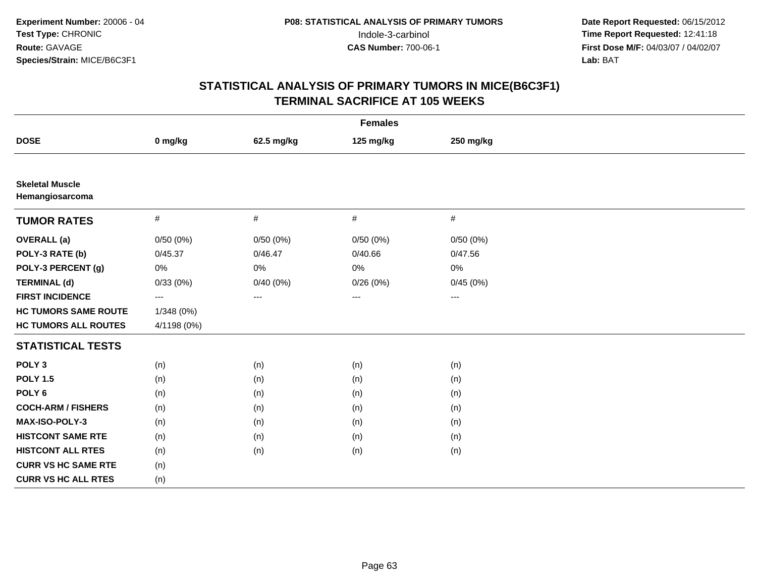Experiment Number: 20006 - 04
Test Type: CHRONIC
Route: GAVAGE
Species/Strain: MICE/B6C3F1

P08: STATISTICAL ANALYSIS OF PRIMARY TUMORS
Indole-3-carbinol
CAS Number: 700-06-1

Date Report Requested: 06/15/2012
Time Report Requested: 12:41:18
First Dose M/F: 04/03/07 / 04/02/07
Lab: BAT

## STATISTICAL ANALYSIS OF PRIMARY TUMORS IN MICE(B6C3F1)
## TERMINAL SACRIFICE AT 105 WEEKS

| Females | | | | |
|---|---|---|---|---|
| **DOSE** | **0 mg/kg** | **62.5 mg/kg** | **125 mg/kg** | **250 mg/kg** |
| **Skeletal Muscle** | | | | |
| **Hemangiosarcoma** | | | | |
| **TUMOR RATES** | # | # | # | # |
| **OVERALL (a)** | 0/50 (0%) | 0/50 (0%) | 0/50 (0%) | 0/50 (0%) |
| **POLY-3 RATE (b)** | 0/45.37 | 0/46.47 | 0/40.66 | 0/47.56 |
| **POLY-3 PERCENT (g)** | 0% | 0% | 0% | 0% |
| **TERMINAL (d)** | 0/33 (0%) | 0/40 (0%) | 0/26 (0%) | 0/45 (0%) |
| **FIRST INCIDENCE** | --- | --- | --- | --- |
| **HC TUMORS SAME ROUTE** | 1/348 (0%) | | | |
| **HC TUMORS ALL ROUTES** | 4/1198 (0%) | | | |
| **STATISTICAL TESTS** | | | | |
| **POLY 3** | (n) | (n) | (n) | (n) |
| **POLY 1.5** | (n) | (n) | (n) | (n) |
| **POLY 6** | (n) | (n) | (n) | (n) |
| **COCH-ARM / FISHERS** | (n) | (n) | (n) | (n) |
| **MAX-ISO-POLY-3** | (n) | (n) | (n) | (n) |
| **HISTCONT SAME RTE** | (n) | (n) | (n) | (n) |
| **HISTCONT ALL RTES** | (n) | (n) | (n) | (n) |
| **CURR VS HC SAME RTE** | (n) | | | |
| **CURR VS HC ALL RTES** | (n) | | | |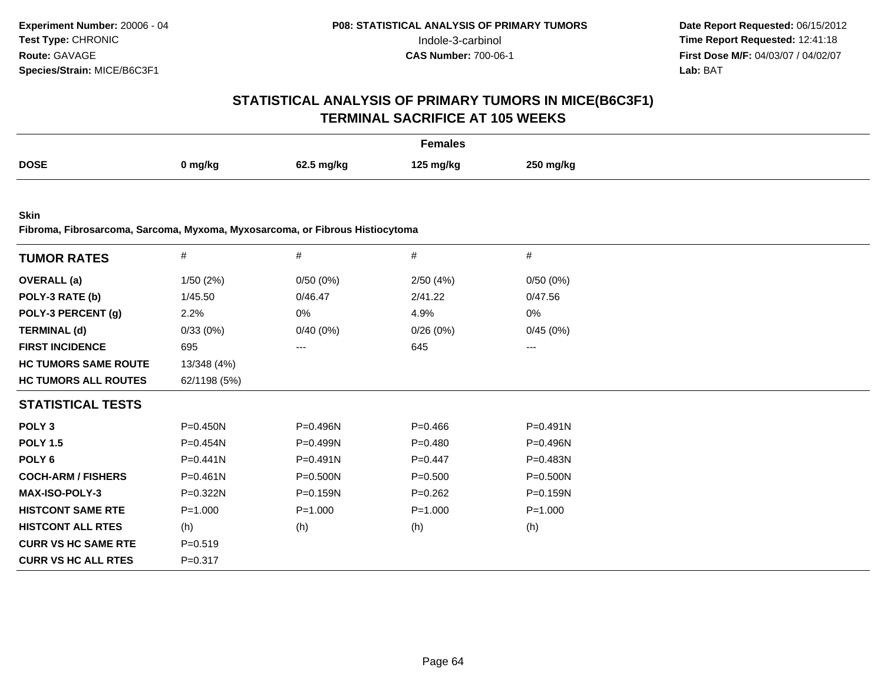**Experiment Number:** 20006 - 04
**Test Type:** CHRONIC
**Route:** GAVAGE
**Species/Strain:** MICE/B6C3F1

**P08: STATISTICAL ANALYSIS OF PRIMARY TUMORS**
Indole-3-carbinol
**CAS Number:** 700-06-1

**Date Report Requested:** 06/15/2012
**Time Report Requested:** 12:41:18
**First Dose M/F:** 04/03/07 / 04/02/07
**Lab:** BAT

## STATISTICAL ANALYSIS OF PRIMARY TUMORS IN MICE(B6C3F1)
## TERMINAL SACRIFICE AT 105 WEEKS

**Females**

| DOSE | 0 mg/kg | 62.5 mg/kg | 125 mg/kg | 250 mg/kg |
|---|---|---|---|---|

**Skin**
**Fibroma, Fibrosarcoma, Sarcoma, Myxoma, Myxosarcoma, or Fibrous Histiocytoma**

| TUMOR RATES | # | # | # | # |
|---|---|---|---|---|
| OVERALL (a) | 1/50 (2%) | 0/50 (0%) | 2/50 (4%) | 0/50 (0%) |
| POLY-3 RATE (b) | 1/45.50 | 0/46.47 | 2/41.22 | 0/47.56 |
| POLY-3 PERCENT (g) | 2.2% | 0% | 4.9% | 0% |
| TERMINAL (d) | 0/33 (0%) | 0/40 (0%) | 0/26 (0%) | 0/45 (0%) |
| FIRST INCIDENCE | 695 | --- | 645 | --- |
| HC TUMORS SAME ROUTE | 13/348 (4%) | | | |
| HC TUMORS ALL ROUTES | 62/1198 (5%) | | | |
| **STATISTICAL TESTS** | | | | |
| POLY 3 | P=0.450N | P=0.496N | P=0.466 | P=0.491N |
| POLY 1.5 | P=0.454N | P=0.499N | P=0.480 | P=0.496N |
| POLY 6 | P=0.441N | P=0.491N | P=0.447 | P=0.483N |
| COCH-ARM / FISHERS | P=0.461N | P=0.500N | P=0.500 | P=0.500N |
| MAX-ISO-POLY-3 | P=0.322N | P=0.159N | P=0.262 | P=0.159N |
| HISTCONT SAME RTE | P=1.000 | P=1.000 | P=1.000 | P=1.000 |
| HISTCONT ALL RTES | (h) | (h) | (h) | (h) |
| CURR VS HC SAME RTE | P=0.519 | | | |
| CURR VS HC ALL RTES | P=0.317 | | | |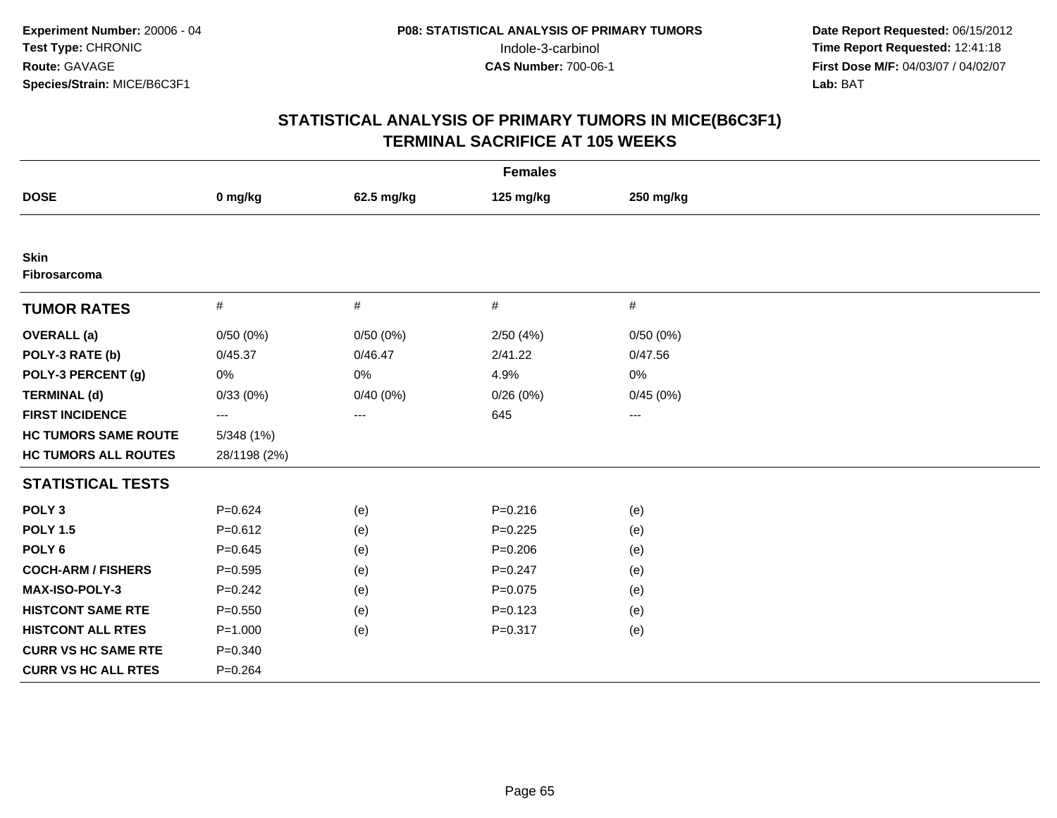**Experiment Number:** 20006 - 04
**Test Type:** CHRONIC
**Route:** GAVAGE
**Species/Strain:** MICE/B6C3F1

**P08: STATISTICAL ANALYSIS OF PRIMARY TUMORS**
Indole-3-carbinol
**CAS Number:** 700-06-1

**Date Report Requested:** 06/15/2012
**Time Report Requested:** 12:41:18
**First Dose M/F:** 04/03/07 / 04/02/07
**Lab:** BAT

## STATISTICAL ANALYSIS OF PRIMARY TUMORS IN MICE(B6C3F1)
## TERMINAL SACRIFICE AT 105 WEEKS

| Females | | | | |
|---|---|---|---|---|
| **DOSE** | **0 mg/kg** | **62.5 mg/kg** | **125 mg/kg** | **250 mg/kg** |
| **Skin** | | | | |
| **Fibrosarcoma** | | | | |
| **TUMOR RATES** | # | # | # | # |
| **OVERALL (a)** | 0/50 (0%) | 0/50 (0%) | 2/50 (4%) | 0/50 (0%) |
| **POLY-3 RATE (b)** | 0/45.37 | 0/46.47 | 2/41.22 | 0/47.56 |
| **POLY-3 PERCENT (g)** | 0% | 0% | 4.9% | 0% |
| **TERMINAL (d)** | 0/33 (0%) | 0/40 (0%) | 0/26 (0%) | 0/45 (0%) |
| **FIRST INCIDENCE** | --- | --- | 645 | --- |
| **HC TUMORS SAME ROUTE** | 5/348 (1%) | | | |
| **HC TUMORS ALL ROUTES** | 28/1198 (2%) | | | |
| **STATISTICAL TESTS** | | | | |
| **POLY 3** | P=0.624 | (e) | P=0.216 | (e) |
| **POLY 1.5** | P=0.612 | (e) | P=0.225 | (e) |
| **POLY 6** | P=0.645 | (e) | P=0.206 | (e) |
| **COCH-ARM / FISHERS** | P=0.595 | (e) | P=0.247 | (e) |
| **MAX-ISO-POLY-3** | P=0.242 | (e) | P=0.075 | (e) |
| **HISTCONT SAME RTE** | P=0.550 | (e) | P=0.123 | (e) |
| **HISTCONT ALL RTES** | P=1.000 | (e) | P=0.317 | (e) |
| **CURR VS HC SAME RTE** | P=0.340 | | | |
| **CURR VS HC ALL RTES** | P=0.264 | | | |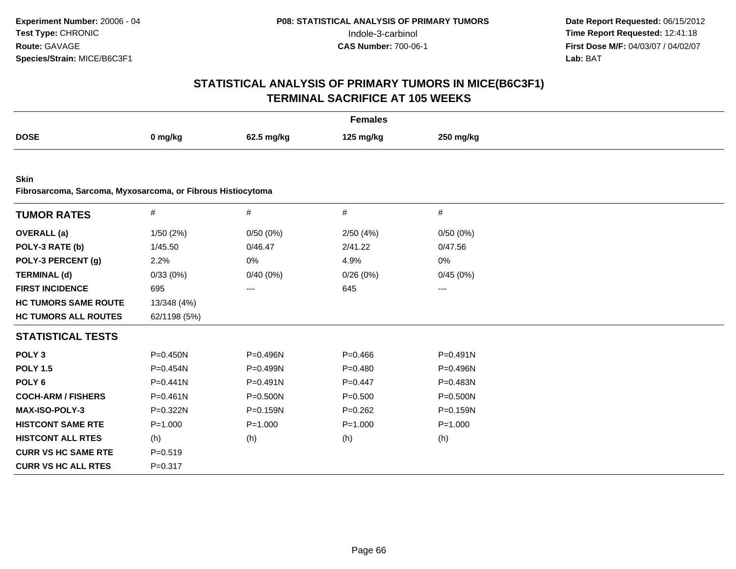**Experiment Number:** 20006 - 04
**Test Type:** CHRONIC
**Route:** GAVAGE
**Species/Strain:** MICE/B6C3F1

**P08: STATISTICAL ANALYSIS OF PRIMARY TUMORS**
Indole-3-carbinol
**CAS Number:** 700-06-1

**Date Report Requested:** 06/15/2012
**Time Report Requested:** 12:41:18
**First Dose M/F:** 04/03/07 / 04/02/07
**Lab:** BAT

## STATISTICAL ANALYSIS OF PRIMARY TUMORS IN MICE(B6C3F1)
## TERMINAL SACRIFICE AT 105 WEEKS

| | Females | | | |
|---|---|---|---|---|
| **DOSE** | **0 mg/kg** | **62.5 mg/kg** | **125 mg/kg** | **250 mg/kg** |

**Skin**
**Fibrosarcoma, Sarcoma, Myxosarcoma, or Fibrous Histiocytoma**

| **TUMOR RATES** | # | # | # | # |
|---|---|---|---|---|
| **OVERALL (a)** | 1/50 (2%) | 0/50 (0%) | 2/50 (4%) | 0/50 (0%) |
| **POLY-3 RATE (b)** | 1/45.50 | 0/46.47 | 2/41.22 | 0/47.56 |
| **POLY-3 PERCENT (g)** | 2.2% | 0% | 4.9% | 0% |
| **TERMINAL (d)** | 0/33 (0%) | 0/40 (0%) | 0/26 (0%) | 0/45 (0%) |
| **FIRST INCIDENCE** | 695 | --- | 645 | --- |
| **HC TUMORS SAME ROUTE** | 13/348 (4%) | | | |
| **HC TUMORS ALL ROUTES** | 62/1198 (5%) | | | |
| **STATISTICAL TESTS** | | | | |
| **POLY 3** | P=0.450N | P=0.496N | P=0.466 | P=0.491N |
| **POLY 1.5** | P=0.454N | P=0.499N | P=0.480 | P=0.496N |
| **POLY 6** | P=0.441N | P=0.491N | P=0.447 | P=0.483N |
| **COCH-ARM / FISHERS** | P=0.461N | P=0.500N | P=0.500 | P=0.500N |
| **MAX-ISO-POLY-3** | P=0.322N | P=0.159N | P=0.262 | P=0.159N |
| **HISTCONT SAME RTE** | P=1.000 | P=1.000 | P=1.000 | P=1.000 |
| **HISTCONT ALL RTES** | (h) | (h) | (h) | (h) |
| **CURR VS HC SAME RTE** | P=0.519 | | | |
| **CURR VS HC ALL RTES** | P=0.317 | | | |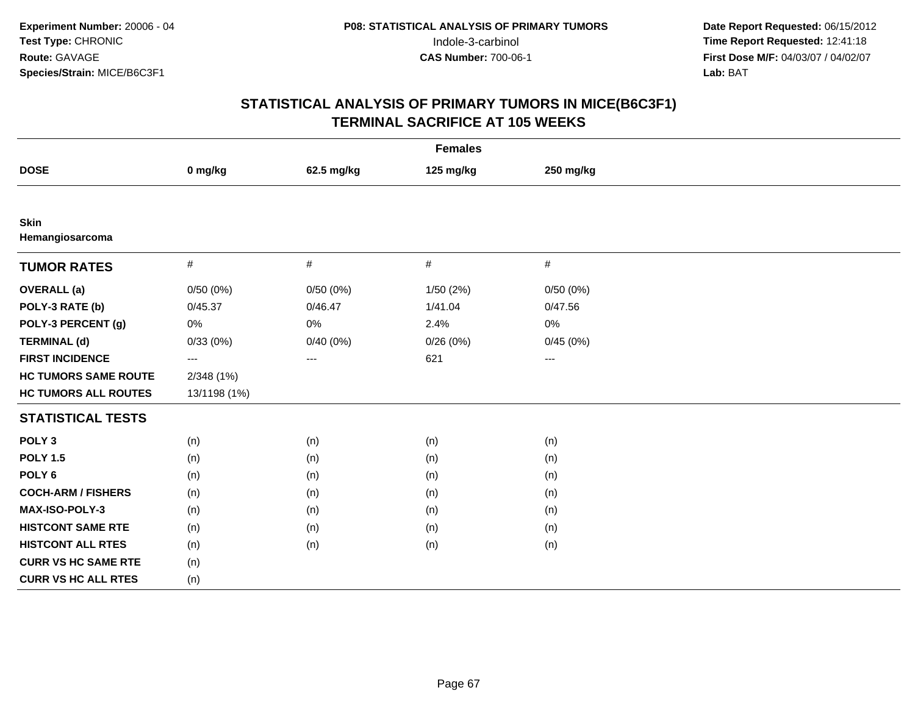Experiment Number: 20006 - 04
Test Type: CHRONIC
Route: GAVAGE
Species/Strain: MICE/B6C3F1

**P08: STATISTICAL ANALYSIS OF PRIMARY TUMORS**
Indole-3-carbinol
**CAS Number:** 700-06-1

Date Report Requested: 06/15/2012
Time Report Requested: 12:41:18
First Dose M/F: 04/03/07 / 04/02/07
Lab: BAT

## STATISTICAL ANALYSIS OF PRIMARY TUMORS IN MICE(B6C3F1)
## TERMINAL SACRIFICE AT 105 WEEKS

| | Females | | | |
|---|---|---|---|---|
| **DOSE** | **0 mg/kg** | **62.5 mg/kg** | **125 mg/kg** | **250 mg/kg** |
| **Skin** | | | | |
| **Hemangiosarcoma** | | | | |
| **TUMOR RATES** | # | # | # | # |
| **OVERALL (a)** | 0/50 (0%) | 0/50 (0%) | 1/50 (2%) | 0/50 (0%) |
| **POLY-3 RATE (b)** | 0/45.37 | 0/46.47 | 1/41.04 | 0/47.56 |
| **POLY-3 PERCENT (g)** | 0% | 0% | 2.4% | 0% |
| **TERMINAL (d)** | 0/33 (0%) | 0/40 (0%) | 0/26 (0%) | 0/45 (0%) |
| **FIRST INCIDENCE** | --- | --- | 621 | --- |
| **HC TUMORS SAME ROUTE** | 2/348 (1%) | | | |
| **HC TUMORS ALL ROUTES** | 13/1198 (1%) | | | |
| **STATISTICAL TESTS** | | | | |
| **POLY 3** | (n) | (n) | (n) | (n) |
| **POLY 1.5** | (n) | (n) | (n) | (n) |
| **POLY 6** | (n) | (n) | (n) | (n) |
| **COCH-ARM / FISHERS** | (n) | (n) | (n) | (n) |
| **MAX-ISO-POLY-3** | (n) | (n) | (n) | (n) |
| **HISTCONT SAME RTE** | (n) | (n) | (n) | (n) |
| **HISTCONT ALL RTES** | (n) | (n) | (n) | (n) |
| **CURR VS HC SAME RTE** | (n) | | | |
| **CURR VS HC ALL RTES** | (n) | | | |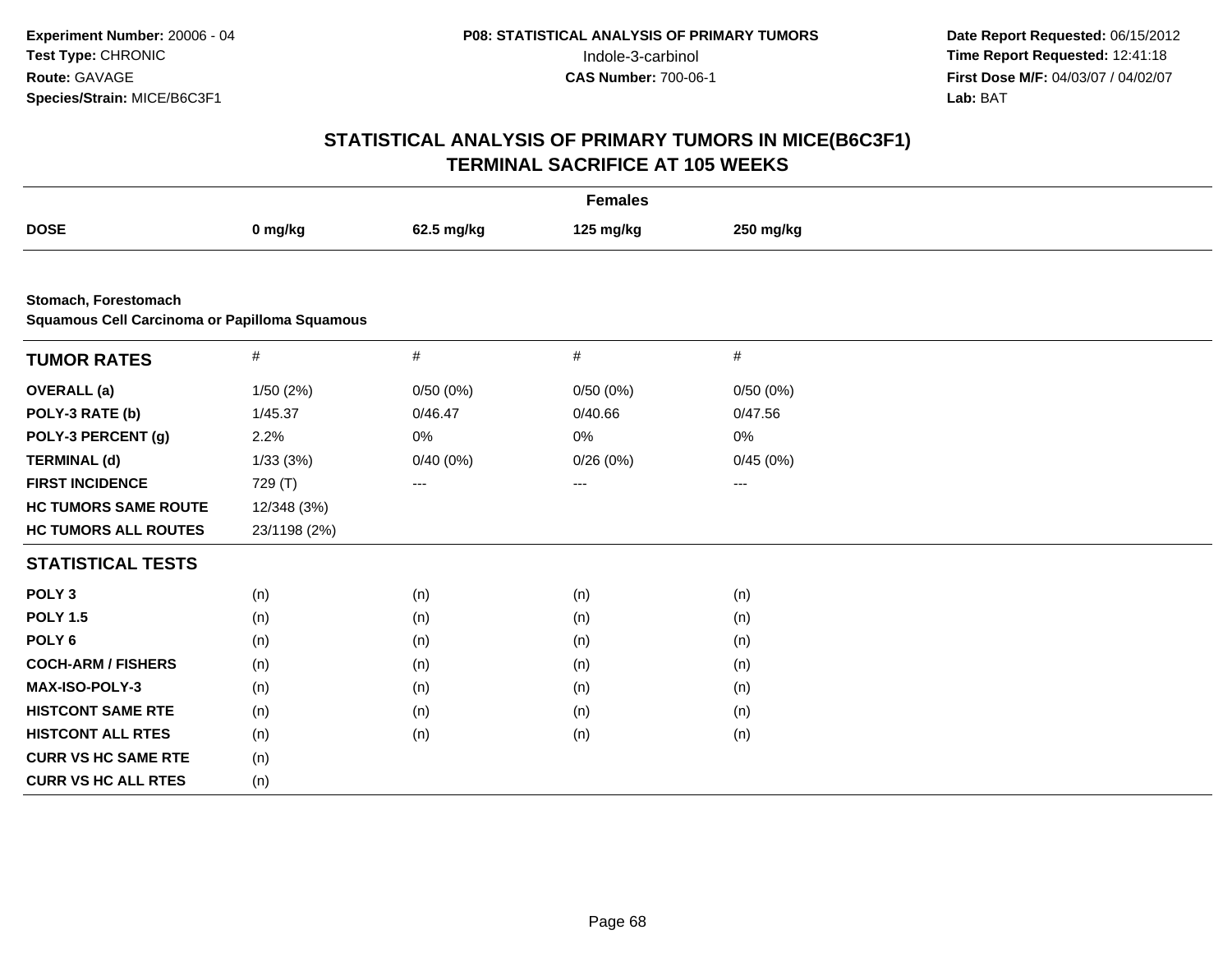**Experiment Number:** 20006 - 04
**Test Type:** CHRONIC
**Route:** GAVAGE
**Species/Strain:** MICE/B6C3F1

**P08: STATISTICAL ANALYSIS OF PRIMARY TUMORS**
Indole-3-carbinol
**CAS Number:** 700-06-1

**Date Report Requested:** 06/15/2012
**Time Report Requested:** 12:41:18
**First Dose M/F:** 04/03/07 / 04/02/07
**Lab:** BAT

## STATISTICAL ANALYSIS OF PRIMARY TUMORS IN MICE(B6C3F1)
## TERMINAL SACRIFICE AT 105 WEEKS

| | Females | | | |
|---|---|---|---|---|
| **DOSE** | **0 mg/kg** | **62.5 mg/kg** | **125 mg/kg** | **250 mg/kg** |

**Stomach, Forestomach**
**Squamous Cell Carcinoma or Papilloma Squamous**

| **TUMOR RATES** | # | # | # | # |
|---|---|---|---|---|
| **OVERALL (a)** | 1/50 (2%) | 0/50 (0%) | 0/50 (0%) | 0/50 (0%) |
| **POLY-3 RATE (b)** | 1/45.37 | 0/46.47 | 0/40.66 | 0/47.56 |
| **POLY-3 PERCENT (g)** | 2.2% | 0% | 0% | 0% |
| **TERMINAL (d)** | 1/33 (3%) | 0/40 (0%) | 0/26 (0%) | 0/45 (0%) |
| **FIRST INCIDENCE** | 729 (T) | --- | --- | --- |
| **HC TUMORS SAME ROUTE** | 12/348 (3%) | | | |
| **HC TUMORS ALL ROUTES** | 23/1198 (2%) | | | |

| **STATISTICAL TESTS** | | | | |
|---|---|---|---|---|
| **POLY 3** | (n) | (n) | (n) | (n) |
| **POLY 1.5** | (n) | (n) | (n) | (n) |
| **POLY 6** | (n) | (n) | (n) | (n) |
| **COCH-ARM / FISHERS** | (n) | (n) | (n) | (n) |
| **MAX-ISO-POLY-3** | (n) | (n) | (n) | (n) |
| **HISTCONT SAME RTE** | (n) | (n) | (n) | (n) |
| **HISTCONT ALL RTES** | (n) | (n) | (n) | (n) |
| **CURR VS HC SAME RTE** | (n) | | | |
| **CURR VS HC ALL RTES** | (n) | | | |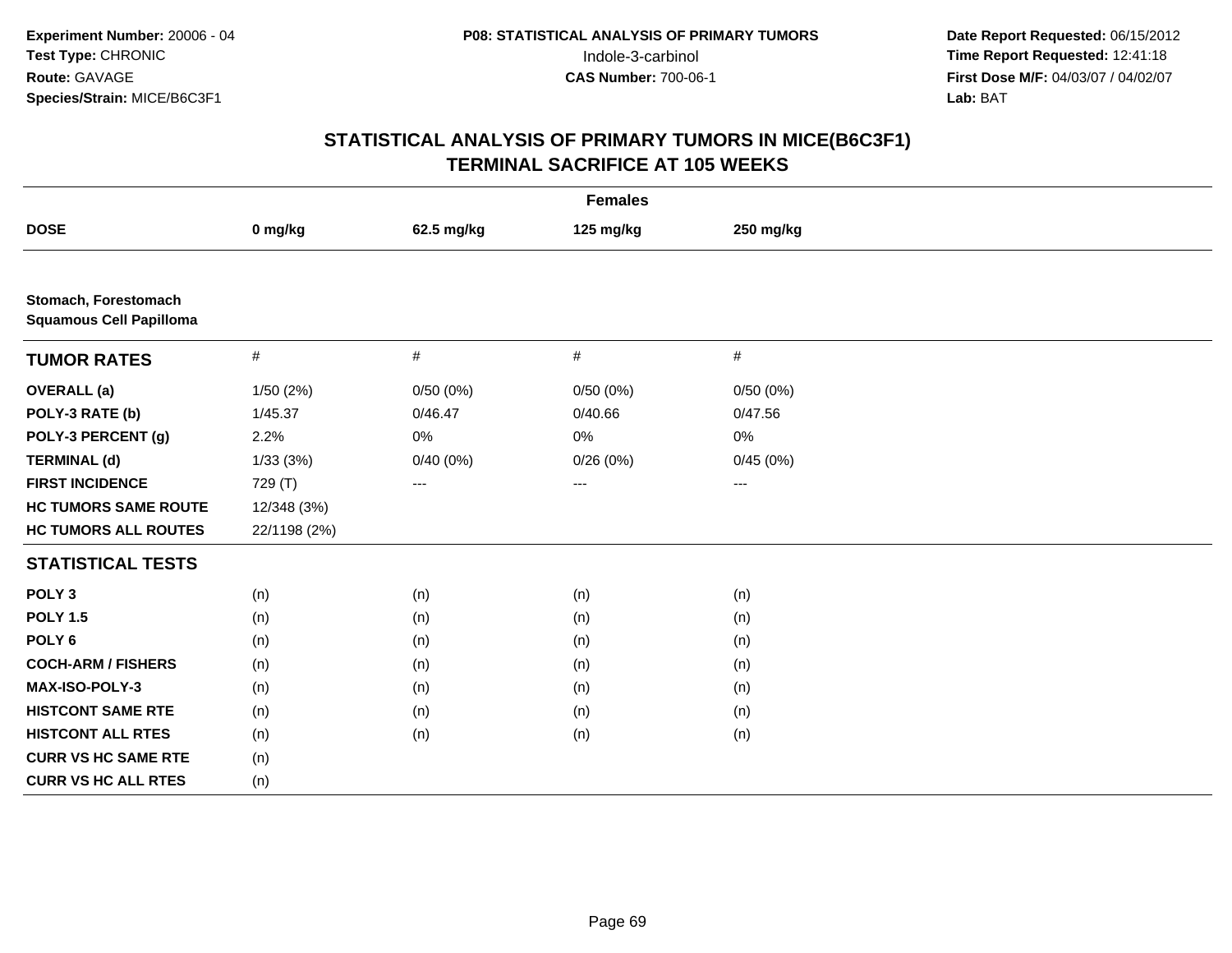Experiment Number: 20006 - 04
Test Type: CHRONIC
Route: GAVAGE
Species/Strain: MICE/B6C3F1

**P08: STATISTICAL ANALYSIS OF PRIMARY TUMORS**
Indole-3-carbinol
**CAS Number:** 700-06-1

Date Report Requested: 06/15/2012
Time Report Requested: 12:41:18
First Dose M/F: 04/03/07 / 04/02/07
Lab: BAT

## STATISTICAL ANALYSIS OF PRIMARY TUMORS IN MICE(B6C3F1) TERMINAL SACRIFICE AT 105 WEEKS

| Females | | | | |
|---|---|---|---|---|
| **DOSE** | **0 mg/kg** | **62.5 mg/kg** | **125 mg/kg** | **250 mg/kg** |
| **Stomach, Forestomach** **Squamous Cell Papilloma** | | | | |
| **TUMOR RATES** | # | # | # | # |
| **OVERALL (a)** | 1/50 (2%) | 0/50 (0%) | 0/50 (0%) | 0/50 (0%) |
| **POLY-3 RATE (b)** | 1/45.37 | 0/46.47 | 0/40.66 | 0/47.56 |
| **POLY-3 PERCENT (g)** | 2.2% | 0% | 0% | 0% |
| **TERMINAL (d)** | 1/33 (3%) | 0/40 (0%) | 0/26 (0%) | 0/45 (0%) |
| **FIRST INCIDENCE** | 729 (T) | --- | --- | --- |
| **HC TUMORS SAME ROUTE** | 12/348 (3%) | | | |
| **HC TUMORS ALL ROUTES** | 22/1198 (2%) | | | |
| **STATISTICAL TESTS** | | | | |
| **POLY 3** | (n) | (n) | (n) | (n) |
| **POLY 1.5** | (n) | (n) | (n) | (n) |
| **POLY 6** | (n) | (n) | (n) | (n) |
| **COCH-ARM / FISHERS** | (n) | (n) | (n) | (n) |
| **MAX-ISO-POLY-3** | (n) | (n) | (n) | (n) |
| **HISTCONT SAME RTE** | (n) | (n) | (n) | (n) |
| **HISTCONT ALL RTES** | (n) | (n) | (n) | (n) |
| **CURR VS HC SAME RTE** | (n) | | | |
| **CURR VS HC ALL RTES** | (n) | | | |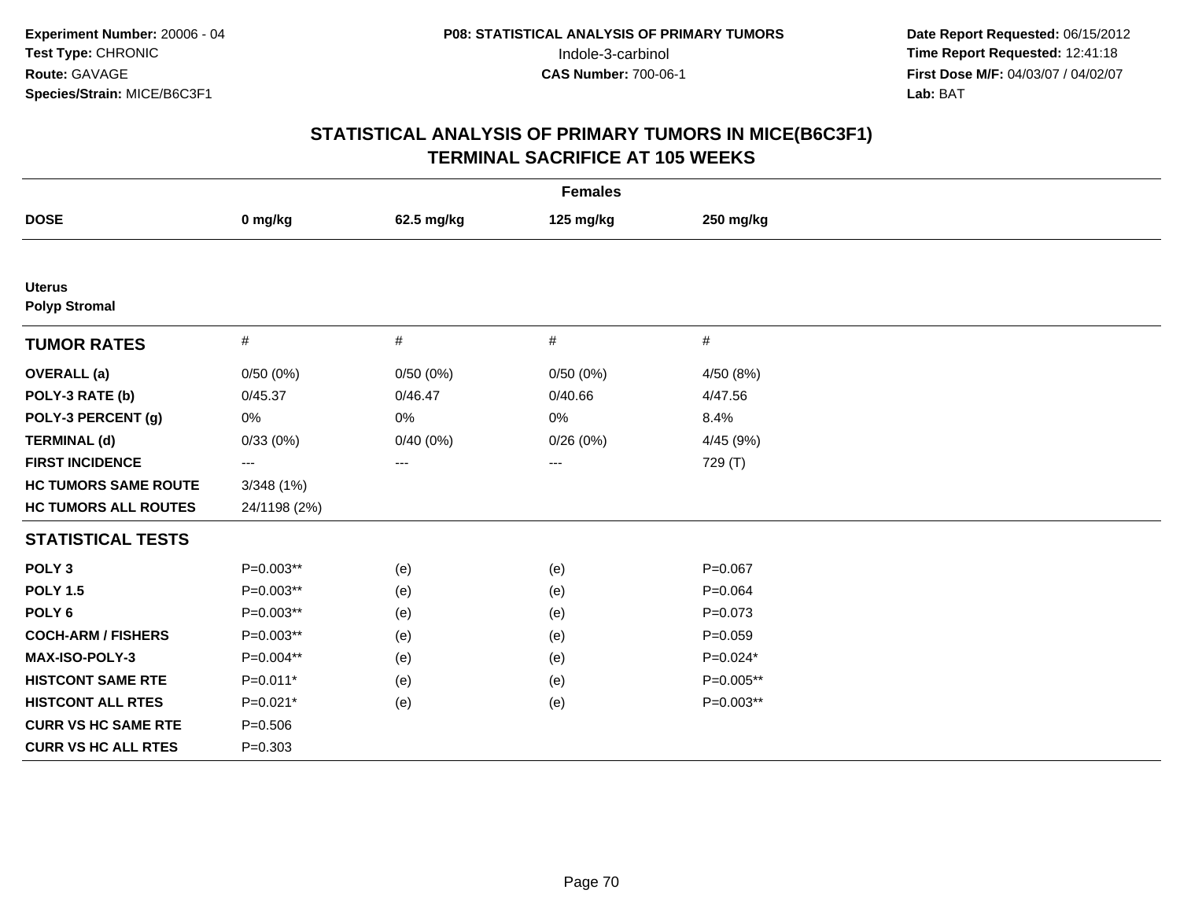Experiment Number: 20006 - 04
Test Type: CHRONIC
Route: GAVAGE
Species/Strain: MICE/B6C3F1

P08: STATISTICAL ANALYSIS OF PRIMARY TUMORS
Indole-3-carbinol
CAS Number: 700-06-1

Date Report Requested: 06/15/2012
Time Report Requested: 12:41:18
First Dose M/F: 04/03/07 / 04/02/07
Lab: BAT

## STATISTICAL ANALYSIS OF PRIMARY TUMORS IN MICE(B6C3F1)
## TERMINAL SACRIFICE AT 105 WEEKS

| Females | | | | |
|---|---|---|---|---|
| **DOSE** | **0 mg/kg** | **62.5 mg/kg** | **125 mg/kg** | **250 mg/kg** |
| **Uterus** | | | | |
| **Polyp Stromal** | | | | |
| **TUMOR RATES** | # | # | # | # |
| **OVERALL (a)** | 0/50 (0%) | 0/50 (0%) | 0/50 (0%) | 4/50 (8%) |
| **POLY-3 RATE (b)** | 0/45.37 | 0/46.47 | 0/40.66 | 4/47.56 |
| **POLY-3 PERCENT (g)** | 0% | 0% | 0% | 8.4% |
| **TERMINAL (d)** | 0/33 (0%) | 0/40 (0%) | 0/26 (0%) | 4/45 (9%) |
| **FIRST INCIDENCE** | --- | --- | --- | 729 (T) |
| **HC TUMORS SAME ROUTE** | 3/348 (1%) | | | |
| **HC TUMORS ALL ROUTES** | 24/1198 (2%) | | | |
| **STATISTICAL TESTS** | | | | |
| **POLY 3** | P=0.003** | (e) | (e) | P=0.067 |
| **POLY 1.5** | P=0.003** | (e) | (e) | P=0.064 |
| **POLY 6** | P=0.003** | (e) | (e) | P=0.073 |
| **COCH-ARM / FISHERS** | P=0.003** | (e) | (e) | P=0.059 |
| **MAX-ISO-POLY-3** | P=0.004** | (e) | (e) | P=0.024* |
| **HISTCONT SAME RTE** | P=0.011* | (e) | (e) | P=0.005** |
| **HISTCONT ALL RTES** | P=0.021* | (e) | (e) | P=0.003** |
| **CURR VS HC SAME RTE** | P=0.506 | | | |
| **CURR VS HC ALL RTES** | P=0.303 | | | |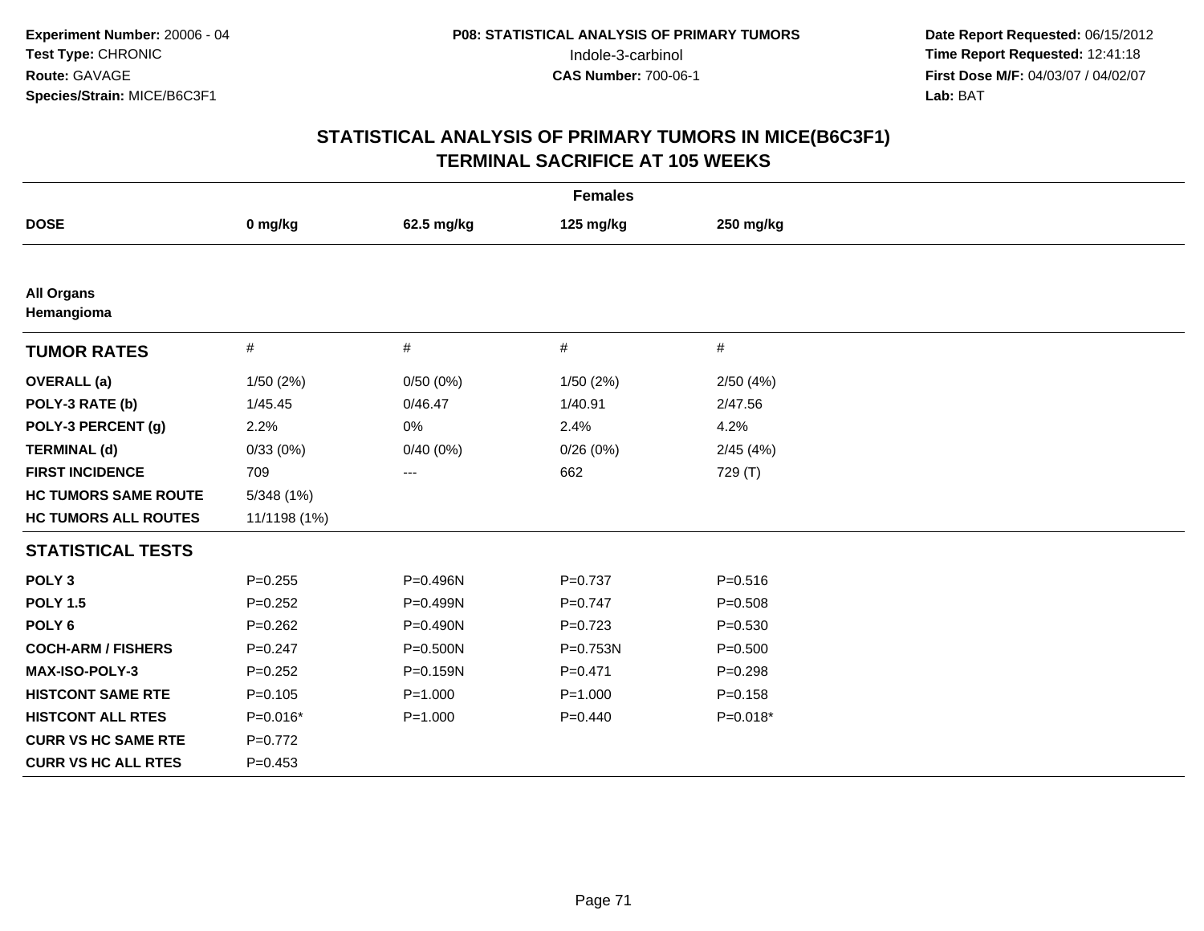**Experiment Number:** 20006 - 04
**Test Type:** CHRONIC
**Route:** GAVAGE
**Species/Strain:** MICE/B6C3F1

**P08: STATISTICAL ANALYSIS OF PRIMARY TUMORS**
Indole-3-carbinol
**CAS Number:** 700-06-1

**Date Report Requested:** 06/15/2012
**Time Report Requested:** 12:41:18
**First Dose M/F:** 04/03/07 / 04/02/07
**Lab:** BAT

## STATISTICAL ANALYSIS OF PRIMARY TUMORS IN MICE(B6C3F1)
## TERMINAL SACRIFICE AT 105 WEEKS

| Females | | | | |
|---|---|---|---|---|
| **DOSE** | **0 mg/kg** | **62.5 mg/kg** | **125 mg/kg** | **250 mg/kg** |
| **All Organs** | | | | |
| **Hemangioma** | | | | |
| **TUMOR RATES** | # | # | # | # |
| **OVERALL (a)** | 1/50 (2%) | 0/50 (0%) | 1/50 (2%) | 2/50 (4%) |
| **POLY-3 RATE (b)** | 1/45.45 | 0/46.47 | 1/40.91 | 2/47.56 |
| **POLY-3 PERCENT (g)** | 2.2% | 0% | 2.4% | 4.2% |
| **TERMINAL (d)** | 0/33 (0%) | 0/40 (0%) | 0/26 (0%) | 2/45 (4%) |
| **FIRST INCIDENCE** | 709 | --- | 662 | 729 (T) |
| **HC TUMORS SAME ROUTE** | 5/348 (1%) | | | |
| **HC TUMORS ALL ROUTES** | 11/1198 (1%) | | | |
| **STATISTICAL TESTS** | | | | |
| **POLY 3** | P=0.255 | P=0.496N | P=0.737 | P=0.516 |
| **POLY 1.5** | P=0.252 | P=0.499N | P=0.747 | P=0.508 |
| **POLY 6** | P=0.262 | P=0.490N | P=0.723 | P=0.530 |
| **COCH-ARM / FISHERS** | P=0.247 | P=0.500N | P=0.753N | P=0.500 |
| **MAX-ISO-POLY-3** | P=0.252 | P=0.159N | P=0.471 | P=0.298 |
| **HISTCONT SAME RTE** | P=0.105 | P=1.000 | P=1.000 | P=0.158 |
| **HISTCONT ALL RTES** | P=0.016* | P=1.000 | P=0.440 | P=0.018* |
| **CURR VS HC SAME RTE** | P=0.772 | | | |
| **CURR VS HC ALL RTES** | P=0.453 | | | |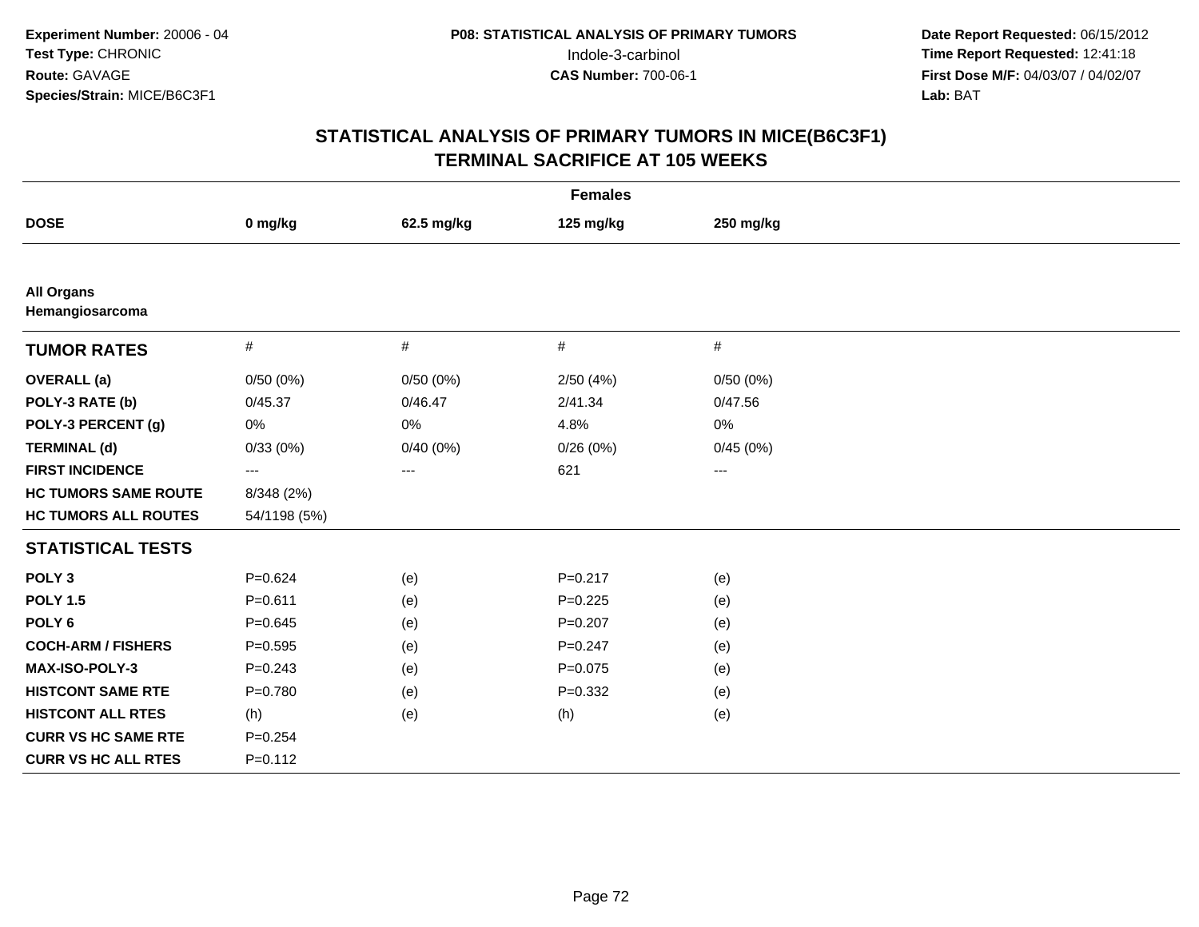Experiment Number: 20006 - 04
Test Type: CHRONIC
Route: GAVAGE
Species/Strain: MICE/B6C3F1

P08: STATISTICAL ANALYSIS OF PRIMARY TUMORS
Indole-3-carbinol
CAS Number: 700-06-1

Date Report Requested: 06/15/2012
Time Report Requested: 12:41:18
First Dose M/F: 04/03/07 / 04/02/07
Lab: BAT

## STATISTICAL ANALYSIS OF PRIMARY TUMORS IN MICE(B6C3F1)
## TERMINAL SACRIFICE AT 105 WEEKS

| Females | | | | |
|---|---|---|---|---|
| **DOSE** | **0 mg/kg** | **62.5 mg/kg** | **125 mg/kg** | **250 mg/kg** |
| **All Organs** | | | | |
| **Hemangiosarcoma** | | | | |
| **TUMOR RATES** | # | # | # | # |
| **OVERALL (a)** | 0/50 (0%) | 0/50 (0%) | 2/50 (4%) | 0/50 (0%) |
| **POLY-3 RATE (b)** | 0/45.37 | 0/46.47 | 2/41.34 | 0/47.56 |
| **POLY-3 PERCENT (g)** | 0% | 0% | 4.8% | 0% |
| **TERMINAL (d)** | 0/33 (0%) | 0/40 (0%) | 0/26 (0%) | 0/45 (0%) |
| **FIRST INCIDENCE** | --- | --- | 621 | --- |
| **HC TUMORS SAME ROUTE** | 8/348 (2%) | | | |
| **HC TUMORS ALL ROUTES** | 54/1198 (5%) | | | |
| **STATISTICAL TESTS** | | | | |
| **POLY 3** | P=0.624 | (e) | P=0.217 | (e) |
| **POLY 1.5** | P=0.611 | (e) | P=0.225 | (e) |
| **POLY 6** | P=0.645 | (e) | P=0.207 | (e) |
| **COCH-ARM / FISHERS** | P=0.595 | (e) | P=0.247 | (e) |
| **MAX-ISO-POLY-3** | P=0.243 | (e) | P=0.075 | (e) |
| **HISTCONT SAME RTE** | P=0.780 | (e) | P=0.332 | (e) |
| **HISTCONT ALL RTES** | (h) | (e) | (h) | (e) |
| **CURR VS HC SAME RTE** | P=0.254 | | | |
| **CURR VS HC ALL RTES** | P=0.112 | | | |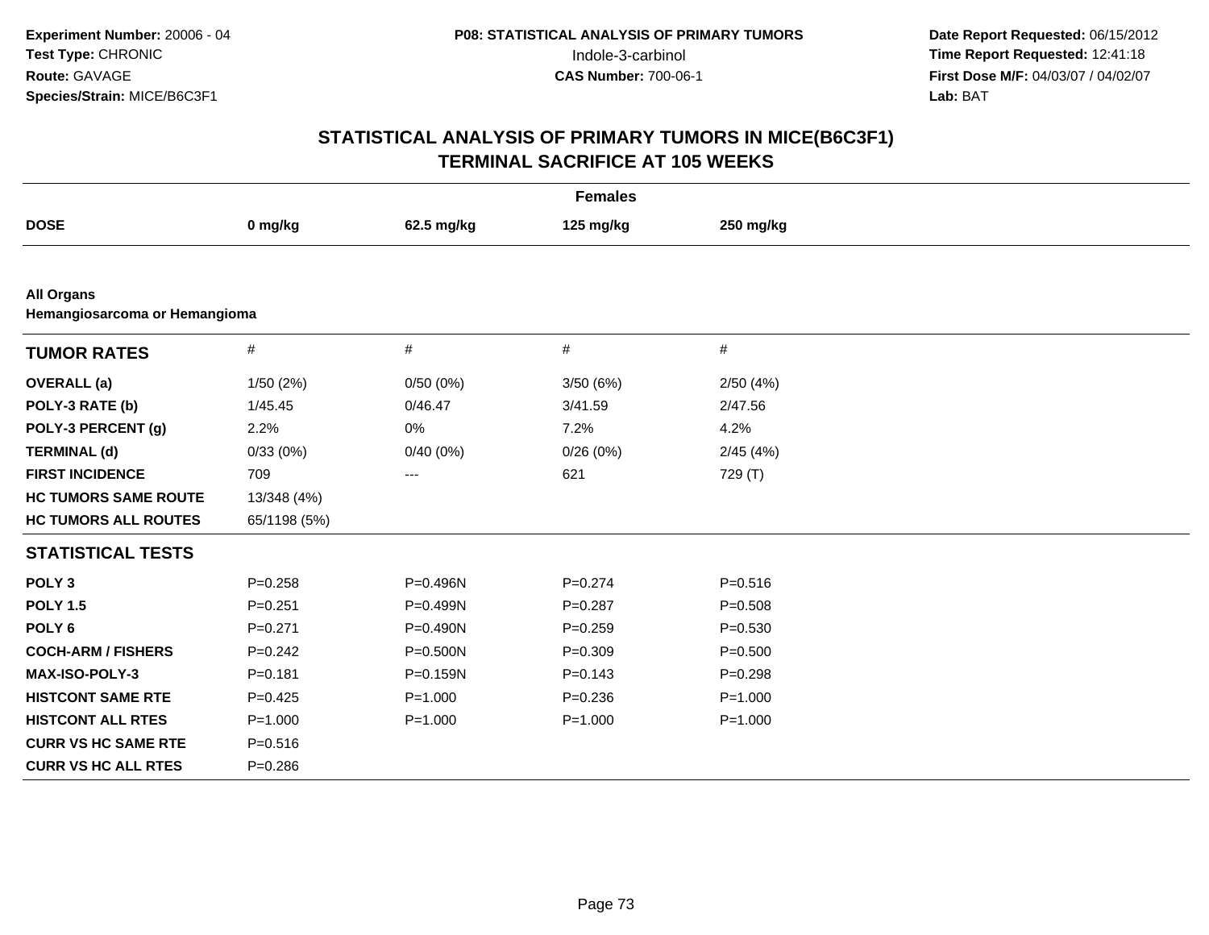**Experiment Number:** 20006 - 04
**Test Type:** CHRONIC
**Route:** GAVAGE
**Species/Strain:** MICE/B6C3F1

**P08: STATISTICAL ANALYSIS OF PRIMARY TUMORS**
Indole-3-carbinol
**CAS Number:** 700-06-1

**Date Report Requested:** 06/15/2012
**Time Report Requested:** 12:41:18
**First Dose M/F:** 04/03/07 / 04/02/07
**Lab:** BAT

## STATISTICAL ANALYSIS OF PRIMARY TUMORS IN MICE(B6C3F1)
## TERMINAL SACRIFICE AT 105 WEEKS

| | Females | | | |
|---|---|---|---|---|
| **DOSE** | **0 mg/kg** | **62.5 mg/kg** | **125 mg/kg** | **250 mg/kg** |
| **All Organs** | | | | |
| **Hemangiosarcoma or Hemangioma** | | | | |
| **TUMOR RATES** | # | # | # | # |
| **OVERALL (a)** | 1/50 (2%) | 0/50 (0%) | 3/50 (6%) | 2/50 (4%) |
| **POLY-3 RATE (b)** | 1/45.45 | 0/46.47 | 3/41.59 | 2/47.56 |
| **POLY-3 PERCENT (g)** | 2.2% | 0% | 7.2% | 4.2% |
| **TERMINAL (d)** | 0/33 (0%) | 0/40 (0%) | 0/26 (0%) | 2/45 (4%) |
| **FIRST INCIDENCE** | 709 | --- | 621 | 729 (T) |
| **HC TUMORS SAME ROUTE** | 13/348 (4%) | | | |
| **HC TUMORS ALL ROUTES** | 65/1198 (5%) | | | |
| **STATISTICAL TESTS** | | | | |
| **POLY 3** | P=0.258 | P=0.496N | P=0.274 | P=0.516 |
| **POLY 1.5** | P=0.251 | P=0.499N | P=0.287 | P=0.508 |
| **POLY 6** | P=0.271 | P=0.490N | P=0.259 | P=0.530 |
| **COCH-ARM / FISHERS** | P=0.242 | P=0.500N | P=0.309 | P=0.500 |
| **MAX-ISO-POLY-3** | P=0.181 | P=0.159N | P=0.143 | P=0.298 |
| **HISTCONT SAME RTE** | P=0.425 | P=1.000 | P=0.236 | P=1.000 |
| **HISTCONT ALL RTES** | P=1.000 | P=1.000 | P=1.000 | P=1.000 |
| **CURR VS HC SAME RTE** | P=0.516 | | | |
| **CURR VS HC ALL RTES** | P=0.286 | | | |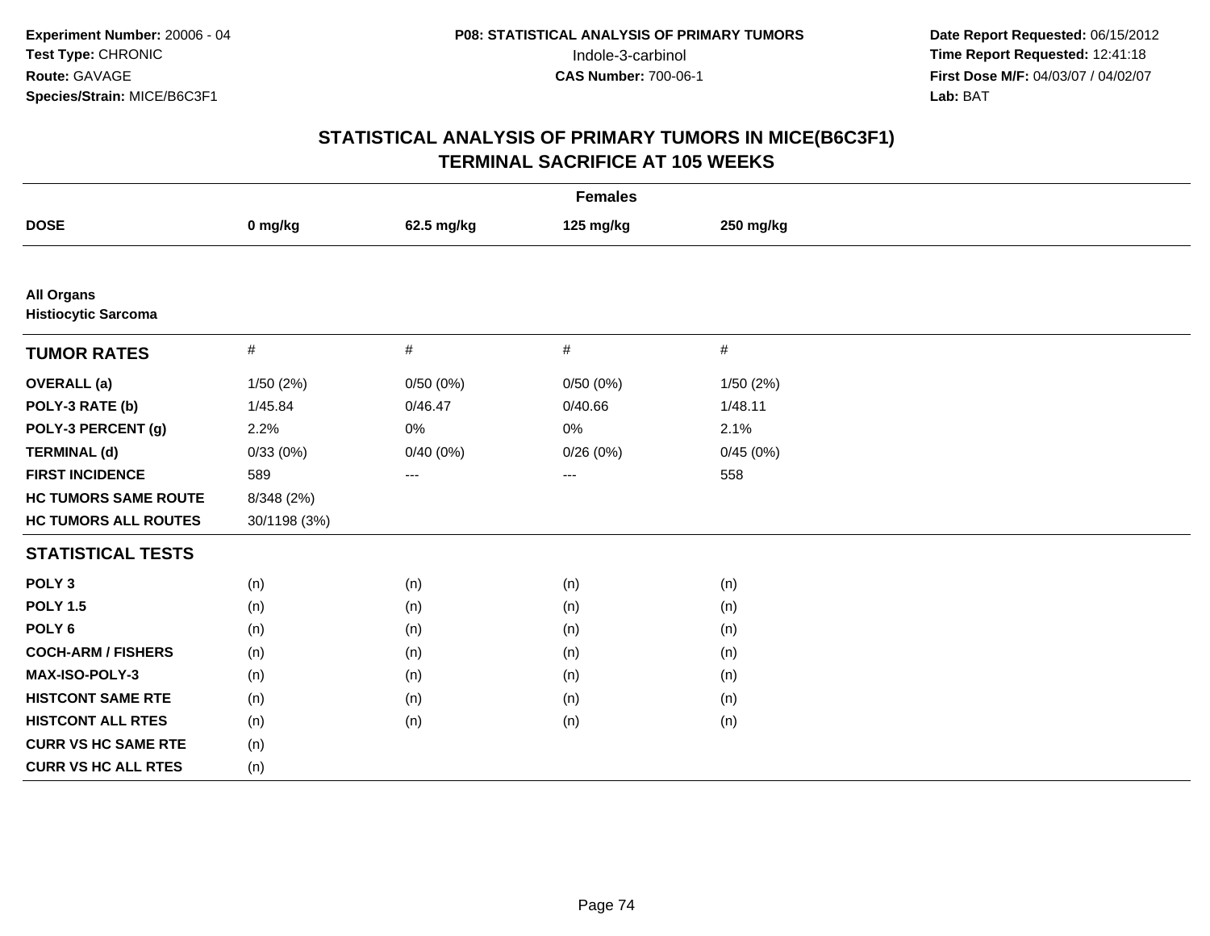**Experiment Number:** 20006 - 04
**Test Type:** CHRONIC
**Route:** GAVAGE
**Species/Strain:** MICE/B6C3F1

**P08: STATISTICAL ANALYSIS OF PRIMARY TUMORS**
Indole-3-carbinol
**CAS Number:** 700-06-1

**Date Report Requested:** 06/15/2012
**Time Report Requested:** 12:41:18
**First Dose M/F:** 04/03/07 / 04/02/07
**Lab:** BAT

## STATISTICAL ANALYSIS OF PRIMARY TUMORS IN MICE(B6C3F1)
## TERMINAL SACRIFICE AT 105 WEEKS

| | Females | | | |
|---|---|---|---|---|
| **DOSE** | **0 mg/kg** | **62.5 mg/kg** | **125 mg/kg** | **250 mg/kg** |
| **All Organs** | | | | |
| **Histiocytic Sarcoma** | | | | |
| **TUMOR RATES** | # | # | # | # |
| **OVERALL (a)** | 1/50 (2%) | 0/50 (0%) | 0/50 (0%) | 1/50 (2%) |
| **POLY-3 RATE (b)** | 1/45.84 | 0/46.47 | 0/40.66 | 1/48.11 |
| **POLY-3 PERCENT (g)** | 2.2% | 0% | 0% | 2.1% |
| **TERMINAL (d)** | 0/33 (0%) | 0/40 (0%) | 0/26 (0%) | 0/45 (0%) |
| **FIRST INCIDENCE** | 589 | --- | --- | 558 |
| **HC TUMORS SAME ROUTE** | 8/348 (2%) | | | |
| **HC TUMORS ALL ROUTES** | 30/1198 (3%) | | | |
| **STATISTICAL TESTS** | | | | |
| **POLY 3** | (n) | (n) | (n) | (n) |
| **POLY 1.5** | (n) | (n) | (n) | (n) |
| **POLY 6** | (n) | (n) | (n) | (n) |
| **COCH-ARM / FISHERS** | (n) | (n) | (n) | (n) |
| **MAX-ISO-POLY-3** | (n) | (n) | (n) | (n) |
| **HISTCONT SAME RTE** | (n) | (n) | (n) | (n) |
| **HISTCONT ALL RTES** | (n) | (n) | (n) | (n) |
| **CURR VS HC SAME RTE** | (n) | | | |
| **CURR VS HC ALL RTES** | (n) | | | |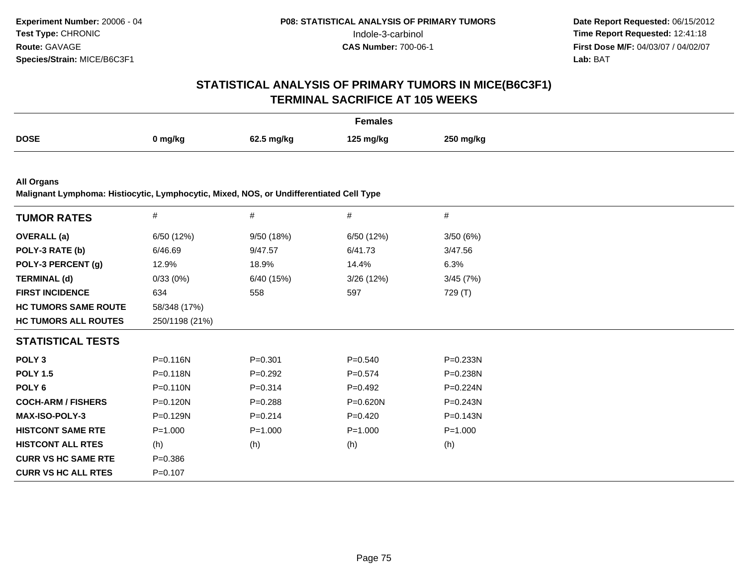Experiment Number: 20006 - 04
Test Type: CHRONIC
Route: GAVAGE
Species/Strain: MICE/B6C3F1

P08: STATISTICAL ANALYSIS OF PRIMARY TUMORS
Indole-3-carbinol
CAS Number: 700-06-1

Date Report Requested: 06/15/2012
Time Report Requested: 12:41:18
First Dose M/F: 04/03/07 / 04/02/07
Lab: BAT

# STATISTICAL ANALYSIS OF PRIMARY TUMORS IN MICE(B6C3F1)
# TERMINAL SACRIFICE AT 105 WEEKS

| | Females | | | |
|---|---|---|---|---|
| **DOSE** | **0 mg/kg** | **62.5 mg/kg** | **125 mg/kg** | **250 mg/kg** |

**All Organs**
**Malignant Lymphoma: Histiocytic, Lymphocytic, Mixed, NOS, or Undifferentiated Cell Type**

| **TUMOR RATES** | # | # | # | # |
|---|---|---|---|---|
| **OVERALL (a)** | 6/50 (12%) | 9/50 (18%) | 6/50 (12%) | 3/50 (6%) |
| **POLY-3 RATE (b)** | 6/46.69 | 9/47.57 | 6/41.73 | 3/47.56 |
| **POLY-3 PERCENT (g)** | 12.9% | 18.9% | 14.4% | 6.3% |
| **TERMINAL (d)** | 0/33 (0%) | 6/40 (15%) | 3/26 (12%) | 3/45 (7%) |
| **FIRST INCIDENCE** | 634 | 558 | 597 | 729 (T) |
| **HC TUMORS SAME ROUTE** | 58/348 (17%) | | | |
| **HC TUMORS ALL ROUTES** | 250/1198 (21%) | | | |
| **STATISTICAL TESTS** | | | | |
| **POLY 3** | P=0.116N | P=0.301 | P=0.540 | P=0.233N |
| **POLY 1.5** | P=0.118N | P=0.292 | P=0.574 | P=0.238N |
| **POLY 6** | P=0.110N | P=0.314 | P=0.492 | P=0.224N |
| **COCH-ARM / FISHERS** | P=0.120N | P=0.288 | P=0.620N | P=0.243N |
| **MAX-ISO-POLY-3** | P=0.129N | P=0.214 | P=0.420 | P=0.143N |
| **HISTCONT SAME RTE** | P=1.000 | P=1.000 | P=1.000 | P=1.000 |
| **HISTCONT ALL RTES** | (h) | (h) | (h) | (h) |
| **CURR VS HC SAME RTE** | P=0.386 | | | |
| **CURR VS HC ALL RTES** | P=0.107 | | | |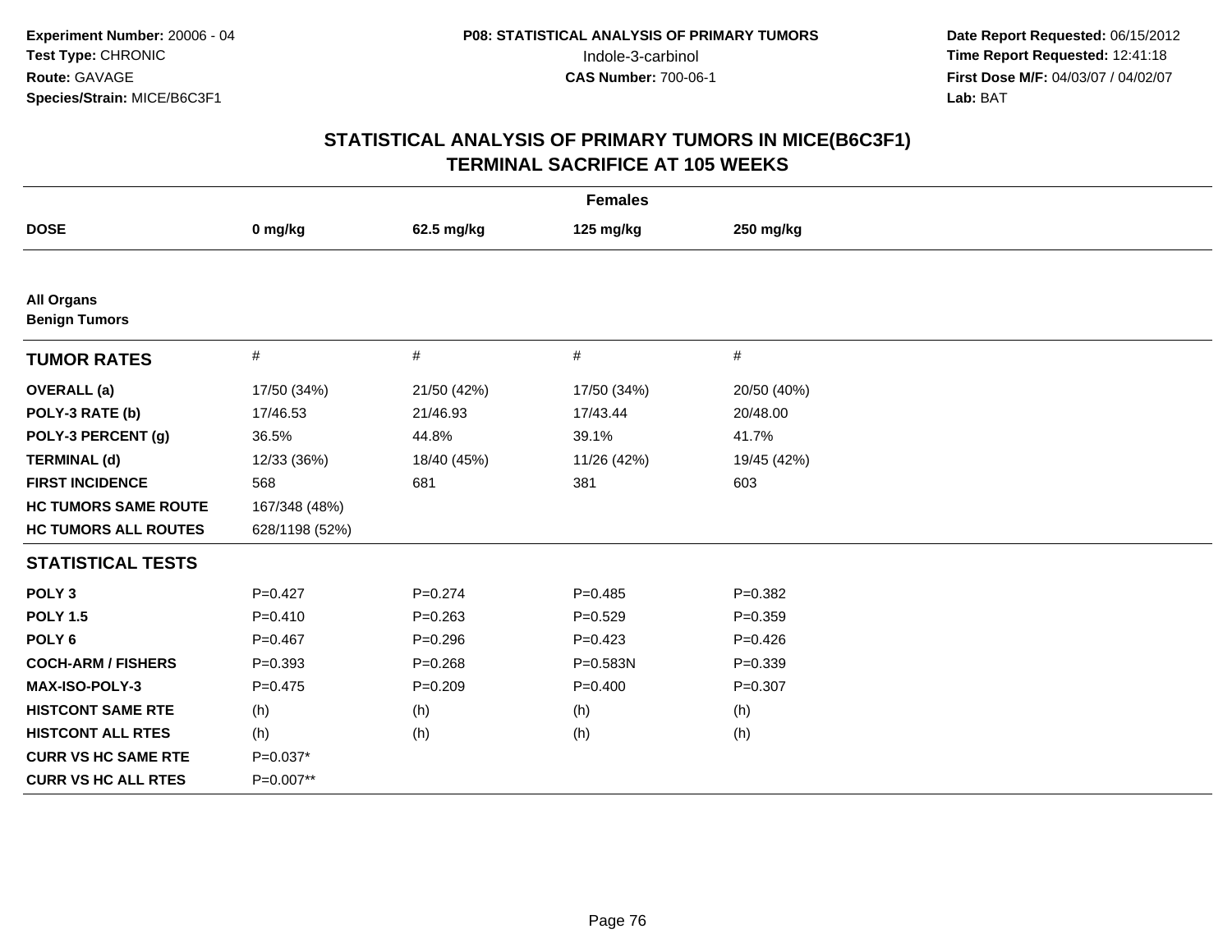Experiment Number: 20006 - 04
Test Type: CHRONIC
Route: GAVAGE
Species/Strain: MICE/B6C3F1

P08: STATISTICAL ANALYSIS OF PRIMARY TUMORS
Indole-3-carbinol
CAS Number: 700-06-1

Date Report Requested: 06/15/2012
Time Report Requested: 12:41:18
First Dose M/F: 04/03/07 / 04/02/07
Lab: BAT

# STATISTICAL ANALYSIS OF PRIMARY TUMORS IN MICE(B6C3F1)
# TERMINAL SACRIFICE AT 105 WEEKS

| | Females | | | |
|---|---|---|---|---|
| **DOSE** | **0 mg/kg** | **62.5 mg/kg** | **125 mg/kg** | **250 mg/kg** |
| **All Organs** | | | | |
| **Benign Tumors** | | | | |
| **TUMOR RATES** | # | # | # | # |
| **OVERALL (a)** | 17/50 (34%) | 21/50 (42%) | 17/50 (34%) | 20/50 (40%) |
| **POLY-3 RATE (b)** | 17/46.53 | 21/46.93 | 17/43.44 | 20/48.00 |
| **POLY-3 PERCENT (g)** | 36.5% | 44.8% | 39.1% | 41.7% |
| **TERMINAL (d)** | 12/33 (36%) | 18/40 (45%) | 11/26 (42%) | 19/45 (42%) |
| **FIRST INCIDENCE** | 568 | 681 | 381 | 603 |
| **HC TUMORS SAME ROUTE** | 167/348 (48%) | | | |
| **HC TUMORS ALL ROUTES** | 628/1198 (52%) | | | |
| **STATISTICAL TESTS** | | | | |
| **POLY 3** | P=0.427 | P=0.274 | P=0.485 | P=0.382 |
| **POLY 1.5** | P=0.410 | P=0.263 | P=0.529 | P=0.359 |
| **POLY 6** | P=0.467 | P=0.296 | P=0.423 | P=0.426 |
| **COCH-ARM / FISHERS** | P=0.393 | P=0.268 | P=0.583N | P=0.339 |
| **MAX-ISO-POLY-3** | P=0.475 | P=0.209 | P=0.400 | P=0.307 |
| **HISTCONT SAME RTE** | (h) | (h) | (h) | (h) |
| **HISTCONT ALL RTES** | (h) | (h) | (h) | (h) |
| **CURR VS HC SAME RTE** | P=0.037* | | | |
| **CURR VS HC ALL RTES** | P=0.007** | | | |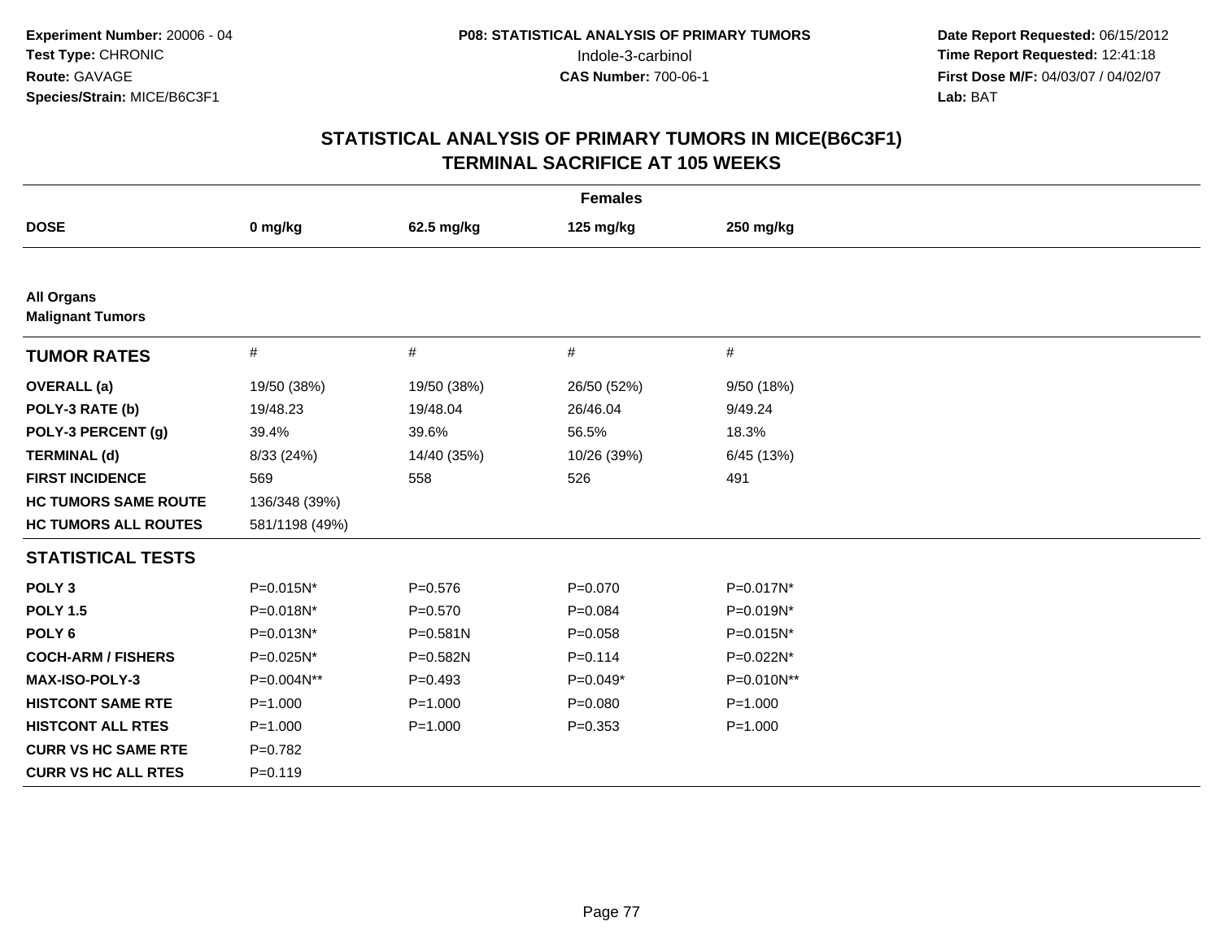**Experiment Number:** 20006 - 04
**Test Type:** CHRONIC
**Route:** GAVAGE
**Species/Strain:** MICE/B6C3F1

**P08: STATISTICAL ANALYSIS OF PRIMARY TUMORS**
Indole-3-carbinol
**CAS Number:** 700-06-1

**Date Report Requested:** 06/15/2012
**Time Report Requested:** 12:41:18
**First Dose M/F:** 04/03/07 / 04/02/07
**Lab:** BAT

## STATISTICAL ANALYSIS OF PRIMARY TUMORS IN MICE(B6C3F1)
## TERMINAL SACRIFICE AT 105 WEEKS

**Females**

| DOSE | 0 mg/kg | 62.5 mg/kg | 125 mg/kg | 250 mg/kg |
|---|---|---|---|---|
| **All Organs** | | | | |
| **Malignant Tumors** | | | | |
| **TUMOR RATES** | # | # | # | # |
| **OVERALL (a)** | 19/50 (38%) | 19/50 (38%) | 26/50 (52%) | 9/50 (18%) |
| **POLY-3 RATE (b)** | 19/48.23 | 19/48.04 | 26/46.04 | 9/49.24 |
| **POLY-3 PERCENT (g)** | 39.4% | 39.6% | 56.5% | 18.3% |
| **TERMINAL (d)** | 8/33 (24%) | 14/40 (35%) | 10/26 (39%) | 6/45 (13%) |
| **FIRST INCIDENCE** | 569 | 558 | 526 | 491 |
| **HC TUMORS SAME ROUTE** | 136/348 (39%) | | | |
| **HC TUMORS ALL ROUTES** | 581/1198 (49%) | | | |
| **STATISTICAL TESTS** | | | | |
| **POLY 3** | P=0.015N* | P=0.576 | P=0.070 | P=0.017N* |
| **POLY 1.5** | P=0.018N* | P=0.570 | P=0.084 | P=0.019N* |
| **POLY 6** | P=0.013N* | P=0.581N | P=0.058 | P=0.015N* |
| **COCH-ARM / FISHERS** | P=0.025N* | P=0.582N | P=0.114 | P=0.022N* |
| **MAX-ISO-POLY-3** | P=0.004N** | P=0.493 | P=0.049* | P=0.010N** |
| **HISTCONT SAME RTE** | P=1.000 | P=1.000 | P=0.080 | P=1.000 |
| **HISTCONT ALL RTES** | P=1.000 | P=1.000 | P=0.353 | P=1.000 |
| **CURR VS HC SAME RTE** | P=0.782 | | | |
| **CURR VS HC ALL RTES** | P=0.119 | | | |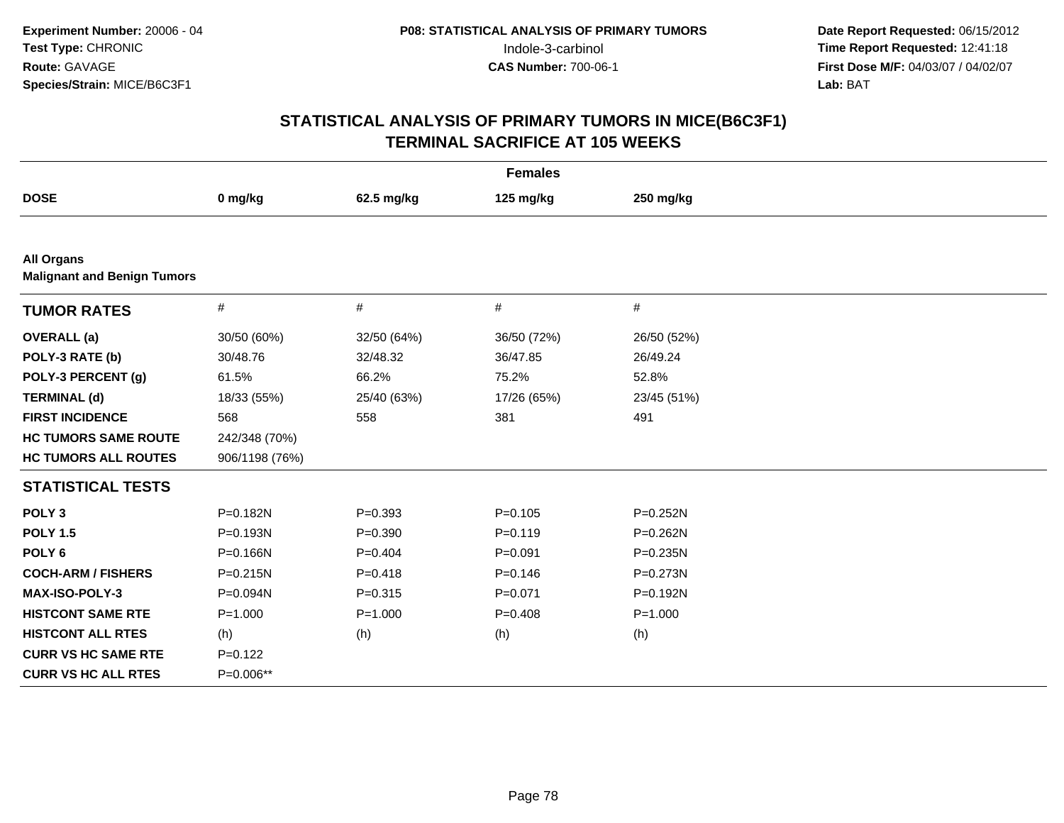**Experiment Number:** 20006 - 04
**Test Type:** CHRONIC
**Route:** GAVAGE
**Species/Strain:** MICE/B6C3F1

**P08: STATISTICAL ANALYSIS OF PRIMARY TUMORS**
Indole-3-carbinol
**CAS Number:** 700-06-1

**Date Report Requested:** 06/15/2012
**Time Report Requested:** 12:41:18
**First Dose M/F:** 04/03/07 / 04/02/07
**Lab:** BAT

## STATISTICAL ANALYSIS OF PRIMARY TUMORS IN MICE(B6C3F1)
## TERMINAL SACRIFICE AT 105 WEEKS

**Females**

| DOSE | 0 mg/kg | 62.5 mg/kg | 125 mg/kg | 250 mg/kg |
|---|---|---|---|---|
| **All Organs** | | | | |
| **Malignant and Benign Tumors** | | | | |
| **TUMOR RATES** | # | # | # | # |
| **OVERALL (a)** | 30/50 (60%) | 32/50 (64%) | 36/50 (72%) | 26/50 (52%) |
| **POLY-3 RATE (b)** | 30/48.76 | 32/48.32 | 36/47.85 | 26/49.24 |
| **POLY-3 PERCENT (g)** | 61.5% | 66.2% | 75.2% | 52.8% |
| **TERMINAL (d)** | 18/33 (55%) | 25/40 (63%) | 17/26 (65%) | 23/45 (51%) |
| **FIRST INCIDENCE** | 568 | 558 | 381 | 491 |
| **HC TUMORS SAME ROUTE** | 242/348 (70%) | | | |
| **HC TUMORS ALL ROUTES** | 906/1198 (76%) | | | |
| **STATISTICAL TESTS** | | | | |
| **POLY 3** | P=0.182N | P=0.393 | P=0.105 | P=0.252N |
| **POLY 1.5** | P=0.193N | P=0.390 | P=0.119 | P=0.262N |
| **POLY 6** | P=0.166N | P=0.404 | P=0.091 | P=0.235N |
| **COCH-ARM / FISHERS** | P=0.215N | P=0.418 | P=0.146 | P=0.273N |
| **MAX-ISO-POLY-3** | P=0.094N | P=0.315 | P=0.071 | P=0.192N |
| **HISTCONT SAME RTE** | P=1.000 | P=1.000 | P=0.408 | P=1.000 |
| **HISTCONT ALL RTES** | (h) | (h) | (h) | (h) |
| **CURR VS HC SAME RTE** | P=0.122 | | | |
| **CURR VS HC ALL RTES** | P=0.006** | | | |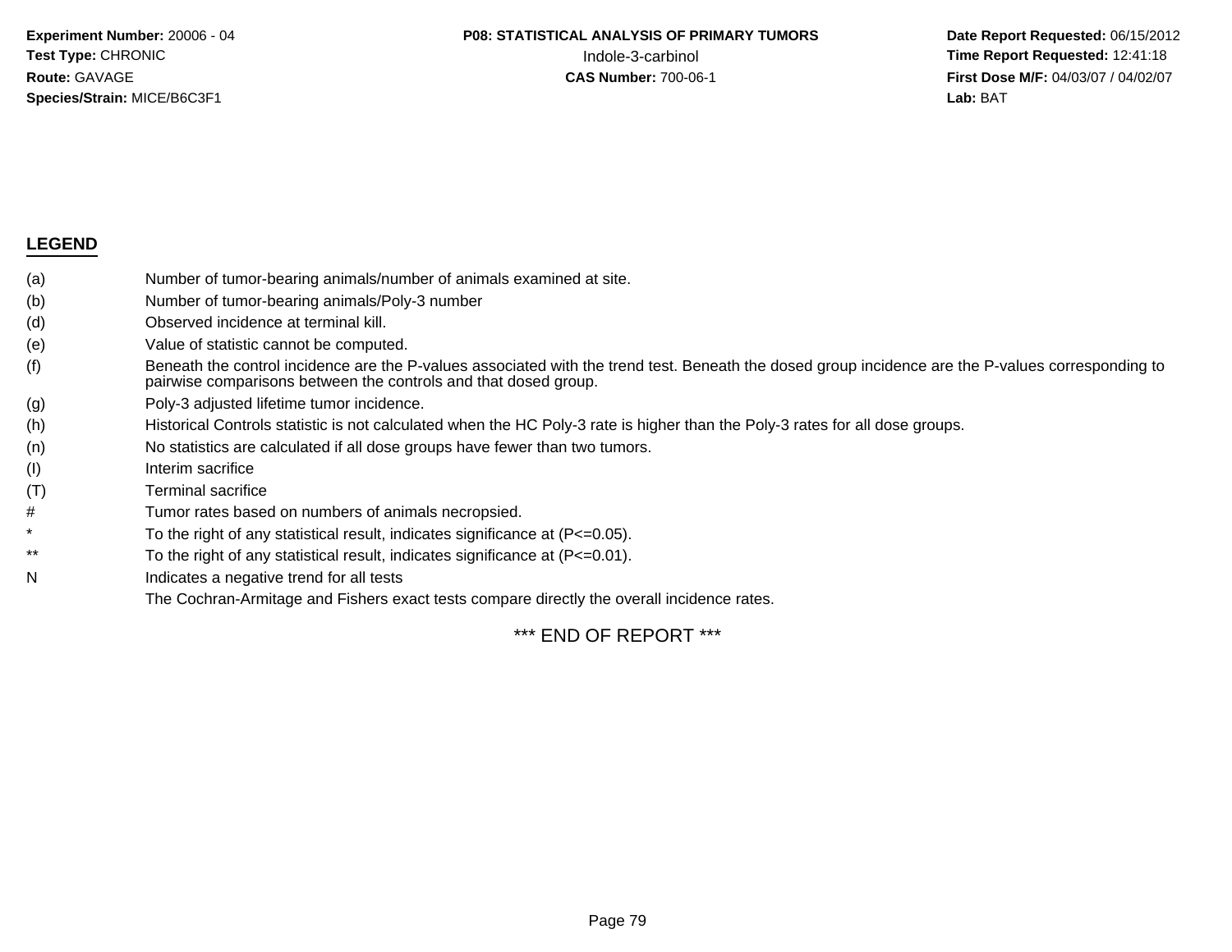**Experiment Number:** 20006 - 04
**Test Type:** CHRONIC
**Route:** GAVAGE
**Species/Strain:** MICE/B6C3F1

**P08: STATISTICAL ANALYSIS OF PRIMARY TUMORS**
Indole-3-carbinol
**CAS Number:** 700-06-1

**Date Report Requested:** 06/15/2012
**Time Report Requested:** 12:41:18
**First Dose M/F:** 04/03/07 / 04/02/07
**Lab:** BAT

## LEGEND

| | |
|---|---|
| (a) | Number of tumor-bearing animals/number of animals examined at site. |
| (b) | Number of tumor-bearing animals/Poly-3 number |
| (d) | Observed incidence at terminal kill. |
| (e) | Value of statistic cannot be computed. |
| (f) | Beneath the control incidence are the P-values associated with the trend test. Beneath the dosed group incidence are the P-values corresponding to pairwise comparisons between the controls and that dosed group. |
| (g) | Poly-3 adjusted lifetime tumor incidence. |
| (h) | Historical Controls statistic is not calculated when the HC Poly-3 rate is higher than the Poly-3 rates for all dose groups. |
| (n) | No statistics are calculated if all dose groups have fewer than two tumors. |
| (I) | Interim sacrifice |
| (T) | Terminal sacrifice |
| # | Tumor rates based on numbers of animals necropsied. |
| * | To the right of any statistical result, indicates significance at (P<=0.05). |
| ** | To the right of any statistical result, indicates significance at (P<=0.01). |
| N | Indicates a negative trend for all tests |
| | The Cochran-Armitage and Fishers exact tests compare directly the overall incidence rates. |

*** END OF REPORT ***